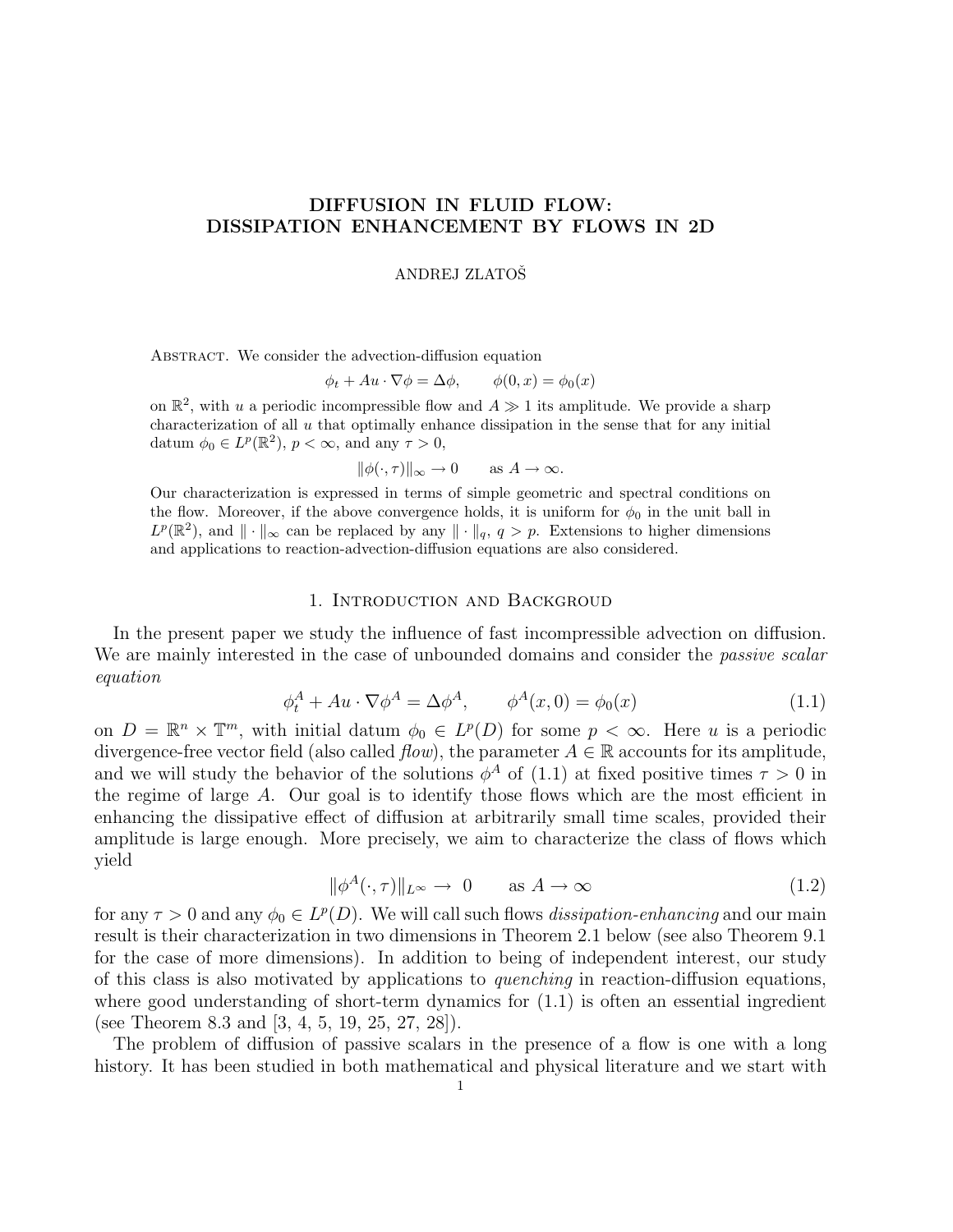# DIFFUSION IN FLUID FLOW: DISSIPATION ENHANCEMENT BY FLOWS IN 2D

ANDREJ ZLATOŠ

Abstract. We consider the advection-diffusion equation

$$\phi_t + Au \cdot \nabla \phi = \Delta \phi, \qquad \phi(0, x) = \phi_0(x)$$

on $\mathbb{R}^2$, with $u$ a periodic incompressible flow and $A \gg 1$ its amplitude. We provide a sharp characterization of all $u$ that optimally enhance dissipation in the sense that for any initial datum $\phi_0 \in L^p(\mathbb{R}^2)$, $p < \infty$, and any $\tau > 0$,

$$\|\phi(\cdot, \tau)\|_\infty \to 0 \qquad \text{as } A \to \infty.$$

Our characterization is expressed in terms of simple geometric and spectral conditions on the flow. Moreover, if the above convergence holds, it is uniform for $\phi_0$ in the unit ball in $L^p(\mathbb{R}^2)$, and $\|\cdot\|_\infty$ can be replaced by any $\|\cdot\|_q$, $q > p$. Extensions to higher dimensions and applications to reaction-advection-diffusion equations are also considered.

## 1. Introduction and Backgroud

In the present paper we study the influence of fast incompressible advection on diffusion. We are mainly interested in the case of unbounded domains and consider the *passive scalar equation*

$$\phi_t^A + Au \cdot \nabla \phi^A = \Delta \phi^A, \qquad \phi^A(x, 0) = \phi_0(x) \tag{1.1}$$

on $D = \mathbb{R}^n \times \mathbb{T}^m$, with initial datum $\phi_0 \in L^p(D)$ for some $p < \infty$. Here $u$ is a periodic divergence-free vector field (also called *flow*), the parameter $A \in \mathbb{R}$ accounts for its amplitude, and we will study the behavior of the solutions $\phi^A$ of (1.1) at fixed positive times $\tau > 0$ in the regime of large $A$. Our goal is to identify those flows which are the most efficient in enhancing the dissipative effect of diffusion at arbitrarily small time scales, provided their amplitude is large enough. More precisely, we aim to characterize the class of flows which yield

$$\|\phi^A(\cdot, \tau)\|_{L^\infty} \to 0 \qquad \text{as } A \to \infty \tag{1.2}$$

for any $\tau > 0$ and any $\phi_0 \in L^p(D)$. We will call such flows *dissipation-enhancing* and our main result is their characterization in two dimensions in Theorem 2.1 below (see also Theorem 9.1 for the case of more dimensions). In addition to being of independent interest, our study of this class is also motivated by applications to *quenching* in reaction-diffusion equations, where good understanding of short-term dynamics for (1.1) is often an essential ingredient (see Theorem 8.3 and [3, 4, 5, 19, 25, 27, 28]).

The problem of diffusion of passive scalars in the presence of a flow is one with a long history. It has been studied in both mathematical and physical literature and we start with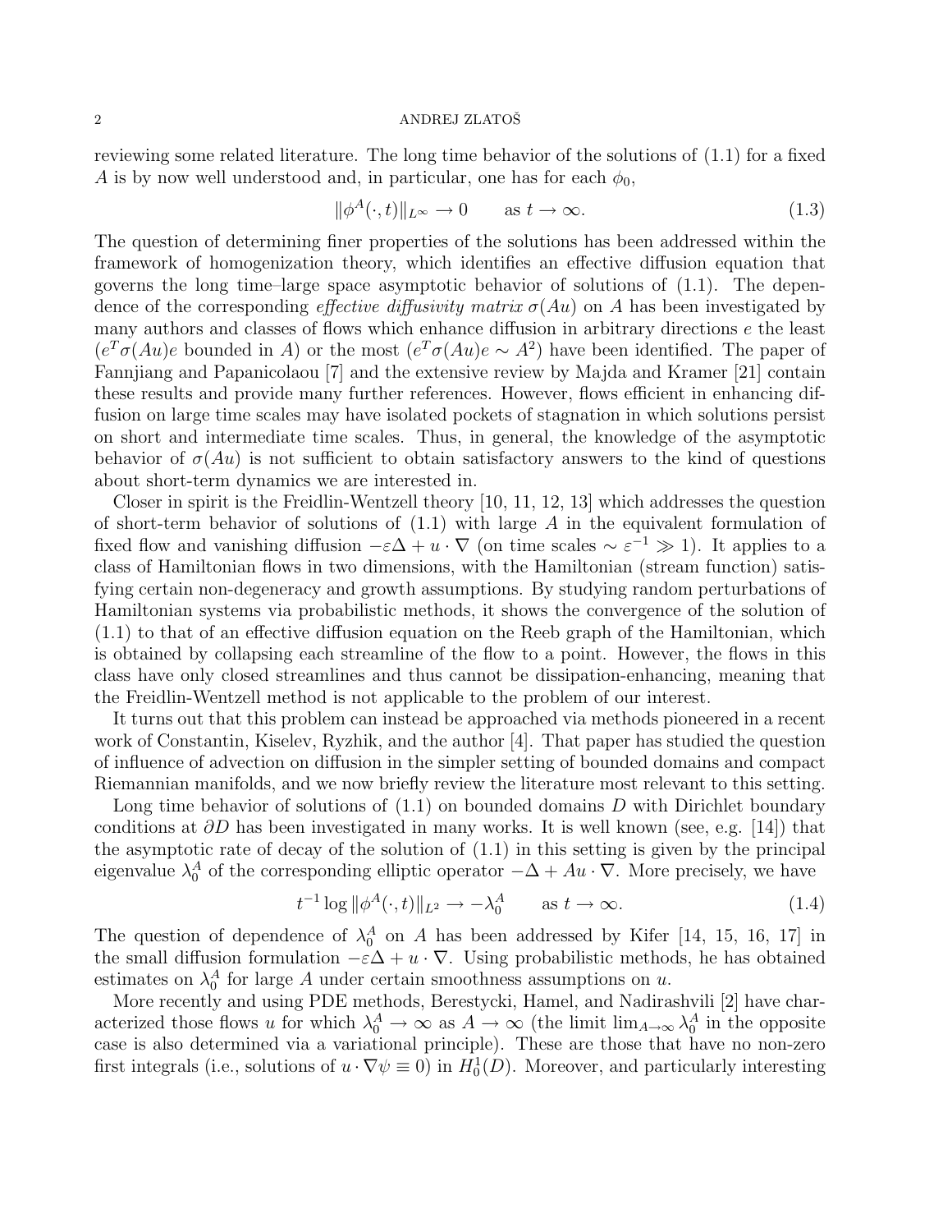reviewing some related literature. The long time behavior of the solutions of (1.1) for a fixed $A$ is by now well understood and, in particular, one has for each $\phi_0$,

$$\|\phi^A(\cdot,t)\|_{L^\infty} \to 0 \qquad \text{as } t \to \infty. \tag{1.3}$$

The question of determining finer properties of the solutions has been addressed within the framework of homogenization theory, which identifies an effective diffusion equation that governs the long time–large space asymptotic behavior of solutions of (1.1). The dependence of the corresponding *effective diffusivity matrix* $\sigma(Au)$ on $A$ has been investigated by many authors and classes of flows which enhance diffusion in arbitrary directions $e$ the least ($e^T\sigma(Au)e$ bounded in $A$) or the most ($e^T\sigma(Au)e \sim A^2$) have been identified. The paper of Fannjiang and Papanicolaou [7] and the extensive review by Majda and Kramer [21] contain these results and provide many further references. However, flows efficient in enhancing diffusion on large time scales may have isolated pockets of stagnation in which solutions persist on short and intermediate time scales. Thus, in general, the knowledge of the asymptotic behavior of $\sigma(Au)$ is not sufficient to obtain satisfactory answers to the kind of questions about short-term dynamics we are interested in.

Closer in spirit is the Freidlin-Wentzell theory [10, 11, 12, 13] which addresses the question of short-term behavior of solutions of (1.1) with large $A$ in the equivalent formulation of fixed flow and vanishing diffusion $-\varepsilon\Delta + u \cdot \nabla$ (on time scales $\sim \varepsilon^{-1} \gg 1$). It applies to a class of Hamiltonian flows in two dimensions, with the Hamiltonian (stream function) satisfying certain non-degeneracy and growth assumptions. By studying random perturbations of Hamiltonian systems via probabilistic methods, it shows the convergence of the solution of (1.1) to that of an effective diffusion equation on the Reeb graph of the Hamiltonian, which is obtained by collapsing each streamline of the flow to a point. However, the flows in this class have only closed streamlines and thus cannot be dissipation-enhancing, meaning that the Freidlin-Wentzell method is not applicable to the problem of our interest.

It turns out that this problem can instead be approached via methods pioneered in a recent work of Constantin, Kiselev, Ryzhik, and the author [4]. That paper has studied the question of influence of advection on diffusion in the simpler setting of bounded domains and compact Riemannian manifolds, and we now briefly review the literature most relevant to this setting.

Long time behavior of solutions of (1.1) on bounded domains $D$ with Dirichlet boundary conditions at $\partial D$ has been investigated in many works. It is well known (see, e.g. [14]) that the asymptotic rate of decay of the solution of (1.1) in this setting is given by the principal eigenvalue $\lambda_0^A$ of the corresponding elliptic operator $-\Delta + Au \cdot \nabla$. More precisely, we have

$$t^{-1} \log \|\phi^A(\cdot,t)\|_{L^2} \to -\lambda_0^A \qquad \text{as } t \to \infty. \tag{1.4}$$

The question of dependence of $\lambda_0^A$ on $A$ has been addressed by Kifer [14, 15, 16, 17] in the small diffusion formulation $-\varepsilon\Delta + u \cdot \nabla$. Using probabilistic methods, he has obtained estimates on $\lambda_0^A$ for large $A$ under certain smoothness assumptions on $u$.

More recently and using PDE methods, Berestycki, Hamel, and Nadirashvili [2] have characterized those flows $u$ for which $\lambda_0^A \to \infty$ as $A \to \infty$ (the limit $\lim_{A\to\infty} \lambda_0^A$ in the opposite case is also determined via a variational principle). These are those that have no non-zero first integrals (i.e., solutions of $u \cdot \nabla\psi \equiv 0$) in $H_0^1(D)$. Moreover, and particularly interesting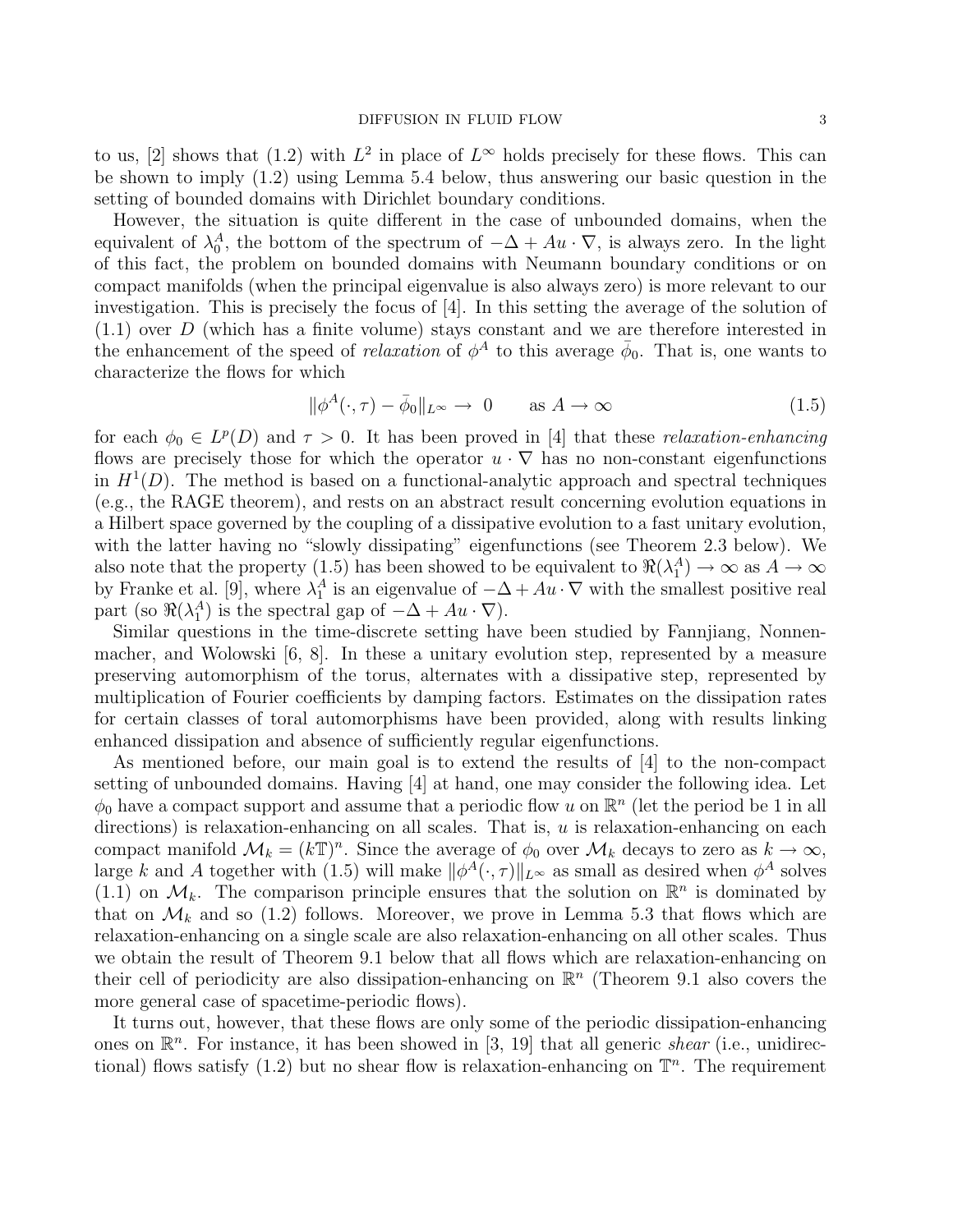to us, [2] shows that (1.2) with $L^2$ in place of $L^\infty$ holds precisely for these flows. This can be shown to imply (1.2) using Lemma 5.4 below, thus answering our basic question in the setting of bounded domains with Dirichlet boundary conditions.

However, the situation is quite different in the case of unbounded domains, when the equivalent of $\lambda_0^A$, the bottom of the spectrum of $-\Delta + Au \cdot \nabla$, is always zero. In the light of this fact, the problem on bounded domains with Neumann boundary conditions or on compact manifolds (when the principal eigenvalue is also always zero) is more relevant to our investigation. This is precisely the focus of [4]. In this setting the average of the solution of (1.1) over $D$ (which has a finite volume) stays constant and we are therefore interested in the enhancement of the speed of *relaxation* of $\phi^A$ to this average $\bar{\phi}_0$. That is, one wants to characterize the flows for which

$$\|\phi^A(\cdot, \tau) - \bar{\phi}_0\|_{L^\infty} \to 0 \qquad \text{as } A \to \infty \tag{1.5}$$

for each $\phi_0 \in L^p(D)$ and $\tau > 0$. It has been proved in [4] that these *relaxation-enhancing* flows are precisely those for which the operator $u \cdot \nabla$ has no non-constant eigenfunctions in $H^1(D)$. The method is based on a functional-analytic approach and spectral techniques (e.g., the RAGE theorem), and rests on an abstract result concerning evolution equations in a Hilbert space governed by the coupling of a dissipative evolution to a fast unitary evolution, with the latter having no "slowly dissipating" eigenfunctions (see Theorem 2.3 below). We also note that the property (1.5) has been showed to be equivalent to $\Re(\lambda_1^A) \to \infty$ as $A \to \infty$ by Franke et al. [9], where $\lambda_1^A$ is an eigenvalue of $-\Delta + Au \cdot \nabla$ with the smallest positive real part (so $\Re(\lambda_1^A)$ is the spectral gap of $-\Delta + Au \cdot \nabla$).

Similar questions in the time-discrete setting have been studied by Fannjiang, Nonnenmacher, and Wolowski [6, 8]. In these a unitary evolution step, represented by a measure preserving automorphism of the torus, alternates with a dissipative step, represented by multiplication of Fourier coefficients by damping factors. Estimates on the dissipation rates for certain classes of toral automorphisms have been provided, along with results linking enhanced dissipation and absence of sufficiently regular eigenfunctions.

As mentioned before, our main goal is to extend the results of [4] to the non-compact setting of unbounded domains. Having [4] at hand, one may consider the following idea. Let $\phi_0$ have a compact support and assume that a periodic flow $u$ on $\mathbb{R}^n$ (let the period be 1 in all directions) is relaxation-enhancing on all scales. That is, $u$ is relaxation-enhancing on each compact manifold $\mathcal{M}_k = (k\mathbb{T})^n$. Since the average of $\phi_0$ over $\mathcal{M}_k$ decays to zero as $k \to \infty$, large $k$ and $A$ together with (1.5) will make $\|\phi^A(\cdot, \tau)\|_{L^\infty}$ as small as desired when $\phi^A$ solves (1.1) on $\mathcal{M}_k$. The comparison principle ensures that the solution on $\mathbb{R}^n$ is dominated by that on $\mathcal{M}_k$ and so (1.2) follows. Moreover, we prove in Lemma 5.3 that flows which are relaxation-enhancing on a single scale are also relaxation-enhancing on all other scales. Thus we obtain the result of Theorem 9.1 below that all flows which are relaxation-enhancing on their cell of periodicity are also dissipation-enhancing on $\mathbb{R}^n$ (Theorem 9.1 also covers the more general case of spacetime-periodic flows).

It turns out, however, that these flows are only some of the periodic dissipation-enhancing ones on $\mathbb{R}^n$. For instance, it has been showed in [3, 19] that all generic *shear* (i.e., unidirectional) flows satisfy (1.2) but no shear flow is relaxation-enhancing on $\mathbb{T}^n$. The requirement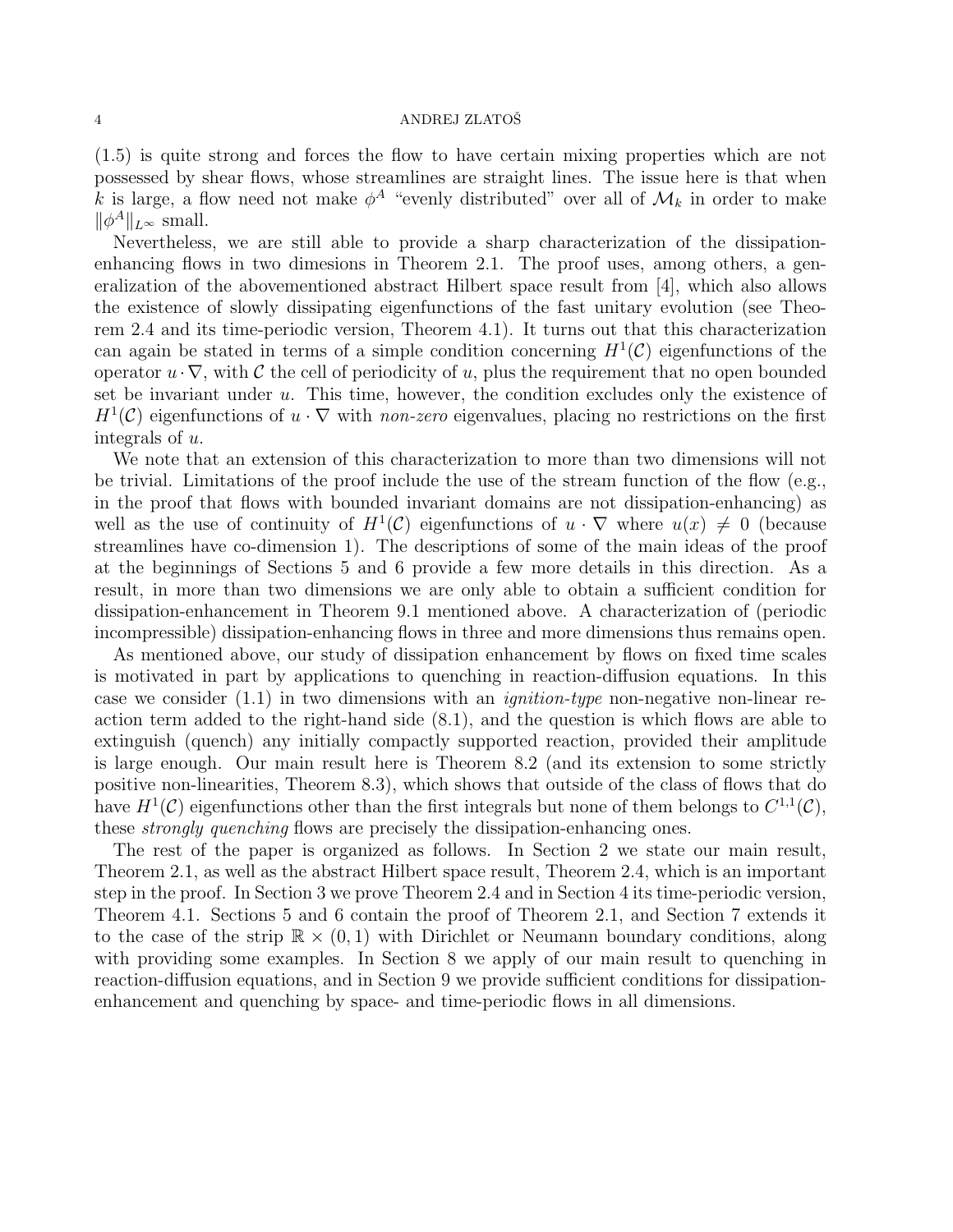(1.5) is quite strong and forces the flow to have certain mixing properties which are not possessed by shear flows, whose streamlines are straight lines. The issue here is that when $k$ is large, a flow need not make $\phi^A$ "evenly distributed" over all of $\mathcal{M}_k$ in order to make $\|\phi^A\|_{L^\infty}$ small.

Nevertheless, we are still able to provide a sharp characterization of the dissipation-enhancing flows in two dimesions in Theorem 2.1. The proof uses, among others, a generalization of the abovementioned abstract Hilbert space result from [4], which also allows the existence of slowly dissipating eigenfunctions of the fast unitary evolution (see Theorem 2.4 and its time-periodic version, Theorem 4.1). It turns out that this characterization can again be stated in terms of a simple condition concerning $H^1(\mathcal{C})$ eigenfunctions of the operator $u\cdot\nabla$, with $\mathcal{C}$ the cell of periodicity of $u$, plus the requirement that no open bounded set be invariant under $u$. This time, however, the condition excludes only the existence of $H^1(\mathcal{C})$ eigenfunctions of $u\cdot\nabla$ with *non-zero* eigenvalues, placing no restrictions on the first integrals of $u$.

We note that an extension of this characterization to more than two dimensions will not be trivial. Limitations of the proof include the use of the stream function of the flow (e.g., in the proof that flows with bounded invariant domains are not dissipation-enhancing) as well as the use of continuity of $H^1(\mathcal{C})$ eigenfunctions of $u\cdot\nabla$ where $u(x)\neq 0$ (because streamlines have co-dimension 1). The descriptions of some of the main ideas of the proof at the beginnings of Sections 5 and 6 provide a few more details in this direction. As a result, in more than two dimensions we are only able to obtain a sufficient condition for dissipation-enhancement in Theorem 9.1 mentioned above. A characterization of (periodic incompressible) dissipation-enhancing flows in three and more dimensions thus remains open.

As mentioned above, our study of dissipation enhancement by flows on fixed time scales is motivated in part by applications to quenching in reaction-diffusion equations. In this case we consider (1.1) in two dimensions with an *ignition-type* non-negative non-linear reaction term added to the right-hand side (8.1), and the question is which flows are able to extinguish (quench) any initially compactly supported reaction, provided their amplitude is large enough. Our main result here is Theorem 8.2 (and its extension to some strictly positive non-linearities, Theorem 8.3), which shows that outside of the class of flows that do have $H^1(\mathcal{C})$ eigenfunctions other than the first integrals but none of them belongs to $C^{1,1}(\mathcal{C})$, these *strongly quenching* flows are precisely the dissipation-enhancing ones.

The rest of the paper is organized as follows. In Section 2 we state our main result, Theorem 2.1, as well as the abstract Hilbert space result, Theorem 2.4, which is an important step in the proof. In Section 3 we prove Theorem 2.4 and in Section 4 its time-periodic version, Theorem 4.1. Sections 5 and 6 contain the proof of Theorem 2.1, and Section 7 extends it to the case of the strip $\mathbb{R}\times(0,1)$ with Dirichlet or Neumann boundary conditions, along with providing some examples. In Section 8 we apply of our main result to quenching in reaction-diffusion equations, and in Section 9 we provide sufficient conditions for dissipation-enhancement and quenching by space- and time-periodic flows in all dimensions.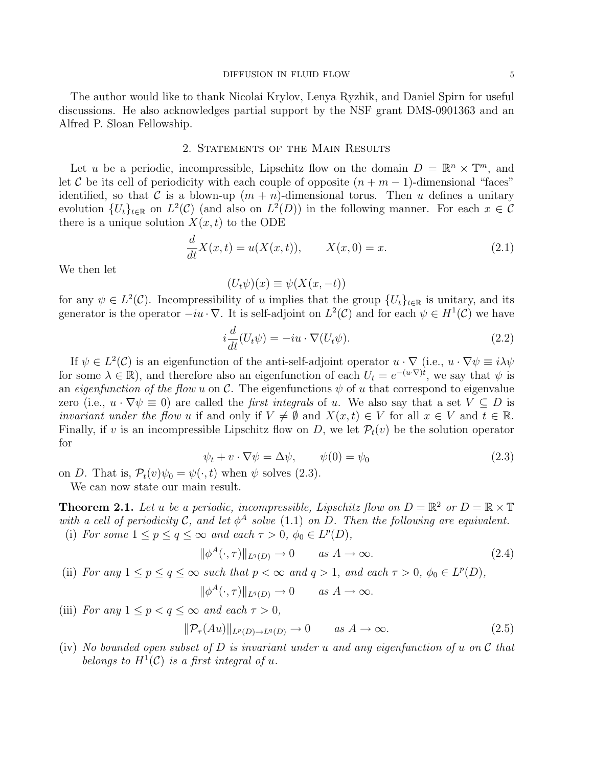The author would like to thank Nicolai Krylov, Lenya Ryzhik, and Daniel Spirn for useful discussions. He also acknowledges partial support by the NSF grant DMS-0901363 and an Alfred P. Sloan Fellowship.

## 2. Statements of the Main Results

Let $u$ be a periodic, incompressible, Lipschitz flow on the domain $D = \mathbb{R}^n \times \mathbb{T}^m$, and let $\mathcal{C}$ be its cell of periodicity with each couple of opposite $(n+m-1)$-dimensional "faces" identified, so that $\mathcal{C}$ is a blown-up $(m+n)$-dimensional torus. Then $u$ defines a unitary evolution $\{U_t\}_{t\in\mathbb{R}}$ on $L^2(\mathcal{C})$ (and also on $L^2(D)$) in the following manner. For each $x \in \mathcal{C}$ there is a unique solution $X(x,t)$ to the ODE

$$\frac{d}{dt}X(x,t) = u(X(x,t)), \qquad X(x,0) = x. \tag{2.1}$$

We then let

$$(U_t\psi)(x) \equiv \psi(X(x,-t))$$

for any $\psi \in L^2(\mathcal{C})$. Incompressibility of $u$ implies that the group $\{U_t\}_{t\in\mathbb{R}}$ is unitary, and its generator is the operator $-iu\cdot\nabla$. It is self-adjoint on $L^2(\mathcal{C})$ and for each $\psi \in H^1(\mathcal{C})$ we have

$$i\frac{d}{dt}(U_t\psi) = -iu\cdot\nabla(U_t\psi). \tag{2.2}$$

If $\psi \in L^2(\mathcal{C})$ is an eigenfunction of the anti-self-adjoint operator $u\cdot\nabla$ (i.e., $u\cdot\nabla\psi \equiv i\lambda\psi$ for some $\lambda \in \mathbb{R}$), and therefore also an eigenfunction of each $U_t = e^{-(u\cdot\nabla)t}$, we say that $\psi$ is an *eigenfunction of the flow* $u$ on $\mathcal{C}$. The eigenfunctions $\psi$ of $u$ that correspond to eigenvalue zero (i.e., $u\cdot\nabla\psi \equiv 0$) are called the *first integrals* of $u$. We also say that a set $V \subseteq D$ is *invariant under the flow* $u$ if and only if $V \neq \emptyset$ and $X(x,t) \in V$ for all $x \in V$ and $t \in \mathbb{R}$. Finally, if $v$ is an incompressible Lipschitz flow on $D$, we let $\mathcal{P}_t(v)$ be the solution operator for

$$\psi_t + v\cdot\nabla\psi = \Delta\psi, \qquad \psi(0) = \psi_0 \tag{2.3}$$

on $D$. That is, $\mathcal{P}_t(v)\psi_0 = \psi(\cdot,t)$ when $\psi$ solves (2.3).

We can now state our main result.

**Theorem 2.1.** *Let $u$ be a periodic, incompressible, Lipschitz flow on $D = \mathbb{R}^2$ or $D = \mathbb{R}\times\mathbb{T}$ with a cell of periodicity $\mathcal{C}$, and let $\phi^A$ solve (1.1) on $D$. Then the following are equivalent.*

(i) *For some $1 \le p \le q \le \infty$ and each $\tau > 0$, $\phi_0 \in L^p(D)$,*

$$\|\phi^A(\cdot,\tau)\|_{L^q(D)} \to 0 \qquad \text{as } A \to \infty. \tag{2.4}$$

(ii) *For any $1 \le p \le q \le \infty$ such that $p < \infty$ and $q > 1$, and each $\tau > 0$, $\phi_0 \in L^p(D)$,*

$$\|\phi^A(\cdot,\tau)\|_{L^q(D)} \to 0 \qquad \text{as } A \to \infty.$$

(iii) *For any $1 \le p < q \le \infty$ and each $\tau > 0$,*

$$\|\mathcal{P}_\tau(Au)\|_{L^p(D)\to L^q(D)} \to 0 \qquad \text{as } A \to \infty. \tag{2.5}$$

(iv) *No bounded open subset of $D$ is invariant under $u$ and any eigenfunction of $u$ on $\mathcal{C}$ that belongs to $H^1(\mathcal{C})$ is a first integral of $u$.*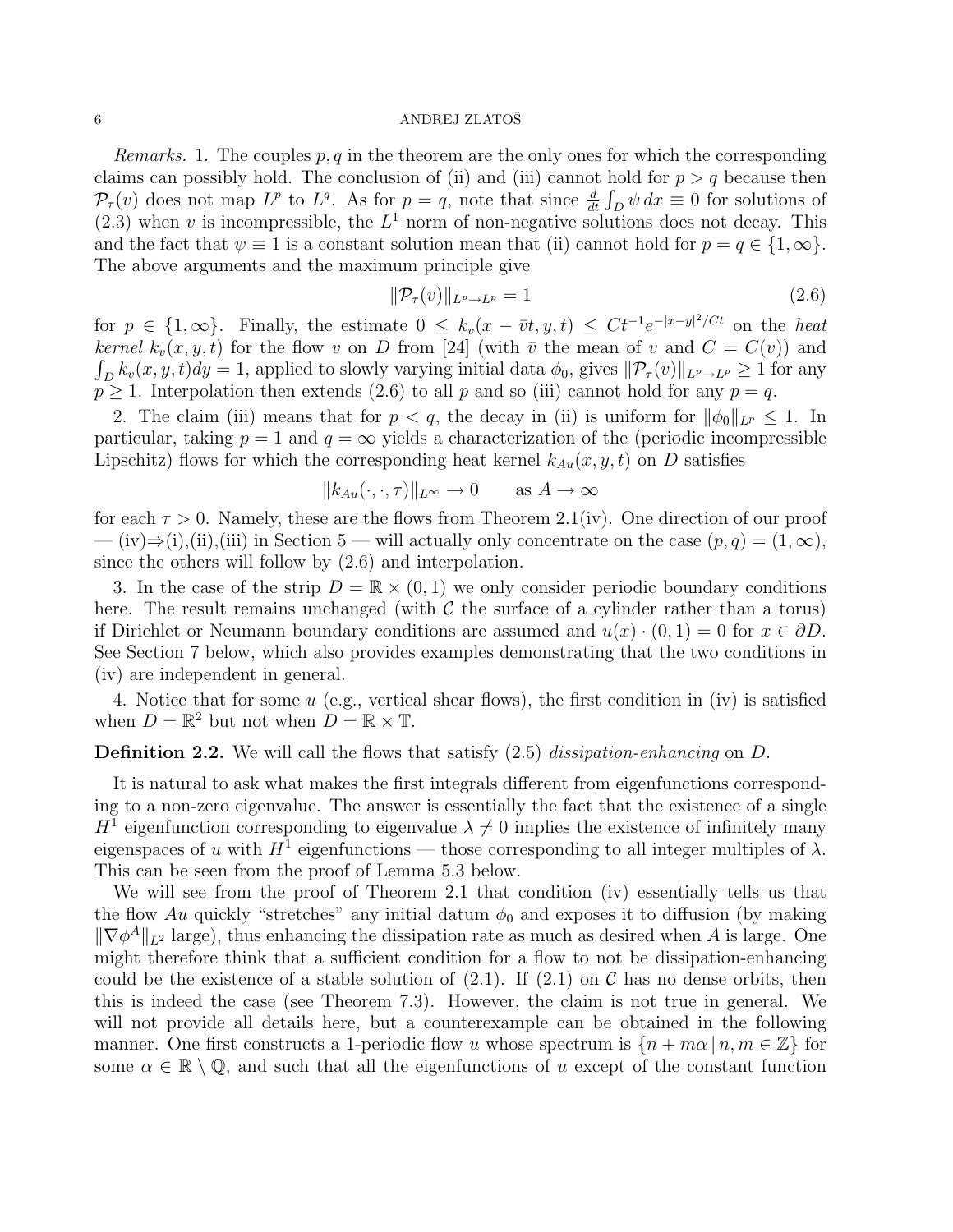*Remarks.* 1. The couples $p, q$ in the theorem are the only ones for which the corresponding claims can possibly hold. The conclusion of (ii) and (iii) cannot hold for $p > q$ because then $\mathcal{P}_\tau(v)$ does not map $L^p$ to $L^q$. As for $p = q$, note that since $\frac{d}{dt}\int_D \psi\, dx \equiv 0$ for solutions of (2.3) when $v$ is incompressible, the $L^1$ norm of non-negative solutions does not decay. This and the fact that $\psi \equiv 1$ is a constant solution mean that (ii) cannot hold for $p = q \in \{1, \infty\}$. The above arguments and the maximum principle give

$$\|\mathcal{P}_\tau(v)\|_{L^p \to L^p} = 1 \tag{2.6}$$

for $p \in \{1, \infty\}$. Finally, the estimate $0 \le k_v(x - \bar{v}t, y, t) \le Ct^{-1}e^{-|x-y|^2/Ct}$ on the *heat kernel* $k_v(x, y, t)$ for the flow $v$ on $D$ from [24] (with $\bar{v}$ the mean of $v$ and $C = C(v)$) and $\int_D k_v(x, y, t)dy = 1$, applied to slowly varying initial data $\phi_0$, gives $\|\mathcal{P}_\tau(v)\|_{L^p \to L^p} \ge 1$ for any $p \ge 1$. Interpolation then extends (2.6) to all $p$ and so (iii) cannot hold for any $p = q$.

2. The claim (iii) means that for $p < q$, the decay in (ii) is uniform for $\|\phi_0\|_{L^p} \le 1$. In particular, taking $p = 1$ and $q = \infty$ yields a characterization of the (periodic incompressible Lipschitz) flows for which the corresponding heat kernel $k_{Au}(x, y, t)$ on $D$ satisfies

$$\|k_{Au}(\cdot, \cdot, \tau)\|_{L^\infty} \to 0 \qquad \text{as } A \to \infty$$

for each $\tau > 0$. Namely, these are the flows from Theorem 2.1(iv). One direction of our proof — (iv)⇒(i),(ii),(iii) in Section 5 — will actually only concentrate on the case $(p, q) = (1, \infty)$, since the others will follow by (2.6) and interpolation.

3. In the case of the strip $D = \mathbb{R} \times (0, 1)$ we only consider periodic boundary conditions here. The result remains unchanged (with $\mathcal{C}$ the surface of a cylinder rather than a torus) if Dirichlet or Neumann boundary conditions are assumed and $u(x) \cdot (0, 1) = 0$ for $x \in \partial D$. See Section 7 below, which also provides examples demonstrating that the two conditions in (iv) are independent in general.

4. Notice that for some $u$ (e.g., vertical shear flows), the first condition in (iv) is satisfied when $D = \mathbb{R}^2$ but not when $D = \mathbb{R} \times \mathbb{T}$.

**Definition 2.2.** We will call the flows that satisfy (2.5) *dissipation-enhancing* on $D$.

It is natural to ask what makes the first integrals different from eigenfunctions corresponding to a non-zero eigenvalue. The answer is essentially the fact that the existence of a single $H^1$ eigenfunction corresponding to eigenvalue $\lambda \ne 0$ implies the existence of infinitely many eigenspaces of $u$ with $H^1$ eigenfunctions — those corresponding to all integer multiples of $\lambda$. This can be seen from the proof of Lemma 5.3 below.

We will see from the proof of Theorem 2.1 that condition (iv) essentially tells us that the flow $Au$ quickly "stretches" any initial datum $\phi_0$ and exposes it to diffusion (by making $\|\nabla\phi^A\|_{L^2}$ large), thus enhancing the dissipation rate as much as desired when $A$ is large. One might therefore think that a sufficient condition for a flow to not be dissipation-enhancing could be the existence of a stable solution of (2.1). If (2.1) on $\mathcal{C}$ has no dense orbits, then this is indeed the case (see Theorem 7.3). However, the claim is not true in general. We will not provide all details here, but a counterexample can be obtained in the following manner. One first constructs a 1-periodic flow $u$ whose spectrum is $\{n + m\alpha \,|\, n, m \in \mathbb{Z}\}$ for some $\alpha \in \mathbb{R} \setminus \mathbb{Q}$, and such that all the eigenfunctions of $u$ except of the constant function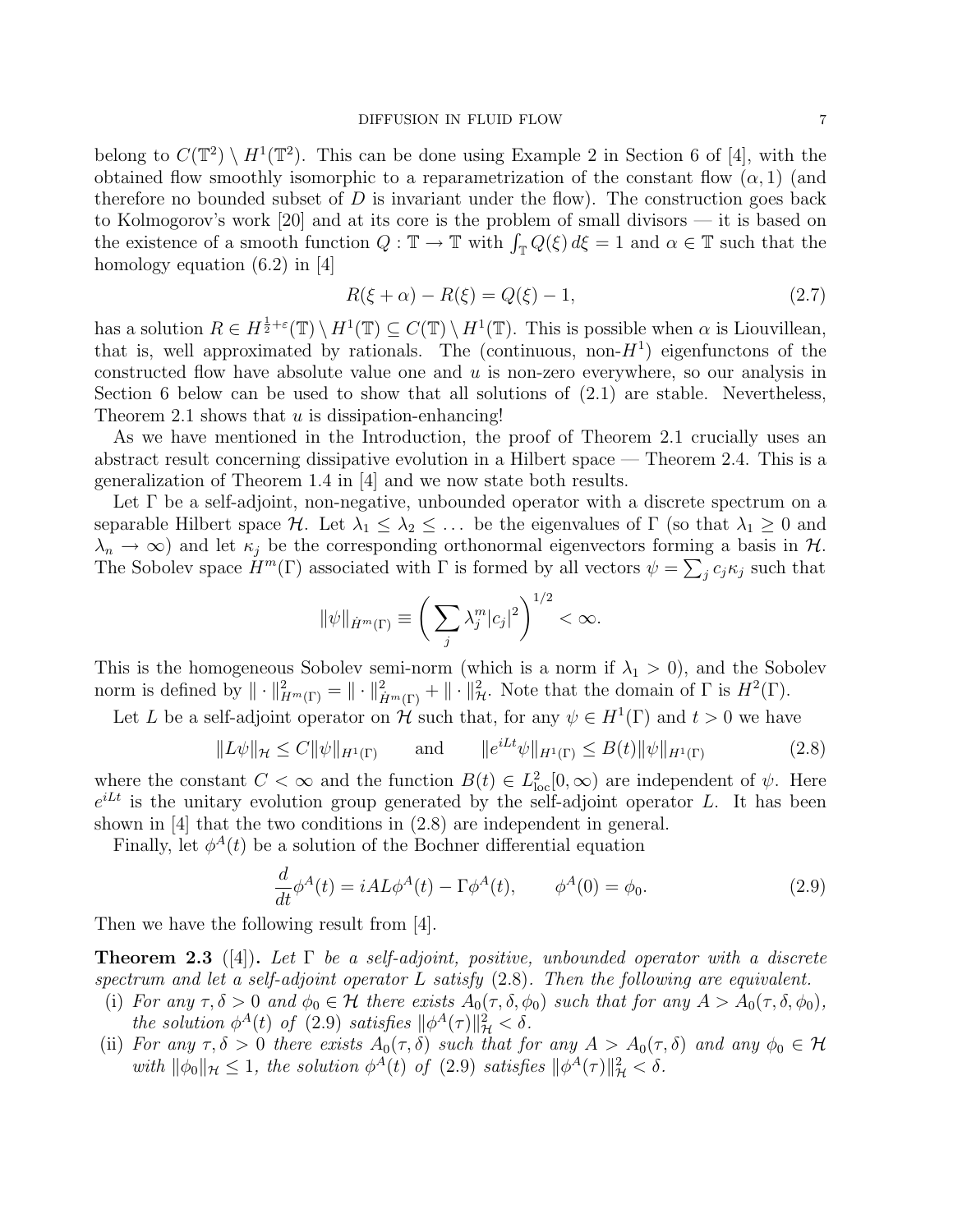belong to $C(\mathbb{T}^2) \setminus H^1(\mathbb{T}^2)$. This can be done using Example 2 in Section 6 of [4], with the obtained flow smoothly isomorphic to a reparametrization of the constant flow $(\alpha, 1)$ (and therefore no bounded subset of $D$ is invariant under the flow). The construction goes back to Kolmogorov's work [20] and at its core is the problem of small divisors — it is based on the existence of a smooth function $Q : \mathbb{T} \to \mathbb{T}$ with $\int_{\mathbb{T}} Q(\xi)\, d\xi = 1$ and $\alpha \in \mathbb{T}$ such that the homology equation (6.2) in [4]

$$R(\xi + \alpha) - R(\xi) = Q(\xi) - 1, \tag{2.7}$$

has a solution $R \in H^{\frac{1}{2}+\varepsilon}(\mathbb{T}) \setminus H^1(\mathbb{T}) \subseteq C(\mathbb{T}) \setminus H^1(\mathbb{T})$. This is possible when $\alpha$ is Liouvillean, that is, well approximated by rationals. The (continuous, non-$H^1$) eigenfunctons of the constructed flow have absolute value one and $u$ is non-zero everywhere, so our analysis in Section 6 below can be used to show that all solutions of (2.1) are stable. Nevertheless, Theorem 2.1 shows that $u$ is dissipation-enhancing!

As we have mentioned in the Introduction, the proof of Theorem 2.1 crucially uses an abstract result concerning dissipative evolution in a Hilbert space — Theorem 2.4. This is a generalization of Theorem 1.4 in [4] and we now state both results.

Let $\Gamma$ be a self-adjoint, non-negative, unbounded operator with a discrete spectrum on a separable Hilbert space $\mathcal{H}$. Let $\lambda_1 \leq \lambda_2 \leq \dots$ be the eigenvalues of $\Gamma$ (so that $\lambda_1 \geq 0$ and $\lambda_n \to \infty$) and let $\kappa_j$ be the corresponding orthonormal eigenvectors forming a basis in $\mathcal{H}$. The Sobolev space $H^m(\Gamma)$ associated with $\Gamma$ is formed by all vectors $\psi = \sum_j c_j \kappa_j$ such that

$$\|\psi\|_{\dot{H}^m(\Gamma)} \equiv \left( \sum_j \lambda_j^m |c_j|^2 \right)^{1/2} < \infty.$$

This is the homogeneous Sobolev semi-norm (which is a norm if $\lambda_1 > 0$), and the Sobolev norm is defined by $\|\cdot\|^2_{H^m(\Gamma)} = \|\cdot\|^2_{\dot{H}^m(\Gamma)} + \|\cdot\|^2_{\mathcal{H}}$. Note that the domain of $\Gamma$ is $H^2(\Gamma)$.

Let $L$ be a self-adjoint operator on $\mathcal{H}$ such that, for any $\psi \in H^1(\Gamma)$ and $t > 0$ we have

$$\|L\psi\|_{\mathcal{H}} \leq C\|\psi\|_{H^1(\Gamma)} \qquad \text{and} \qquad \|e^{iLt}\psi\|_{H^1(\Gamma)} \leq B(t)\|\psi\|_{H^1(\Gamma)} \tag{2.8}$$

where the constant $C < \infty$ and the function $B(t) \in L^2_{\text{loc}}[0, \infty)$ are independent of $\psi$. Here $e^{iLt}$ is the unitary evolution group generated by the self-adjoint operator $L$. It has been shown in [4] that the two conditions in (2.8) are independent in general.

Finally, let $\phi^A(t)$ be a solution of the Bochner differential equation

$$\frac{d}{dt}\phi^A(t) = iAL\phi^A(t) - \Gamma\phi^A(t), \qquad \phi^A(0) = \phi_0. \tag{2.9}$$

Then we have the following result from [4].

**Theorem 2.3** ([4])**.** *Let $\Gamma$ be a self-adjoint, positive, unbounded operator with a discrete spectrum and let a self-adjoint operator $L$ satisfy* (2.8)*. Then the following are equivalent.*

- (i) *For any $\tau, \delta > 0$ and $\phi_0 \in \mathcal{H}$ there exists $A_0(\tau, \delta, \phi_0)$ such that for any $A > A_0(\tau, \delta, \phi_0)$, the solution $\phi^A(t)$ of* (2.9) *satisfies $\|\phi^A(\tau)\|^2_{\mathcal{H}} < \delta$.*
- (ii) *For any $\tau, \delta > 0$ there exists $A_0(\tau, \delta)$ such that for any $A > A_0(\tau, \delta)$ and any $\phi_0 \in \mathcal{H}$ with $\|\phi_0\|_{\mathcal{H}} \leq 1$, the solution $\phi^A(t)$ of* (2.9) *satisfies $\|\phi^A(\tau)\|^2_{\mathcal{H}} < \delta$.*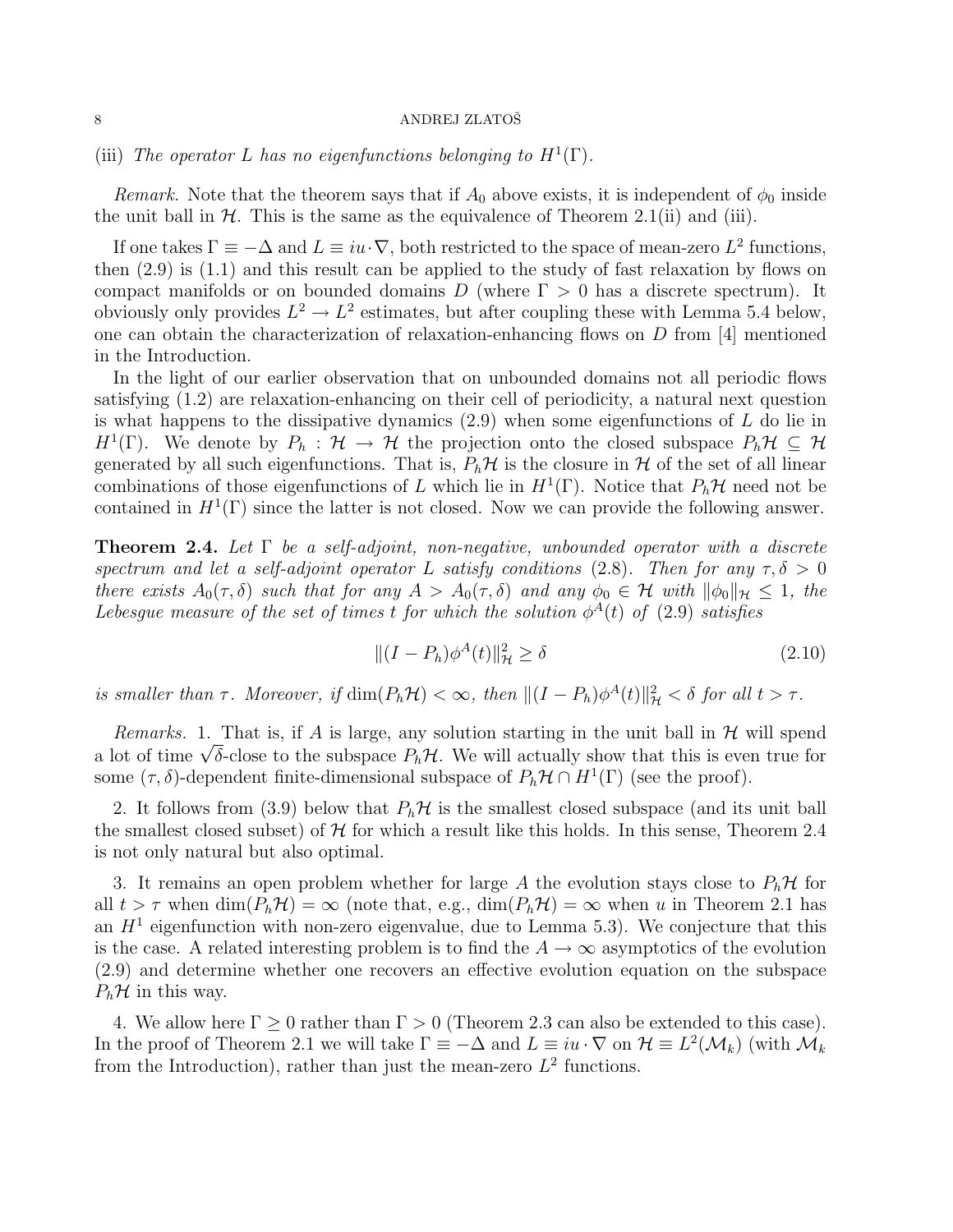(iii) *The operator $L$ has no eigenfunctions belonging to $H^1(\Gamma)$.*

*Remark.* Note that the theorem says that if $A_0$ above exists, it is independent of $\phi_0$ inside the unit ball in $\mathcal{H}$. This is the same as the equivalence of Theorem 2.1(ii) and (iii).

If one takes $\Gamma \equiv -\Delta$ and $L \equiv iu\cdot\nabla$, both restricted to the space of mean-zero $L^2$ functions, then (2.9) is (1.1) and this result can be applied to the study of fast relaxation by flows on compact manifolds or on bounded domains $D$ (where $\Gamma > 0$ has a discrete spectrum). It obviously only provides $L^2 \to L^2$ estimates, but after coupling these with Lemma 5.4 below, one can obtain the characterization of relaxation-enhancing flows on $D$ from [4] mentioned in the Introduction.

In the light of our earlier observation that on unbounded domains not all periodic flows satisfying (1.2) are relaxation-enhancing on their cell of periodicity, a natural next question is what happens to the dissipative dynamics (2.9) when some eigenfunctions of $L$ do lie in $H^1(\Gamma)$. We denote by $P_h : \mathcal{H} \to \mathcal{H}$ the projection onto the closed subspace $P_h\mathcal{H} \subseteq \mathcal{H}$ generated by all such eigenfunctions. That is, $P_h\mathcal{H}$ is the closure in $\mathcal{H}$ of the set of all linear combinations of those eigenfunctions of $L$ which lie in $H^1(\Gamma)$. Notice that $P_h\mathcal{H}$ need not be contained in $H^1(\Gamma)$ since the latter is not closed. Now we can provide the following answer.

**Theorem 2.4.** *Let $\Gamma$ be a self-adjoint, non-negative, unbounded operator with a discrete spectrum and let a self-adjoint operator $L$ satisfy conditions* (2.8)*. Then for any $\tau, \delta > 0$ there exists $A_0(\tau, \delta)$ such that for any $A > A_0(\tau, \delta)$ and any $\phi_0 \in \mathcal{H}$ with $\|\phi_0\|_{\mathcal{H}} \le 1$, the Lebesgue measure of the set of times $t$ for which the solution $\phi^A(t)$ of* (2.9) *satisfies*

$$\|(I - P_h)\phi^A(t)\|_{\mathcal{H}}^2 \ge \delta \tag{2.10}$$

*is smaller than $\tau$. Moreover, if $\dim(P_h\mathcal{H}) < \infty$, then $\|(I - P_h)\phi^A(t)\|_{\mathcal{H}}^2 < \delta$ for all $t > \tau$.*

*Remarks.* 1. That is, if $A$ is large, any solution starting in the unit ball in $\mathcal{H}$ will spend a lot of time $\sqrt{\delta}$-close to the subspace $P_h\mathcal{H}$. We will actually show that this is even true for some $(\tau, \delta)$-dependent finite-dimensional subspace of $P_h\mathcal{H} \cap H^1(\Gamma)$ (see the proof).

2. It follows from (3.9) below that $P_h\mathcal{H}$ is the smallest closed subspace (and its unit ball the smallest closed subset) of $\mathcal{H}$ for which a result like this holds. In this sense, Theorem 2.4 is not only natural but also optimal.

3. It remains an open problem whether for large $A$ the evolution stays close to $P_h\mathcal{H}$ for all $t > \tau$ when $\dim(P_h\mathcal{H}) = \infty$ (note that, e.g., $\dim(P_h\mathcal{H}) = \infty$ when $u$ in Theorem 2.1 has an $H^1$ eigenfunction with non-zero eigenvalue, due to Lemma 5.3). We conjecture that this is the case. A related interesting problem is to find the $A \to \infty$ asymptotics of the evolution (2.9) and determine whether one recovers an effective evolution equation on the subspace $P_h\mathcal{H}$ in this way.

4. We allow here $\Gamma \ge 0$ rather than $\Gamma > 0$ (Theorem 2.3 can also be extended to this case). In the proof of Theorem 2.1 we will take $\Gamma \equiv -\Delta$ and $L \equiv iu \cdot \nabla$ on $\mathcal{H} \equiv L^2(\mathcal{M}_k)$ (with $\mathcal{M}_k$ from the Introduction), rather than just the mean-zero $L^2$ functions.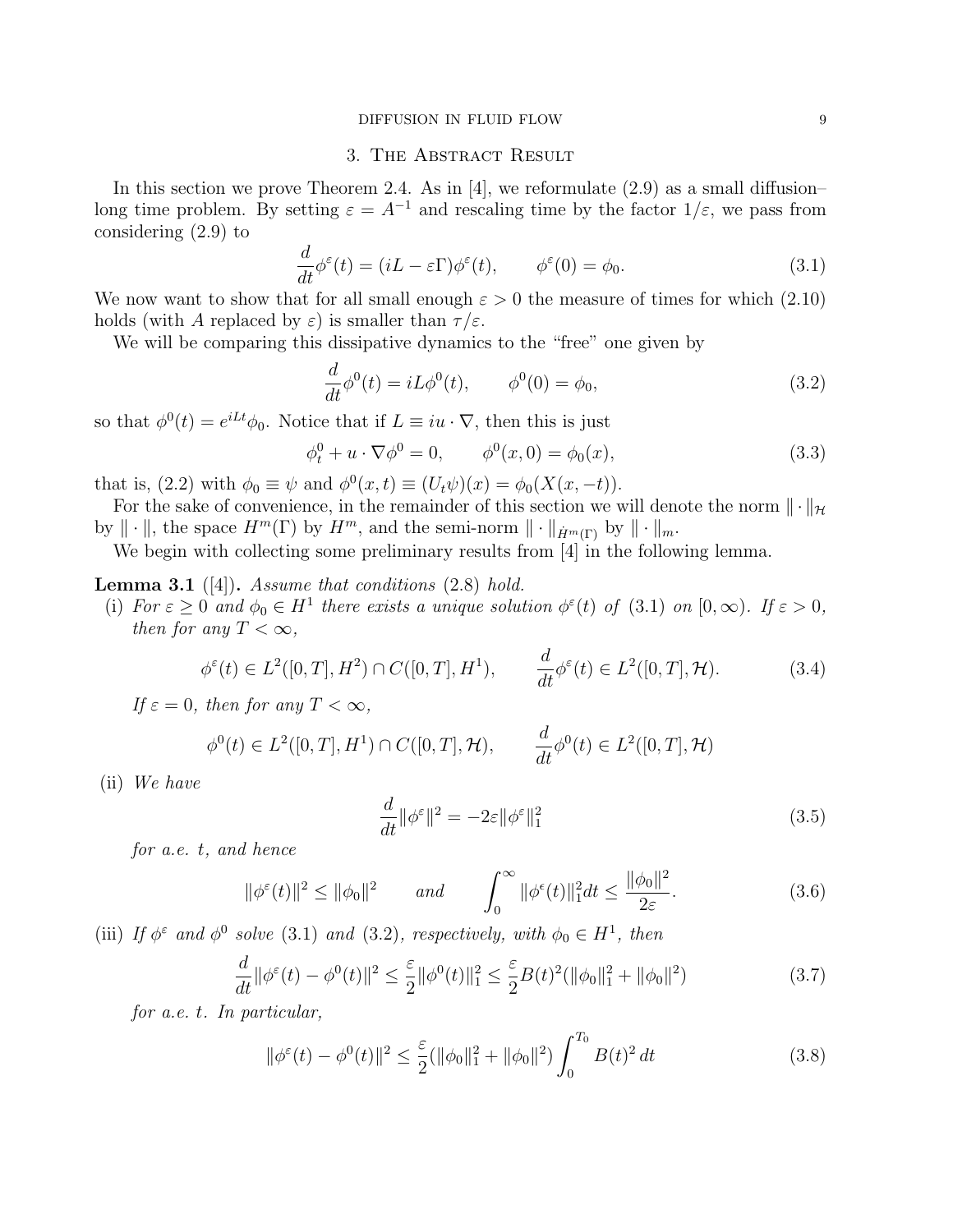## 3. The Abstract Result

In this section we prove Theorem 2.4. As in [4], we reformulate (2.9) as a small diffusion–long time problem. By setting $\varepsilon = A^{-1}$ and rescaling time by the factor $1/\varepsilon$, we pass from considering (2.9) to

$$\frac{d}{dt}\phi^\varepsilon(t) = (iL - \varepsilon\Gamma)\phi^\varepsilon(t), \qquad \phi^\varepsilon(0) = \phi_0. \tag{3.1}$$

We now want to show that for all small enough $\varepsilon > 0$ the measure of times for which (2.10) holds (with $A$ replaced by $\varepsilon$) is smaller than $\tau/\varepsilon$.

We will be comparing this dissipative dynamics to the "free" one given by

$$\frac{d}{dt}\phi^0(t) = iL\phi^0(t), \qquad \phi^0(0) = \phi_0, \tag{3.2}$$

so that $\phi^0(t) = e^{iLt}\phi_0$. Notice that if $L \equiv iu \cdot \nabla$, then this is just

$$\phi^0_t + u \cdot \nabla\phi^0 = 0, \qquad \phi^0(x, 0) = \phi_0(x), \tag{3.3}$$

that is, (2.2) with $\phi_0 \equiv \psi$ and $\phi^0(x, t) \equiv (U_t\psi)(x) = \phi_0(X(x, -t))$.

For the sake of convenience, in the remainder of this section we will denote the norm $\|\cdot\|_{\mathcal{H}}$ by $\|\cdot\|$, the space $H^m(\Gamma)$ by $H^m$, and the semi-norm $\|\cdot\|_{\dot{H}^m(\Gamma)}$ by $\|\cdot\|_m$.

We begin with collecting some preliminary results from [4] in the following lemma.

**Lemma 3.1** ([4]). *Assume that conditions* (2.8) *hold.*

(i) *For $\varepsilon \geq 0$ and $\phi_0 \in H^1$ there exists a unique solution $\phi^\varepsilon(t)$ of* (3.1) *on $[0, \infty)$. If $\varepsilon > 0$, then for any $T < \infty$,*

$$\phi^\varepsilon(t) \in L^2([0, T], H^2) \cap C([0, T], H^1), \qquad \frac{d}{dt}\phi^\varepsilon(t) \in L^2([0, T], \mathcal{H}). \tag{3.4}$$

*If $\varepsilon = 0$, then for any $T < \infty$,*

$$\phi^0(t) \in L^2([0, T], H^1) \cap C([0, T], \mathcal{H}), \qquad \frac{d}{dt}\phi^0(t) \in L^2([0, T], \mathcal{H})$$

(ii) *We have*

$$\frac{d}{dt}\|\phi^\varepsilon\|^2 = -2\varepsilon\|\phi^\varepsilon\|_1^2 \tag{3.5}$$

*for a.e. $t$, and hence*

$$\|\phi^\varepsilon(t)\|^2 \leq \|\phi_0\|^2 \qquad \text{and} \qquad \int_0^\infty \|\phi^\epsilon(t)\|_1^2 dt \leq \frac{\|\phi_0\|^2}{2\varepsilon}. \tag{3.6}$$

(iii) *If $\phi^\varepsilon$ and $\phi^0$ solve* (3.1) *and* (3.2)*, respectively, with $\phi_0 \in H^1$, then*

$$\frac{d}{dt}\|\phi^\varepsilon(t) - \phi^0(t)\|^2 \leq \frac{\varepsilon}{2}\|\phi^0(t)\|_1^2 \leq \frac{\varepsilon}{2}B(t)^2(\|\phi_0\|_1^2 + \|\phi_0\|^2) \tag{3.7}$$

*for a.e. $t$. In particular,*

$$\|\phi^\varepsilon(t) - \phi^0(t)\|^2 \leq \frac{\varepsilon}{2}(\|\phi_0\|_1^2 + \|\phi_0\|^2)\int_0^{T_0} B(t)^2\, dt \tag{3.8}$$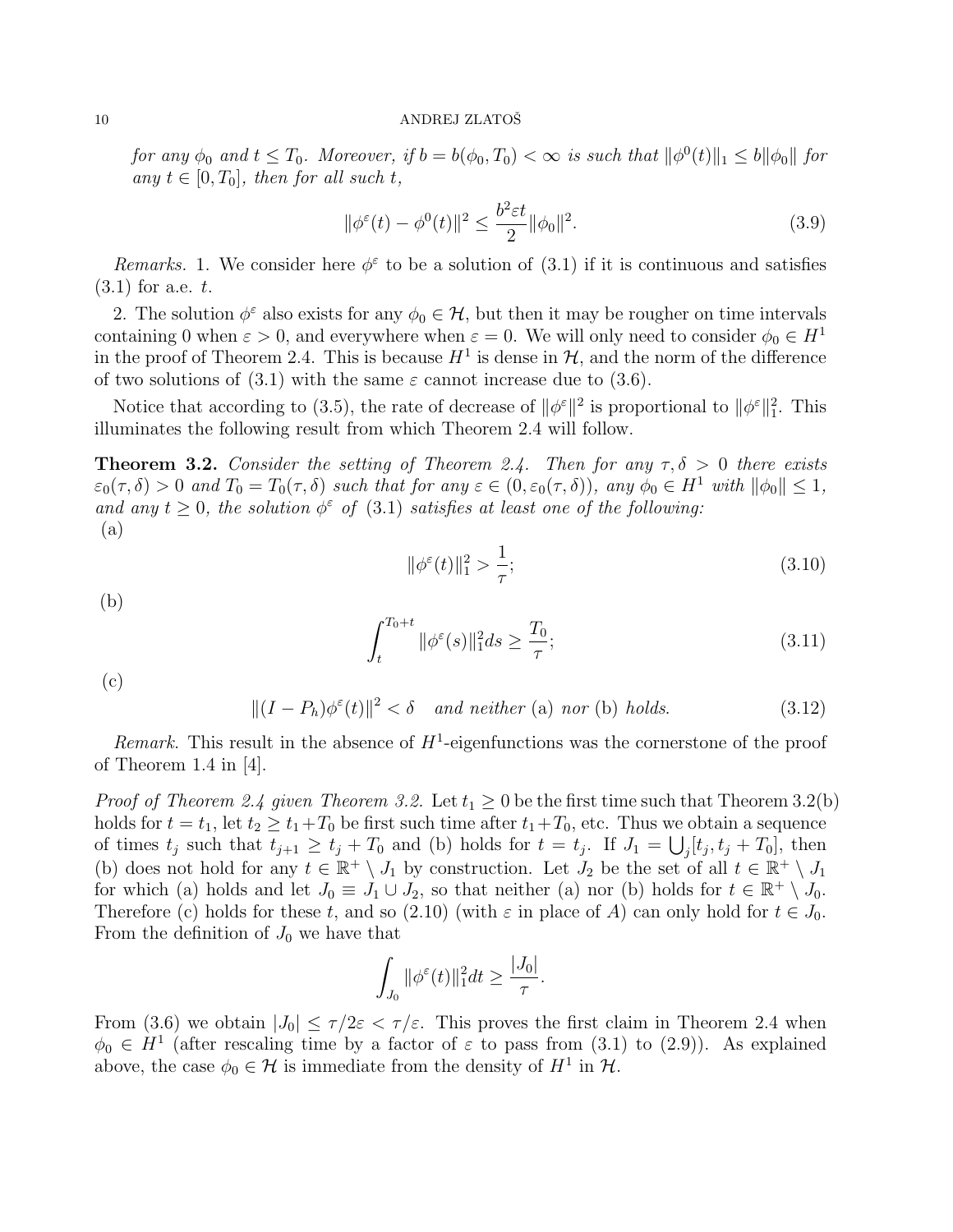*for any $\phi_0$ and $t \le T_0$. Moreover, if $b = b(\phi_0, T_0) < \infty$ is such that $\|\phi^0(t)\|_1 \le b\|\phi_0\|$ for any $t \in [0, T_0]$, then for all such $t$,*

$$\|\phi^\varepsilon(t) - \phi^0(t)\|^2 \le \frac{b^2 \varepsilon t}{2}\|\phi_0\|^2. \tag{3.9}$$

*Remarks.* 1. We consider here $\phi^\varepsilon$ to be a solution of (3.1) if it is continuous and satisfies (3.1) for a.e. $t$.

2. The solution $\phi^\varepsilon$ also exists for any $\phi_0 \in \mathcal{H}$, but then it may be rougher on time intervals containing 0 when $\varepsilon > 0$, and everywhere when $\varepsilon = 0$. We will only need to consider $\phi_0 \in H^1$ in the proof of Theorem 2.4. This is because $H^1$ is dense in $\mathcal{H}$, and the norm of the difference of two solutions of (3.1) with the same $\varepsilon$ cannot increase due to (3.6).

Notice that according to (3.5), the rate of decrease of $\|\phi^\varepsilon\|^2$ is proportional to $\|\phi^\varepsilon\|_1^2$. This illuminates the following result from which Theorem 2.4 will follow.

**Theorem 3.2.** *Consider the setting of Theorem 2.4. Then for any $\tau, \delta > 0$ there exists $\varepsilon_0(\tau, \delta) > 0$ and $T_0 = T_0(\tau, \delta)$ such that for any $\varepsilon \in (0, \varepsilon_0(\tau, \delta))$, any $\phi_0 \in H^1$ with $\|\phi_0\| \le 1$, and any $t \ge 0$, the solution $\phi^\varepsilon$ of (3.1) satisfies at least one of the following:*
(a)

$$\|\phi^\varepsilon(t)\|_1^2 > \frac{1}{\tau}; \tag{3.10}$$

(b)

$$\int_t^{T_0 + t} \|\phi^\varepsilon(s)\|_1^2 ds \ge \frac{T_0}{\tau}; \tag{3.11}$$

(c)

$$\|(I - P_h)\phi^\varepsilon(t)\|^2 < \delta \quad \textit{and neither (a) nor (b) holds.} \tag{3.12}$$

*Remark.* This result in the absence of $H^1$-eigenfunctions was the cornerstone of the proof of Theorem 1.4 in [4].

*Proof of Theorem 2.4 given Theorem 3.2.* Let $t_1 \ge 0$ be the first time such that Theorem 3.2(b) holds for $t = t_1$, let $t_2 \ge t_1 + T_0$ be first such time after $t_1 + T_0$, etc. Thus we obtain a sequence of times $t_j$ such that $t_{j+1} \ge t_j + T_0$ and (b) holds for $t = t_j$. If $J_1 = \bigcup_j [t_j, t_j + T_0]$, then (b) does not hold for any $t \in \mathbb{R}^+ \setminus J_1$ by construction. Let $J_2$ be the set of all $t \in \mathbb{R}^+ \setminus J_1$ for which (a) holds and let $J_0 \equiv J_1 \cup J_2$, so that neither (a) nor (b) holds for $t \in \mathbb{R}^+ \setminus J_0$. Therefore (c) holds for these $t$, and so (2.10) (with $\varepsilon$ in place of $A$) can only hold for $t \in J_0$. From the definition of $J_0$ we have that

$$\int_{J_0} \|\phi^\varepsilon(t)\|_1^2 dt \ge \frac{|J_0|}{\tau}.$$

From (3.6) we obtain $|J_0| \le \tau/2\varepsilon < \tau/\varepsilon$. This proves the first claim in Theorem 2.4 when $\phi_0 \in H^1$ (after rescaling time by a factor of $\varepsilon$ to pass from (3.1) to (2.9)). As explained above, the case $\phi_0 \in \mathcal{H}$ is immediate from the density of $H^1$ in $\mathcal{H}$.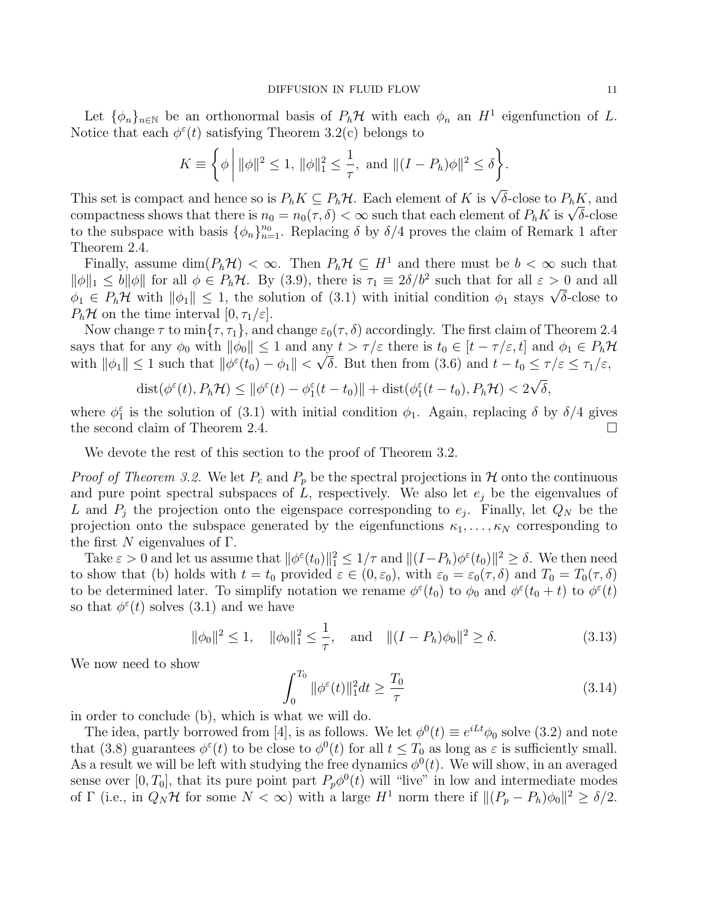Let $\{\phi_n\}_{n\in\mathbb{N}}$ be an orthonormal basis of $P_h\mathcal{H}$ with each $\phi_n$ an $H^1$ eigenfunction of $L$. Notice that each $\phi^\varepsilon(t)$ satisfying Theorem 3.2(c) belongs to

$$K \equiv \left\{ \phi \,\middle|\, \|\phi\|^2 \le 1,\ \|\phi\|_1^2 \le \frac{1}{\tau},\ \text{and } \|(I-P_h)\phi\|^2 \le \delta \right\}.$$

This set is compact and hence so is $P_hK \subseteq P_h\mathcal{H}$. Each element of $K$ is $\sqrt{\delta}$-close to $P_hK$, and compactness shows that there is $n_0 = n_0(\tau,\delta) < \infty$ such that each element of $P_hK$ is $\sqrt{\delta}$-close to the subspace with basis $\{\phi_n\}_{n=1}^{n_0}$. Replacing $\delta$ by $\delta/4$ proves the claim of Remark 1 after Theorem 2.4.

Finally, assume $\dim(P_h\mathcal{H}) < \infty$. Then $P_h\mathcal{H} \subseteq H^1$ and there must be $b < \infty$ such that $\|\phi\|_1 \le b\|\phi\|$ for all $\phi \in P_h\mathcal{H}$. By (3.9), there is $\tau_1 \equiv 2\delta/b^2$ such that for all $\varepsilon > 0$ and all $\phi_1 \in P_h\mathcal{H}$ with $\|\phi_1\| \le 1$, the solution of (3.1) with initial condition $\phi_1$ stays $\sqrt{\delta}$-close to $P_h\mathcal{H}$ on the time interval $[0, \tau_1/\varepsilon]$.

Now change $\tau$ to $\min\{\tau, \tau_1\}$, and change $\varepsilon_0(\tau,\delta)$ accordingly. The first claim of Theorem 2.4 says that for any $\phi_0$ with $\|\phi_0\| \le 1$ and any $t > \tau/\varepsilon$ there is $t_0 \in [t - \tau/\varepsilon, t]$ and $\phi_1 \in P_h\mathcal{H}$ with $\|\phi_1\| \le 1$ such that $\|\phi^\varepsilon(t_0) - \phi_1\| < \sqrt{\delta}$. But then from (3.6) and $t - t_0 \le \tau/\varepsilon \le \tau_1/\varepsilon$,

$$\operatorname{dist}(\phi^\varepsilon(t), P_h\mathcal{H}) \le \|\phi^\varepsilon(t) - \phi_1^\varepsilon(t-t_0)\| + \operatorname{dist}(\phi_1^\varepsilon(t-t_0), P_h\mathcal{H}) < 2\sqrt{\delta},$$

where $\phi_1^\varepsilon$ is the solution of (3.1) with initial condition $\phi_1$. Again, replacing $\delta$ by $\delta/4$ gives the second claim of Theorem 2.4. $\square$

We devote the rest of this section to the proof of Theorem 3.2.

*Proof of Theorem 3.2.* We let $P_c$ and $P_p$ be the spectral projections in $\mathcal{H}$ onto the continuous and pure point spectral subspaces of $L$, respectively. We also let $e_j$ be the eigenvalues of $L$ and $P_j$ the projection onto the eigenspace corresponding to $e_j$. Finally, let $Q_N$ be the projection onto the subspace generated by the eigenfunctions $\kappa_1, \dots, \kappa_N$ corresponding to the first $N$ eigenvalues of $\Gamma$.

Take $\varepsilon > 0$ and let us assume that $\|\phi^\varepsilon(t_0)\|_1^2 \le 1/\tau$ and $\|(I-P_h)\phi^\varepsilon(t_0)\|^2 \ge \delta$. We then need to show that (b) holds with $t = t_0$ provided $\varepsilon \in (0, \varepsilon_0)$, with $\varepsilon_0 = \varepsilon_0(\tau,\delta)$ and $T_0 = T_0(\tau,\delta)$ to be determined later. To simplify notation we rename $\phi^\varepsilon(t_0)$ to $\phi_0$ and $\phi^\varepsilon(t_0+t)$ to $\phi^\varepsilon(t)$ so that $\phi^\varepsilon(t)$ solves (3.1) and we have

$$\|\phi_0\|^2 \le 1, \quad \|\phi_0\|_1^2 \le \frac{1}{\tau}, \quad \text{and} \quad \|(I-P_h)\phi_0\|^2 \ge \delta. \tag{3.13}$$

We now need to show

$$\int_0^{T_0} \|\phi^\varepsilon(t)\|_1^2 dt \ge \frac{T_0}{\tau} \tag{3.14}$$

in order to conclude (b), which is what we will do.

The idea, partly borrowed from [4], is as follows. We let $\phi^0(t) \equiv e^{iLt}\phi_0$ solve (3.2) and note that (3.8) guarantees $\phi^\varepsilon(t)$ to be close to $\phi^0(t)$ for all $t \le T_0$ as long as $\varepsilon$ is sufficiently small. As a result we will be left with studying the free dynamics $\phi^0(t)$. We will show, in an averaged sense over $[0, T_0]$, that its pure point part $P_p\phi^0(t)$ will "live" in low and intermediate modes of $\Gamma$ (i.e., in $Q_N\mathcal{H}$ for some $N < \infty$) with a large $H^1$ norm there if $\|(P_p - P_h)\phi_0\|^2 \ge \delta/2$.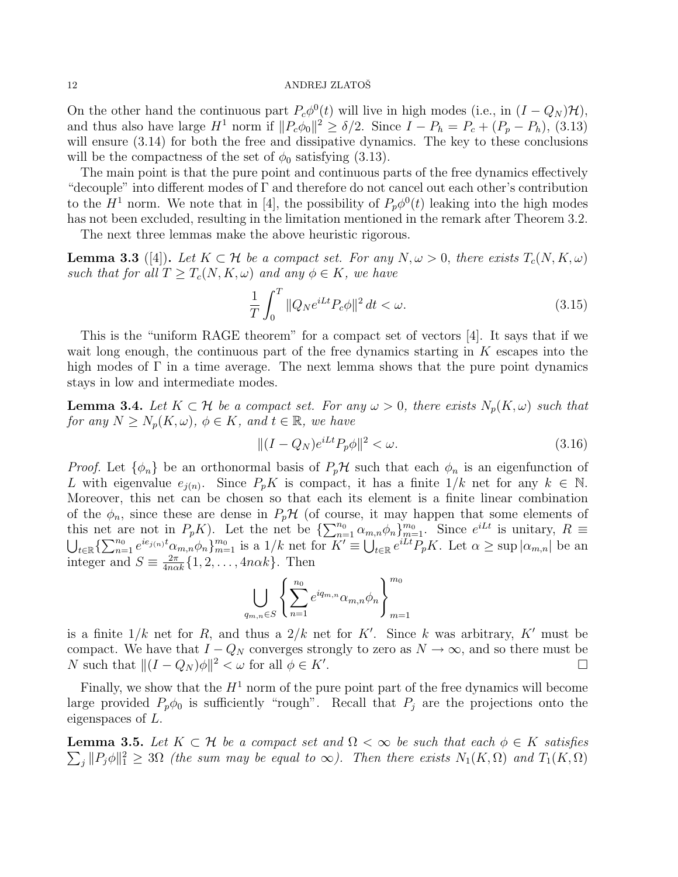On the other hand the continuous part $P_c\phi^0(t)$ will live in high modes (i.e., in $(I - Q_N)\mathcal{H}$), and thus also have large $H^1$ norm if $\|P_c\phi_0\|^2 \geq \delta/2$. Since $I - P_h = P_c + (P_p - P_h)$, (3.13) will ensure (3.14) for both the free and dissipative dynamics. The key to these conclusions will be the compactness of the set of $\phi_0$ satisfying (3.13).

The main point is that the pure point and continuous parts of the free dynamics effectively "decouple" into different modes of $\Gamma$ and therefore do not cancel out each other's contribution to the $H^1$ norm. We note that in [4], the possibility of $P_p\phi^0(t)$ leaking into the high modes has not been excluded, resulting in the limitation mentioned in the remark after Theorem 3.2.

The next three lemmas make the above heuristic rigorous.

**Lemma 3.3** ([4]). *Let $K \subset \mathcal{H}$ be a compact set. For any $N, \omega > 0$, there exists $T_c(N, K, \omega)$ such that for all $T \geq T_c(N, K, \omega)$ and any $\phi \in K$, we have*

$$\frac{1}{T}\int_0^T \|Q_N e^{iLt} P_c \phi\|^2 \, dt < \omega. \tag{3.15}$$

This is the "uniform RAGE theorem" for a compact set of vectors [4]. It says that if we wait long enough, the continuous part of the free dynamics starting in $K$ escapes into the high modes of $\Gamma$ in a time average. The next lemma shows that the pure point dynamics stays in low and intermediate modes.

**Lemma 3.4.** *Let $K \subset \mathcal{H}$ be a compact set. For any $\omega > 0$, there exists $N_p(K, \omega)$ such that for any $N \geq N_p(K, \omega)$, $\phi \in K$, and $t \in \mathbb{R}$, we have*

$$\|(I - Q_N)e^{iLt} P_p \phi\|^2 < \omega. \tag{3.16}$$

*Proof.* Let $\{\phi_n\}$ be an orthonormal basis of $P_p\mathcal{H}$ such that each $\phi_n$ is an eigenfunction of $L$ with eigenvalue $e_{j(n)}$. Since $P_pK$ is compact, it has a finite $1/k$ net for any $k \in \mathbb{N}$. Moreover, this net can be chosen so that each its element is a finite linear combination of the $\phi_n$, since these are dense in $P_p\mathcal{H}$ (of course, it may happen that some elements of this net are not in $P_pK$). Let the net be $\{\sum_{n=1}^{n_0} \alpha_{m,n}\phi_n\}_{m=1}^{m_0}$. Since $e^{iLt}$ is unitary, $R \equiv \bigcup_{t\in\mathbb{R}} \{\sum_{n=1}^{n_0} e^{ie_{j(n)}t}\alpha_{m,n}\phi_n\}_{m=1}^{m_0}$ is a $1/k$ net for $K' \equiv \bigcup_{t\in\mathbb{R}} e^{iLt}P_pK$. Let $\alpha \geq \sup|\alpha_{m,n}|$ be an integer and $S \equiv \frac{2\pi}{4n\alpha k}\{1, 2, \ldots, 4n\alpha k\}$. Then

$$\bigcup_{q_{m,n}\in S} \left\{ \sum_{n=1}^{n_0} e^{iq_{m,n}} \alpha_{m,n}\phi_n \right\}_{m=1}^{m_0}$$

is a finite $1/k$ net for $R$, and thus a $2/k$ net for $K'$. Since $k$ was arbitrary, $K'$ must be compact. We have that $I - Q_N$ converges strongly to zero as $N \to \infty$, and so there must be $N$ such that $\|(I - Q_N)\phi\|^2 < \omega$ for all $\phi \in K'$. $\square$

Finally, we show that the $H^1$ norm of the pure point part of the free dynamics will become large provided $P_p\phi_0$ is sufficiently "rough". Recall that $P_j$ are the projections onto the eigenspaces of $L$.

**Lemma 3.5.** *Let $K \subset \mathcal{H}$ be a compact set and $\Omega < \infty$ be such that each $\phi \in K$ satisfies $\sum_j \|P_j\phi\|_1^2 \geq 3\Omega$ (the sum may be equal to $\infty$). Then there exists $N_1(K, \Omega)$ and $T_1(K, \Omega)$*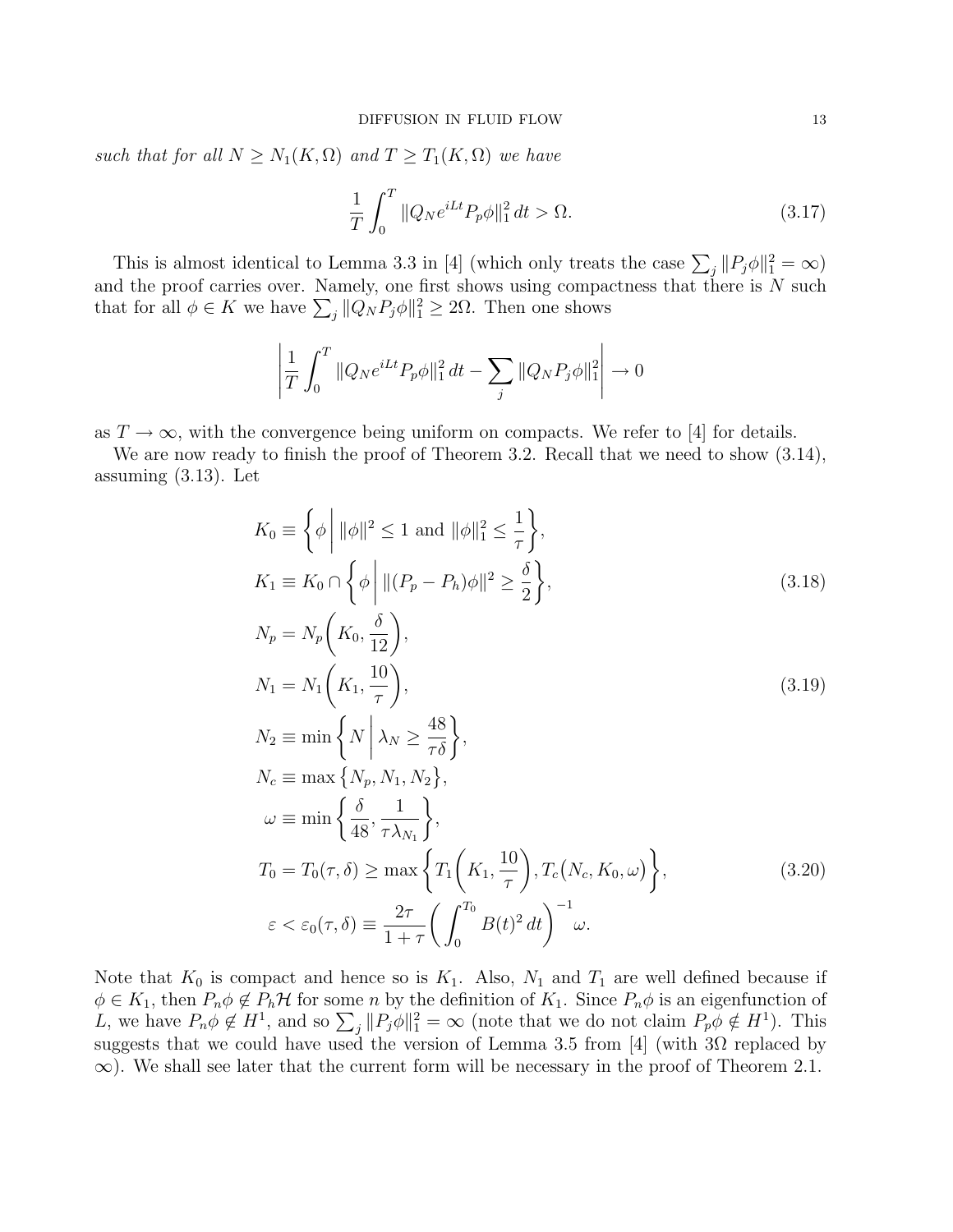*such that for all $N \geq N_1(K,\Omega)$ and $T \geq T_1(K,\Omega)$ we have*

$$\frac{1}{T}\int_0^T \|Q_N e^{iLt} P_p \phi\|_1^2 \, dt > \Omega. \tag{3.17}$$

This is almost identical to Lemma 3.3 in [4] (which only treats the case $\sum_j \|P_j\phi\|_1^2 = \infty$) and the proof carries over. Namely, one first shows using compactness that there is $N$ such that for all $\phi \in K$ we have $\sum_j \|Q_N P_j \phi\|_1^2 \geq 2\Omega$. Then one shows

$$\left| \frac{1}{T}\int_0^T \|Q_N e^{iLt} P_p \phi\|_1^2 \, dt - \sum_j \|Q_N P_j \phi\|_1^2 \right| \to 0$$

as $T \to \infty$, with the convergence being uniform on compacts. We refer to [4] for details.

We are now ready to finish the proof of Theorem 3.2. Recall that we need to show (3.14), assuming (3.13). Let

$$
\begin{aligned}
K_0 &\equiv \left\{ \phi \,\middle|\, \|\phi\|^2 \leq 1 \text{ and } \|\phi\|_1^2 \leq \frac{1}{\tau} \right\}, \\
K_1 &\equiv K_0 \cap \left\{ \phi \,\middle|\, \|(P_p - P_h)\phi\|^2 \geq \frac{\delta}{2} \right\}, && (3.18) \\
N_p &= N_p\left(K_0, \frac{\delta}{12}\right), \\
N_1 &= N_1\left(K_1, \frac{10}{\tau}\right), && (3.19) \\
N_2 &\equiv \min\left\{ N \,\middle|\, \lambda_N \geq \frac{48}{\tau\delta} \right\}, \\
N_c &\equiv \max\left\{ N_p, N_1, N_2 \right\}, \\
\omega &\equiv \min\left\{ \frac{\delta}{48}, \frac{1}{\tau\lambda_{N_1}} \right\}, \\
T_0 &= T_0(\tau,\delta) \geq \max\left\{ T_1\left(K_1, \frac{10}{\tau}\right), T_c\big(N_c, K_0, \omega\big) \right\}, && (3.20) \\
\varepsilon &< \varepsilon_0(\tau,\delta) \equiv \frac{2\tau}{1+\tau}\left( \int_0^{T_0} B(t)^2 \, dt \right)^{-1} \omega.
\end{aligned}
$$

Note that $K_0$ is compact and hence so is $K_1$. Also, $N_1$ and $T_1$ are well defined because if $\phi \in K_1$, then $P_n\phi \notin P_h\mathcal{H}$ for some $n$ by the definition of $K_1$. Since $P_n\phi$ is an eigenfunction of $L$, we have $P_n\phi \notin H^1$, and so $\sum_j \|P_j\phi\|_1^2 = \infty$ (note that we do not claim $P_p\phi \notin H^1$). This suggests that we could have used the version of Lemma 3.5 from [4] (with $3\Omega$ replaced by $\infty$). We shall see later that the current form will be necessary in the proof of Theorem 2.1.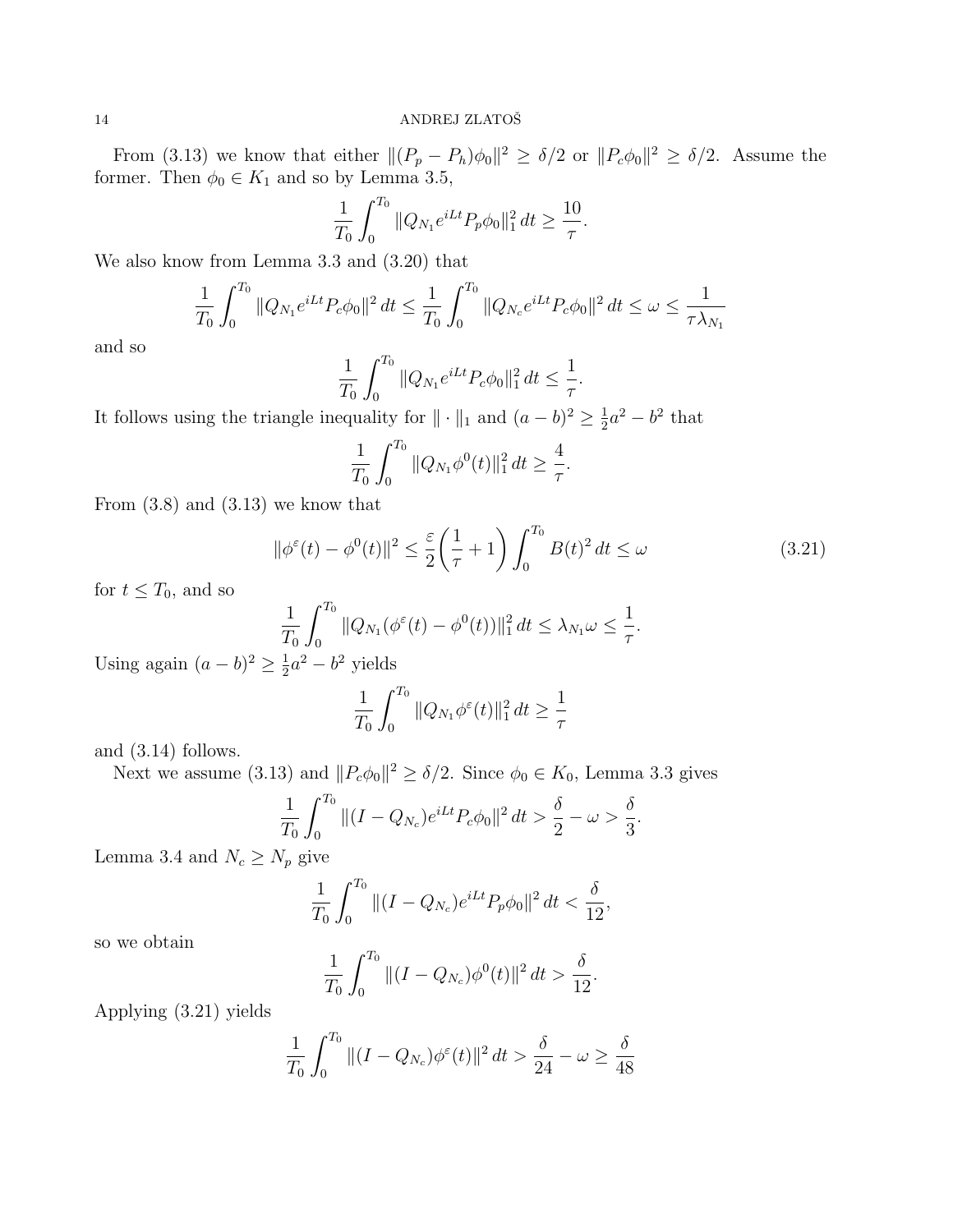From (3.13) we know that either $\|(P_p - P_h)\phi_0\|^2 \geq \delta/2$ or $\|P_c\phi_0\|^2 \geq \delta/2$. Assume the former. Then $\phi_0 \in K_1$ and so by Lemma 3.5,

$$\frac{1}{T_0}\int_0^{T_0} \|Q_{N_1} e^{iLt} P_p \phi_0\|_1^2 \, dt \geq \frac{10}{\tau}.$$

We also know from Lemma 3.3 and (3.20) that

$$\frac{1}{T_0}\int_0^{T_0} \|Q_{N_1} e^{iLt} P_c \phi_0\|^2 \, dt \leq \frac{1}{T_0}\int_0^{T_0} \|Q_{N_c} e^{iLt} P_c \phi_0\|^2 \, dt \leq \omega \leq \frac{1}{\tau \lambda_{N_1}}$$

and so

$$\frac{1}{T_0}\int_0^{T_0} \|Q_{N_1} e^{iLt} P_c \phi_0\|_1^2 \, dt \leq \frac{1}{\tau}.$$

It follows using the triangle inequality for $\|\cdot\|_1$ and $(a-b)^2 \geq \frac{1}{2}a^2 - b^2$ that

$$\frac{1}{T_0}\int_0^{T_0} \|Q_{N_1} \phi^0(t)\|_1^2 \, dt \geq \frac{4}{\tau}.$$

From (3.8) and (3.13) we know that

$$\|\phi^\varepsilon(t) - \phi^0(t)\|^2 \leq \frac{\varepsilon}{2}\left(\frac{1}{\tau} + 1\right)\int_0^{T_0} B(t)^2 \, dt \leq \omega \tag{3.21}$$

for $t \leq T_0$, and so

$$\frac{1}{T_0}\int_0^{T_0} \|Q_{N_1}(\phi^\varepsilon(t) - \phi^0(t))\|_1^2 \, dt \leq \lambda_{N_1}\omega \leq \frac{1}{\tau}.$$

Using again $(a-b)^2 \geq \frac{1}{2}a^2 - b^2$ yields

$$\frac{1}{T_0}\int_0^{T_0} \|Q_{N_1} \phi^\varepsilon(t)\|_1^2 \, dt \geq \frac{1}{\tau}$$

and (3.14) follows.

Next we assume (3.13) and $\|P_c\phi_0\|^2 \geq \delta/2$. Since $\phi_0 \in K_0$, Lemma 3.3 gives

$$\frac{1}{T_0}\int_0^{T_0} \|(I - Q_{N_c}) e^{iLt} P_c \phi_0\|^2 \, dt > \frac{\delta}{2} - \omega > \frac{\delta}{3}.$$

Lemma 3.4 and $N_c \geq N_p$ give

$$\frac{1}{T_0}\int_0^{T_0} \|(I - Q_{N_c}) e^{iLt} P_p \phi_0\|^2 \, dt < \frac{\delta}{12},$$

so we obtain

$$\frac{1}{T_0}\int_0^{T_0} \|(I - Q_{N_c}) \phi^0(t)\|^2 \, dt > \frac{\delta}{12}.$$

Applying (3.21) yields

$$\frac{1}{T_0}\int_0^{T_0} \|(I - Q_{N_c}) \phi^\varepsilon(t)\|^2 \, dt > \frac{\delta}{24} - \omega \geq \frac{\delta}{48}$$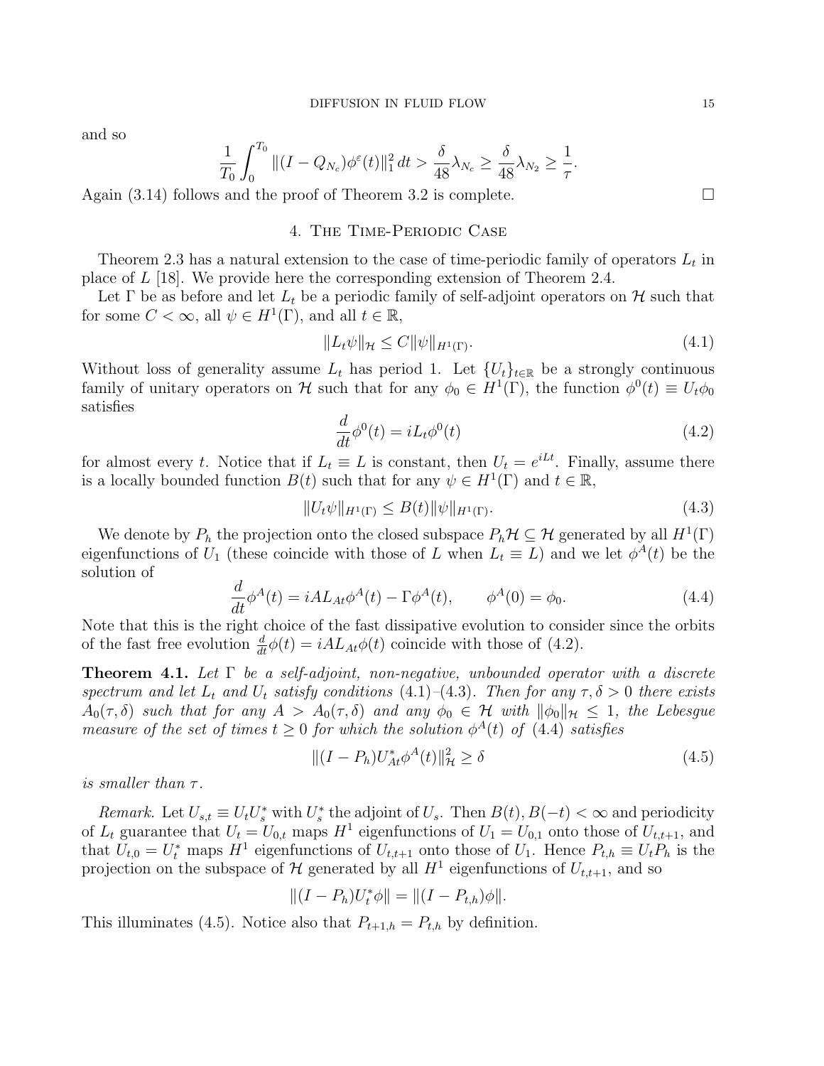and so

$$\frac{1}{T_0}\int_0^{T_0} \|(I - Q_{N_c})\phi^\varepsilon(t)\|_1^2 \, dt > \frac{\delta}{48}\lambda_{N_c} \geq \frac{\delta}{48}\lambda_{N_2} \geq \frac{1}{\tau}.$$

Again (3.14) follows and the proof of Theorem 3.2 is complete. $\square$

## 4. The Time-Periodic Case

Theorem 2.3 has a natural extension to the case of time-periodic family of operators $L_t$ in place of $L$ [18]. We provide here the corresponding extension of Theorem 2.4.

Let $\Gamma$ be as before and let $L_t$ be a periodic family of self-adjoint operators on $\mathcal{H}$ such that for some $C < \infty$, all $\psi \in H^1(\Gamma)$, and all $t \in \mathbb{R}$,

$$\|L_t \psi\|_{\mathcal{H}} \leq C\|\psi\|_{H^1(\Gamma)}. \tag{4.1}$$

Without loss of generality assume $L_t$ has period 1. Let $\{U_t\}_{t\in\mathbb{R}}$ be a strongly continuous family of unitary operators on $\mathcal{H}$ such that for any $\phi_0 \in H^1(\Gamma)$, the function $\phi^0(t) \equiv U_t\phi_0$ satisfies

$$\frac{d}{dt}\phi^0(t) = iL_t\phi^0(t) \tag{4.2}$$

for almost every $t$. Notice that if $L_t \equiv L$ is constant, then $U_t = e^{iLt}$. Finally, assume there is a locally bounded function $B(t)$ such that for any $\psi \in H^1(\Gamma)$ and $t \in \mathbb{R}$,

$$\|U_t\psi\|_{H^1(\Gamma)} \leq B(t)\|\psi\|_{H^1(\Gamma)}. \tag{4.3}$$

We denote by $P_h$ the projection onto the closed subspace $P_h\mathcal{H} \subseteq \mathcal{H}$ generated by all $H^1(\Gamma)$ eigenfunctions of $U_1$ (these coincide with those of $L$ when $L_t \equiv L$) and we let $\phi^A(t)$ be the solution of

$$\frac{d}{dt}\phi^A(t) = iAL_{At}\phi^A(t) - \Gamma\phi^A(t), \qquad \phi^A(0) = \phi_0. \tag{4.4}$$

Note that this is the right choice of the fast dissipative evolution to consider since the orbits of the fast free evolution $\frac{d}{dt}\phi(t) = iAL_{At}\phi(t)$ coincide with those of (4.2).

**Theorem 4.1.** *Let $\Gamma$ be a self-adjoint, non-negative, unbounded operator with a discrete spectrum and let $L_t$ and $U_t$ satisfy conditions (4.1)–(4.3). Then for any $\tau, \delta > 0$ there exists $A_0(\tau, \delta)$ such that for any $A > A_0(\tau, \delta)$ and any $\phi_0 \in \mathcal{H}$ with $\|\phi_0\|_{\mathcal{H}} \leq 1$, the Lebesgue measure of the set of times $t \geq 0$ for which the solution $\phi^A(t)$ of (4.4) satisfies*

$$\|(I - P_h)U_{At}^*\phi^A(t)\|_{\mathcal{H}}^2 \geq \delta \tag{4.5}$$

*is smaller than $\tau$.*

*Remark.* Let $U_{s,t} \equiv U_tU_s^*$ with $U_s^*$ the adjoint of $U_s$. Then $B(t), B(-t) < \infty$ and periodicity of $L_t$ guarantee that $U_t = U_{0,t}$ maps $H^1$ eigenfunctions of $U_1 = U_{0,1}$ onto those of $U_{t,t+1}$, and that $U_{t,0} = U_t^*$ maps $H^1$ eigenfunctions of $U_{t,t+1}$ onto those of $U_1$. Hence $P_{t,h} \equiv U_tP_h$ is the projection on the subspace of $\mathcal{H}$ generated by all $H^1$ eigenfunctions of $U_{t,t+1}$, and so

$$\|(I - P_h)U_t^*\phi\| = \|(I - P_{t,h})\phi\|.$$

This illuminates (4.5). Notice also that $P_{t+1,h} = P_{t,h}$ by definition.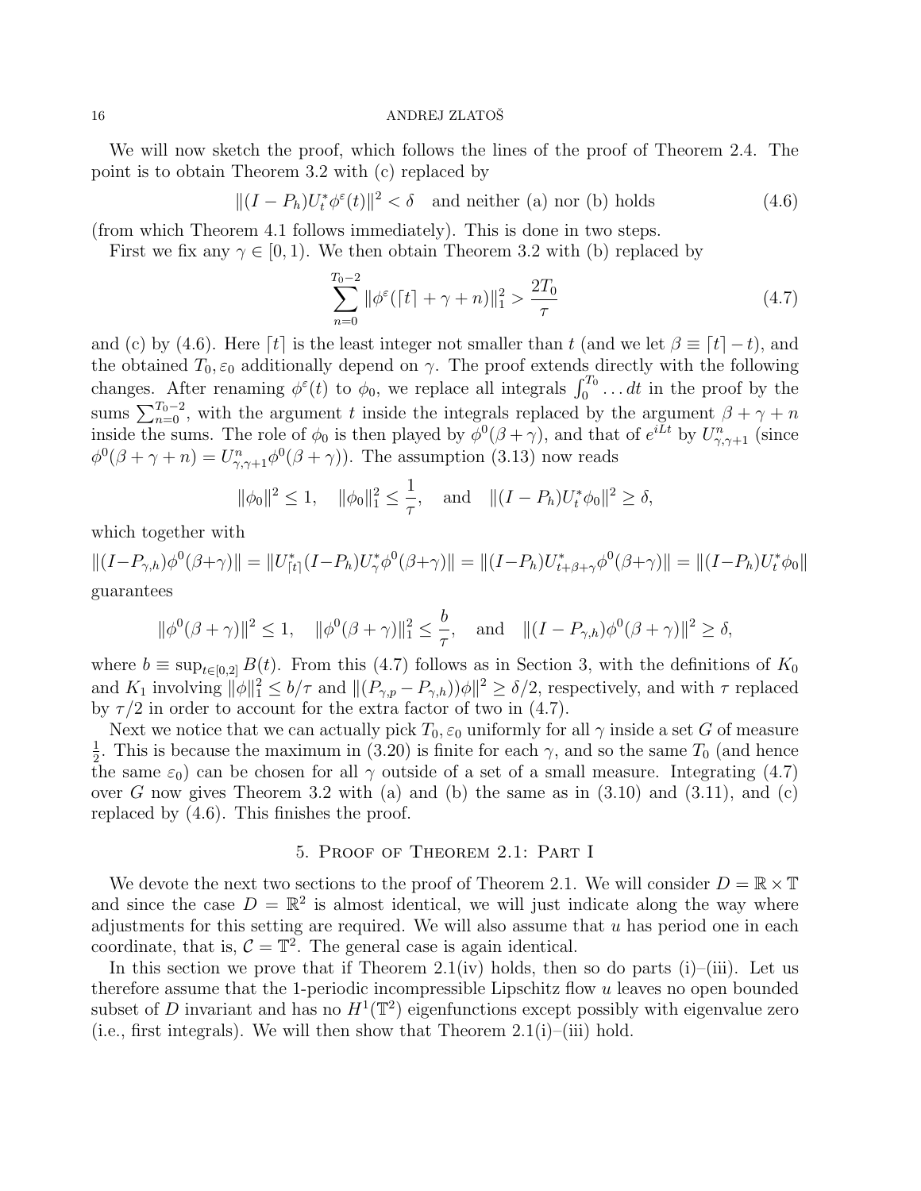We will now sketch the proof, which follows the lines of the proof of Theorem 2.4. The point is to obtain Theorem 3.2 with (c) replaced by

$$\|(I-P_h)U_t^*\phi^\varepsilon(t)\|^2 < \delta \quad \text{and neither (a) nor (b) holds} \tag{4.6}$$

(from which Theorem 4.1 follows immediately). This is done in two steps.

First we fix any $\gamma \in [0,1)$. We then obtain Theorem 3.2 with (b) replaced by

$$\sum_{n=0}^{T_0-2} \|\phi^\varepsilon(\lceil t\rceil + \gamma + n)\|_1^2 > \frac{2T_0}{\tau} \tag{4.7}$$

and (c) by (4.6). Here $\lceil t\rceil$ is the least integer not smaller than $t$ (and we let $\beta \equiv \lceil t\rceil - t$), and the obtained $T_0, \varepsilon_0$ additionally depend on $\gamma$. The proof extends directly with the following changes. After renaming $\phi^\varepsilon(t)$ to $\phi_0$, we replace all integrals $\int_0^{T_0} \dots dt$ in the proof by the sums $\sum_{n=0}^{T_0-2}$, with the argument $t$ inside the integrals replaced by the argument $\beta+\gamma+n$ inside the sums. The role of $\phi_0$ is then played by $\phi^0(\beta+\gamma)$, and that of $e^{iLt}$ by $U^n_{\gamma,\gamma+1}$ (since $\phi^0(\beta+\gamma+n) = U^n_{\gamma,\gamma+1}\phi^0(\beta+\gamma)$). The assumption (3.13) now reads

$$\|\phi_0\|^2 \le 1, \quad \|\phi_0\|_1^2 \le \frac{1}{\tau}, \quad \text{and} \quad \|(I-P_h)U_t^*\phi_0\|^2 \ge \delta,$$

which together with

$$\|(I-P_{\gamma,h})\phi^0(\beta+\gamma)\| = \|U^*_{\lceil t\rceil}(I-P_h)U^*_\gamma\phi^0(\beta+\gamma)\| = \|(I-P_h)U^*_{t+\beta+\gamma}\phi^0(\beta+\gamma)\| = \|(I-P_h)U^*_t\phi_0\|$$

guarantees

$$\|\phi^0(\beta+\gamma)\|^2 \le 1, \quad \|\phi^0(\beta+\gamma)\|_1^2 \le \frac{b}{\tau}, \quad \text{and} \quad \|(I-P_{\gamma,h})\phi^0(\beta+\gamma)\|^2 \ge \delta,$$

where $b \equiv \sup_{t\in[0,2]} B(t)$. From this (4.7) follows as in Section 3, with the definitions of $K_0$ and $K_1$ involving $\|\phi\|_1^2 \le b/\tau$ and $\|(P_{\gamma,p} - P_{\gamma,h}))\phi\|^2 \ge \delta/2$, respectively, and with $\tau$ replaced by $\tau/2$ in order to account for the extra factor of two in (4.7).

Next we notice that we can actually pick $T_0, \varepsilon_0$ uniformly for all $\gamma$ inside a set $G$ of measure $\frac{1}{2}$. This is because the maximum in (3.20) is finite for each $\gamma$, and so the same $T_0$ (and hence the same $\varepsilon_0$) can be chosen for all $\gamma$ outside of a set of a small measure. Integrating (4.7) over $G$ now gives Theorem 3.2 with (a) and (b) the same as in (3.10) and (3.11), and (c) replaced by (4.6). This finishes the proof.

## 5. Proof of Theorem 2.1: Part I

We devote the next two sections to the proof of Theorem 2.1. We will consider $D = \mathbb{R}\times\mathbb{T}$ and since the case $D = \mathbb{R}^2$ is almost identical, we will just indicate along the way where adjustments for this setting are required. We will also assume that $u$ has period one in each coordinate, that is, $\mathcal{C} = \mathbb{T}^2$. The general case is again identical.

In this section we prove that if Theorem 2.1(iv) holds, then so do parts (i)–(iii). Let us therefore assume that the 1-periodic incompressible Lipschitz flow $u$ leaves no open bounded subset of $D$ invariant and has no $H^1(\mathbb{T}^2)$ eigenfunctions except possibly with eigenvalue zero (i.e., first integrals). We will then show that Theorem 2.1(i)–(iii) hold.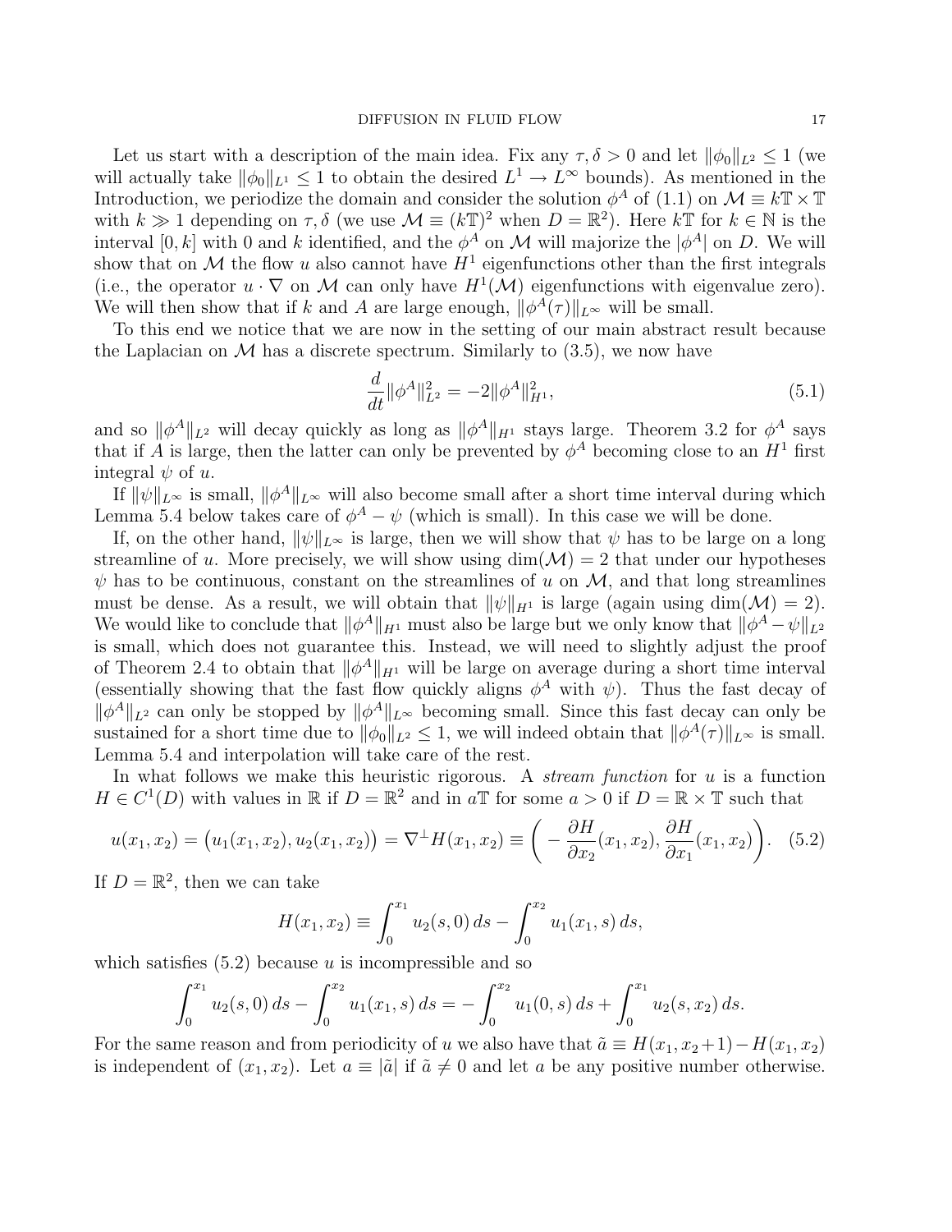Let us start with a description of the main idea. Fix any $\tau, \delta > 0$ and let $\|\phi_0\|_{L^2} \le 1$ (we will actually take $\|\phi_0\|_{L^1} \le 1$ to obtain the desired $L^1 \to L^\infty$ bounds). As mentioned in the Introduction, we periodize the domain and consider the solution $\phi^A$ of (1.1) on $\mathcal{M} \equiv k\mathbb{T} \times \mathbb{T}$ with $k \gg 1$ depending on $\tau, \delta$ (we use $\mathcal{M} \equiv (k\mathbb{T})^2$ when $D = \mathbb{R}^2$). Here $k\mathbb{T}$ for $k \in \mathbb{N}$ is the interval $[0, k]$ with 0 and $k$ identified, and the $\phi^A$ on $\mathcal{M}$ will majorize the $|\phi^A|$ on $D$. We will show that on $\mathcal{M}$ the flow $u$ also cannot have $H^1$ eigenfunctions other than the first integrals (i.e., the operator $u \cdot \nabla$ on $\mathcal{M}$ can only have $H^1(\mathcal{M})$ eigenfunctions with eigenvalue zero). We will then show that if $k$ and $A$ are large enough, $\|\phi^A(\tau)\|_{L^\infty}$ will be small.

To this end we notice that we are now in the setting of our main abstract result because the Laplacian on $\mathcal{M}$ has a discrete spectrum. Similarly to (3.5), we now have

$$\frac{d}{dt}\|\phi^A\|_{L^2}^2 = -2\|\phi^A\|_{H^1}^2, \tag{5.1}$$

and so $\|\phi^A\|_{L^2}$ will decay quickly as long as $\|\phi^A\|_{H^1}$ stays large. Theorem 3.2 for $\phi^A$ says that if $A$ is large, then the latter can only be prevented by $\phi^A$ becoming close to an $H^1$ first integral $\psi$ of $u$.

If $\|\psi\|_{L^\infty}$ is small, $\|\phi^A\|_{L^\infty}$ will also become small after a short time interval during which Lemma 5.4 below takes care of $\phi^A - \psi$ (which is small). In this case we will be done.

If, on the other hand, $\|\psi\|_{L^\infty}$ is large, then we will show that $\psi$ has to be large on a long streamline of $u$. More precisely, we will show using $\dim(\mathcal{M}) = 2$ that under our hypotheses $\psi$ has to be continuous, constant on the streamlines of $u$ on $\mathcal{M}$, and that long streamlines must be dense. As a result, we will obtain that $\|\psi\|_{H^1}$ is large (again using $\dim(\mathcal{M}) = 2$). We would like to conclude that $\|\phi^A\|_{H^1}$ must also be large but we only know that $\|\phi^A - \psi\|_{L^2}$ is small, which does not guarantee this. Instead, we will need to slightly adjust the proof of Theorem 2.4 to obtain that $\|\phi^A\|_{H^1}$ will be large on average during a short time interval (essentially showing that the fast flow quickly aligns $\phi^A$ with $\psi$). Thus the fast decay of $\|\phi^A\|_{L^2}$ can only be stopped by $\|\phi^A\|_{L^\infty}$ becoming small. Since this fast decay can only be sustained for a short time due to $\|\phi_0\|_{L^2} \le 1$, we will indeed obtain that $\|\phi^A(\tau)\|_{L^\infty}$ is small. Lemma 5.4 and interpolation will take care of the rest.

In what follows we make this heuristic rigorous. A *stream function* for $u$ is a function $H \in C^1(D)$ with values in $\mathbb{R}$ if $D = \mathbb{R}^2$ and in $a\mathbb{T}$ for some $a > 0$ if $D = \mathbb{R} \times \mathbb{T}$ such that

$$u(x_1, x_2) = \big(u_1(x_1, x_2), u_2(x_1, x_2)\big) = \nabla^\perp H(x_1, x_2) \equiv \left( -\frac{\partial H}{\partial x_2}(x_1, x_2), \frac{\partial H}{\partial x_1}(x_1, x_2)\right). \tag{5.2}$$

If $D = \mathbb{R}^2$, then we can take

$$H(x_1, x_2) \equiv \int_0^{x_1} u_2(s, 0)\, ds - \int_0^{x_2} u_1(x_1, s)\, ds,$$

which satisfies (5.2) because $u$ is incompressible and so

$$\int_0^{x_1} u_2(s, 0)\, ds - \int_0^{x_2} u_1(x_1, s)\, ds = -\int_0^{x_2} u_1(0, s)\, ds + \int_0^{x_1} u_2(s, x_2)\, ds.$$

For the same reason and from periodicity of $u$ we also have that $\tilde{a} \equiv H(x_1, x_2+1) - H(x_1, x_2)$ is independent of $(x_1, x_2)$. Let $a \equiv |\tilde{a}|$ if $\tilde{a} \neq 0$ and let $a$ be any positive number otherwise.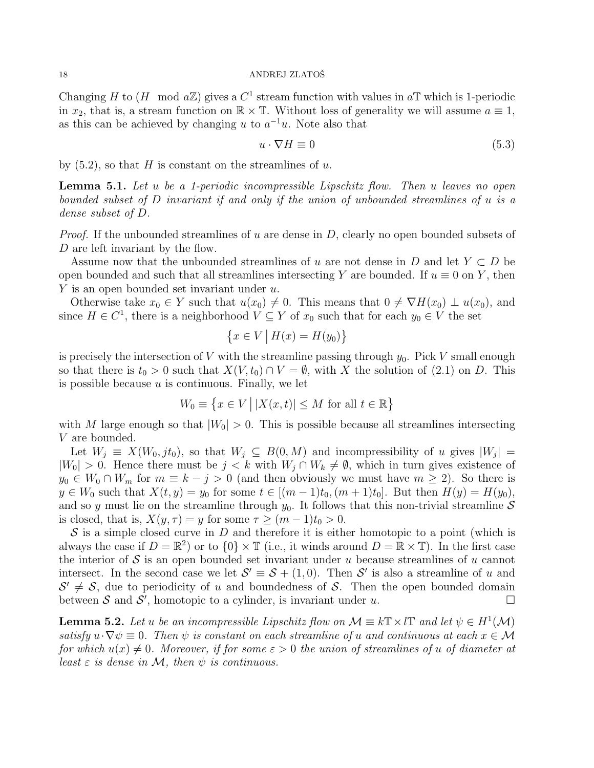Changing $H$ to $(H \mod a\mathbb{Z})$ gives a $C^1$ stream function with values in $a\mathbb{T}$ which is 1-periodic in $x_2$, that is, a stream function on $\mathbb{R} \times \mathbb{T}$. Without loss of generality we will assume $a \equiv 1$, as this can be achieved by changing $u$ to $a^{-1}u$. Note also that

$$u \cdot \nabla H \equiv 0 \tag{5.3}$$

by (5.2), so that $H$ is constant on the streamlines of $u$.

**Lemma 5.1.** *Let $u$ be a 1-periodic incompressible Lipschitz flow. Then $u$ leaves no open bounded subset of $D$ invariant if and only if the union of unbounded streamlines of $u$ is a dense subset of $D$.*

*Proof.* If the unbounded streamlines of $u$ are dense in $D$, clearly no open bounded subsets of $D$ are left invariant by the flow.

Assume now that the unbounded streamlines of $u$ are not dense in $D$ and let $Y \subset D$ be open bounded and such that all streamlines intersecting $Y$ are bounded. If $u \equiv 0$ on $Y$, then $Y$ is an open bounded set invariant under $u$.

Otherwise take $x_0 \in Y$ such that $u(x_0) \neq 0$. This means that $0 \neq \nabla H(x_0) \perp u(x_0)$, and since $H \in C^1$, there is a neighborhood $V \subseteq Y$ of $x_0$ such that for each $y_0 \in V$ the set

$$\{x \in V \,|\, H(x) = H(y_0)\}$$

is precisely the intersection of $V$ with the streamline passing through $y_0$. Pick $V$ small enough so that there is $t_0 > 0$ such that $X(V, t_0) \cap V = \emptyset$, with $X$ the solution of (2.1) on $D$. This is possible because $u$ is continuous. Finally, we let

$$W_0 \equiv \{x \in V \,|\, |X(x,t)| \leq M \text{ for all } t \in \mathbb{R}\}$$

with $M$ large enough so that $|W_0| > 0$. This is possible because all streamlines intersecting $V$ are bounded.

Let $W_j \equiv X(W_0, jt_0)$, so that $W_j \subseteq B(0, M)$ and incompressibility of $u$ gives $|W_j| = |W_0| > 0$. Hence there must be $j < k$ with $W_j \cap W_k \neq \emptyset$, which in turn gives existence of $y_0 \in W_0 \cap W_m$ for $m \equiv k - j > 0$ (and then obviously we must have $m \geq 2$). So there is $y \in W_0$ such that $X(t, y) = y_0$ for some $t \in [(m-1)t_0, (m+1)t_0]$. But then $H(y) = H(y_0)$, and so $y$ must lie on the streamline through $y_0$. It follows that this non-trivial streamline $\mathcal{S}$ is closed, that is, $X(y, \tau) = y$ for some $\tau \geq (m-1)t_0 > 0$.

$\mathcal{S}$ is a simple closed curve in $D$ and therefore it is either homotopic to a point (which is always the case if $D = \mathbb{R}^2$) or to $\{0\} \times \mathbb{T}$ (i.e., it winds around $D = \mathbb{R} \times \mathbb{T}$). In the first case the interior of $\mathcal{S}$ is an open bounded set invariant under $u$ because streamlines of $u$ cannot intersect. In the second case we let $\mathcal{S}' \equiv \mathcal{S} + (1, 0)$. Then $\mathcal{S}'$ is also a streamline of $u$ and $\mathcal{S}' \neq \mathcal{S}$, due to periodicity of $u$ and boundedness of $\mathcal{S}$. Then the open bounded domain between $\mathcal{S}$ and $\mathcal{S}'$, homotopic to a cylinder, is invariant under $u$. $\square$

**Lemma 5.2.** *Let $u$ be an incompressible Lipschitz flow on $\mathcal{M} \equiv k\mathbb{T} \times l\mathbb{T}$ and let $\psi \in H^1(\mathcal{M})$ satisfy $u \cdot \nabla \psi \equiv 0$. Then $\psi$ is constant on each streamline of $u$ and continuous at each $x \in \mathcal{M}$ for which $u(x) \neq 0$. Moreover, if for some $\varepsilon > 0$ the union of streamlines of $u$ of diameter at least $\varepsilon$ is dense in $\mathcal{M}$, then $\psi$ is continuous.*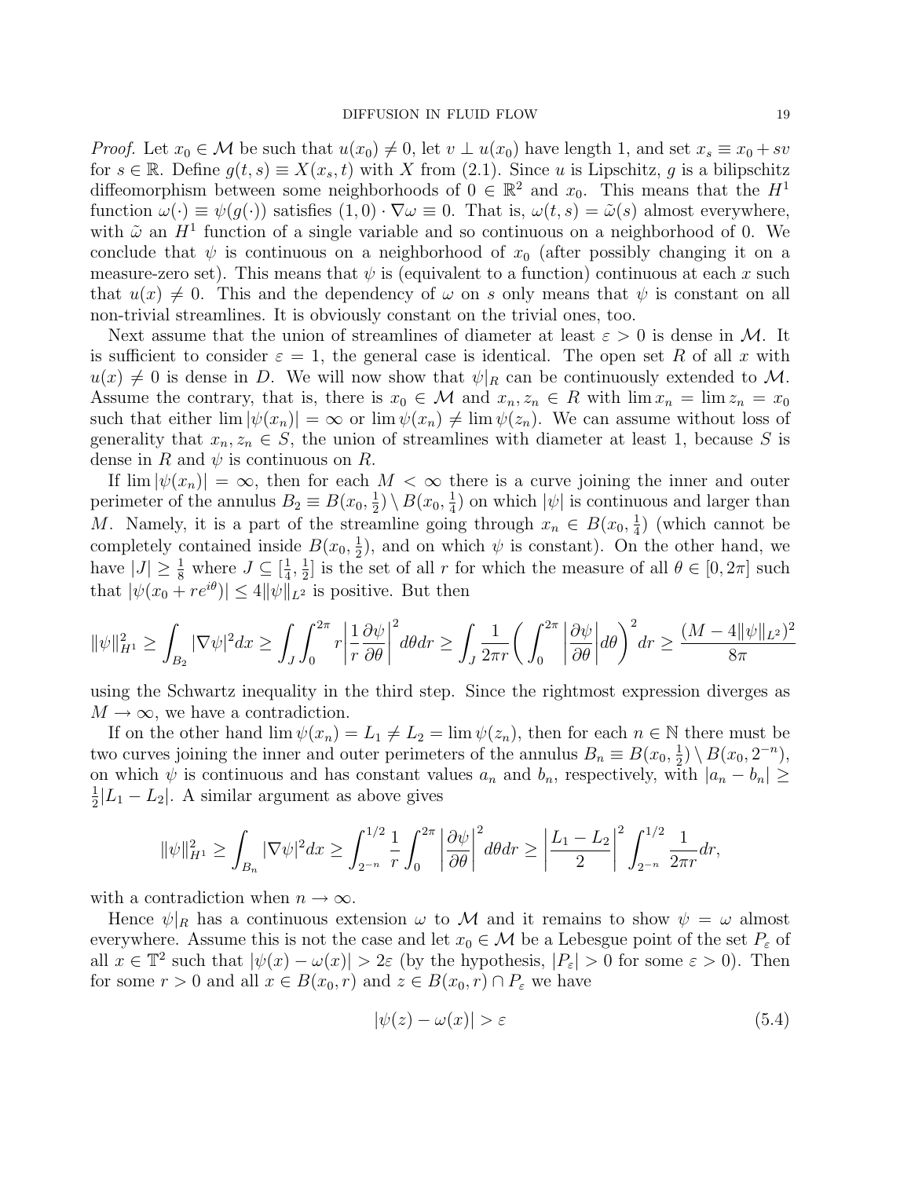*Proof.* Let $x_0 \in \mathcal{M}$ be such that $u(x_0) \neq 0$, let $v \perp u(x_0)$ have length 1, and set $x_s \equiv x_0 + sv$ for $s \in \mathbb{R}$. Define $g(t,s) \equiv X(x_s, t)$ with $X$ from (2.1). Since $u$ is Lipschitz, $g$ is a bilipschitz diffeomorphism between some neighborhoods of $0 \in \mathbb{R}^2$ and $x_0$. This means that the $H^1$ function $\omega(\cdot) \equiv \psi(g(\cdot))$ satisfies $(1,0) \cdot \nabla \omega \equiv 0$. That is, $\omega(t,s) = \tilde{\omega}(s)$ almost everywhere, with $\tilde{\omega}$ an $H^1$ function of a single variable and so continuous on a neighborhood of 0. We conclude that $\psi$ is continuous on a neighborhood of $x_0$ (after possibly changing it on a measure-zero set). This means that $\psi$ is (equivalent to a function) continuous at each $x$ such that $u(x) \neq 0$. This and the dependency of $\omega$ on $s$ only means that $\psi$ is constant on all non-trivial streamlines. It is obviously constant on the trivial ones, too.

Next assume that the union of streamlines of diameter at least $\varepsilon > 0$ is dense in $\mathcal{M}$. It is sufficient to consider $\varepsilon = 1$, the general case is identical. The open set $R$ of all $x$ with $u(x) \neq 0$ is dense in $D$. We will now show that $\psi|_R$ can be continuously extended to $\mathcal{M}$. Assume the contrary, that is, there is $x_0 \in \mathcal{M}$ and $x_n, z_n \in R$ with $\lim x_n = \lim z_n = x_0$ such that either $\lim |\psi(x_n)| = \infty$ or $\lim \psi(x_n) \neq \lim \psi(z_n)$. We can assume without loss of generality that $x_n, z_n \in S$, the union of streamlines with diameter at least 1, because $S$ is dense in $R$ and $\psi$ is continuous on $R$.

If $\lim |\psi(x_n)| = \infty$, then for each $M < \infty$ there is a curve joining the inner and outer perimeter of the annulus $B_2 \equiv B(x_0, \frac{1}{2}) \setminus B(x_0, \frac{1}{4})$ on which $|\psi|$ is continuous and larger than $M$. Namely, it is a part of the streamline going through $x_n \in B(x_0, \frac{1}{4})$ (which cannot be completely contained inside $B(x_0, \frac{1}{2})$, and on which $\psi$ is constant). On the other hand, we have $|J| \geq \frac{1}{8}$ where $J \subseteq [\frac{1}{4}, \frac{1}{2}]$ is the set of all $r$ for which the measure of all $\theta \in [0, 2\pi]$ such that $|\psi(x_0 + re^{i\theta})| \leq 4\|\psi\|_{L^2}$ is positive. But then

$$\|\psi\|_{H^1}^2 \geq \int_{B_2} |\nabla \psi|^2 dx \geq \int_J \int_0^{2\pi} r \left| \frac{1}{r} \frac{\partial \psi}{\partial \theta} \right|^2 d\theta dr \geq \int_J \frac{1}{2\pi r} \bigg( \int_0^{2\pi} \left| \frac{\partial \psi}{\partial \theta} \right| d\theta \bigg)^2 dr \geq \frac{(M - 4\|\psi\|_{L^2})^2}{8\pi}$$

using the Schwartz inequality in the third step. Since the rightmost expression diverges as $M \to \infty$, we have a contradiction.

If on the other hand $\lim \psi(x_n) = L_1 \neq L_2 = \lim \psi(z_n)$, then for each $n \in \mathbb{N}$ there must be two curves joining the inner and outer perimeters of the annulus $B_n \equiv B(x_0, \frac{1}{2}) \setminus B(x_0, 2^{-n})$, on which $\psi$ is continuous and has constant values $a_n$ and $b_n$, respectively, with $|a_n - b_n| \geq \frac{1}{2}|L_1 - L_2|$. A similar argument as above gives

$$\|\psi\|_{H^1}^2 \geq \int_{B_n} |\nabla \psi|^2 dx \geq \int_{2^{-n}}^{1/2} \frac{1}{r} \int_0^{2\pi} \left| \frac{\partial \psi}{\partial \theta} \right|^2 d\theta dr \geq \left| \frac{L_1 - L_2}{2} \right|^2 \int_{2^{-n}}^{1/2} \frac{1}{2\pi r} dr,$$

with a contradiction when $n \to \infty$.

Hence $\psi|_R$ has a continuous extension $\omega$ to $\mathcal{M}$ and it remains to show $\psi = \omega$ almost everywhere. Assume this is not the case and let $x_0 \in \mathcal{M}$ be a Lebesgue point of the set $P_\varepsilon$ of all $x \in \mathbb{T}^2$ such that $|\psi(x) - \omega(x)| > 2\varepsilon$ (by the hypothesis, $|P_\varepsilon| > 0$ for some $\varepsilon > 0$). Then for some $r > 0$ and all $x \in B(x_0, r)$ and $z \in B(x_0, r) \cap P_\varepsilon$ we have

$$|\psi(z) - \omega(x)| > \varepsilon \tag{5.4}$$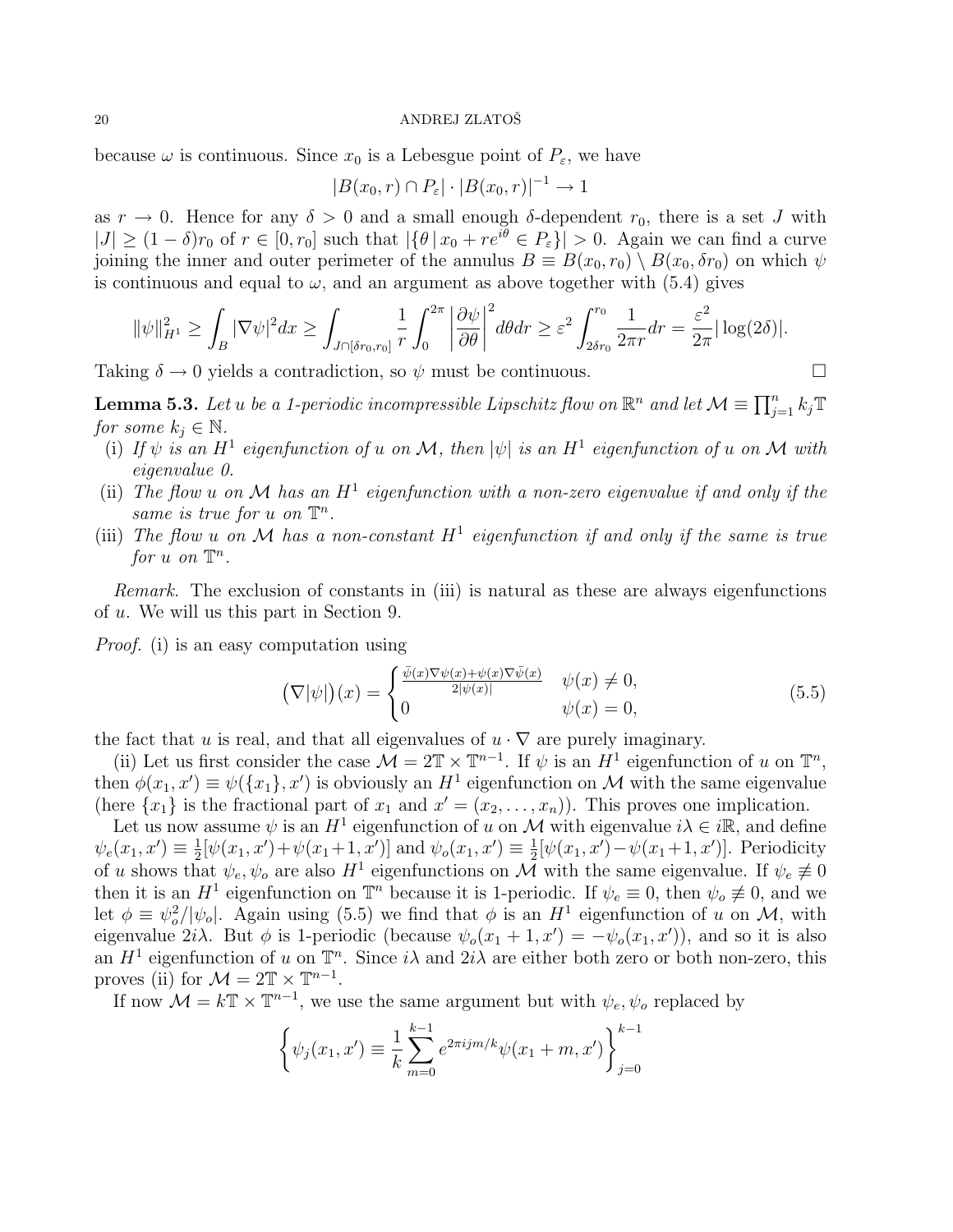because $\omega$ is continuous. Since $x_0$ is a Lebesgue point of $P_\varepsilon$, we have

$$|B(x_0,r)\cap P_\varepsilon|\cdot|B(x_0,r)|^{-1}\to 1$$

as $r\to 0$. Hence for any $\delta>0$ and a small enough $\delta$-dependent $r_0$, there is a set $J$ with $|J|\geq(1-\delta)r_0$ of $r\in[0,r_0]$ such that $|\{\theta\,|\,x_0+re^{i\theta}\in P_\varepsilon\}|>0$. Again we can find a curve joining the inner and outer perimeter of the annulus $B\equiv B(x_0,r_0)\setminus B(x_0,\delta r_0)$ on which $\psi$ is continuous and equal to $\omega$, and an argument as above together with (5.4) gives

$$\|\psi\|_{H^1}^2\geq\int_B|\nabla\psi|^2dx\geq\int_{J\cap[\delta r_0,r_0]}\frac{1}{r}\int_0^{2\pi}\left|\frac{\partial\psi}{\partial\theta}\right|^2d\theta dr\geq\varepsilon^2\int_{2\delta r_0}^{r_0}\frac{1}{2\pi r}dr=\frac{\varepsilon^2}{2\pi}|\log(2\delta)|.$$

Taking $\delta\to 0$ yields a contradiction, so $\psi$ must be continuous. $\square$

**Lemma 5.3.** *Let $u$ be a 1-periodic incompressible Lipschitz flow on $\mathbb{R}^n$ and let $\mathcal{M}\equiv\prod_{j=1}^n k_j\mathbb{T}$ for some $k_j\in\mathbb{N}$.*

(i) *If $\psi$ is an $H^1$ eigenfunction of $u$ on $\mathcal{M}$, then $|\psi|$ is an $H^1$ eigenfunction of $u$ on $\mathcal{M}$ with eigenvalue 0.*

(ii) *The flow $u$ on $\mathcal{M}$ has an $H^1$ eigenfunction with a non-zero eigenvalue if and only if the same is true for $u$ on $\mathbb{T}^n$.*

(iii) *The flow $u$ on $\mathcal{M}$ has a non-constant $H^1$ eigenfunction if and only if the same is true for $u$ on $\mathbb{T}^n$.*

*Remark.* The exclusion of constants in (iii) is natural as these are always eigenfunctions of $u$. We will us this part in Section 9.

*Proof.* (i) is an easy computation using

$$\big(\nabla|\psi|\big)(x)=\begin{cases}\frac{\bar\psi(x)\nabla\psi(x)+\psi(x)\nabla\bar\psi(x)}{2|\psi(x)|} & \psi(x)\neq 0,\\ 0 & \psi(x)=0,\end{cases}\tag{5.5}$$

the fact that $u$ is real, and that all eigenvalues of $u\cdot\nabla$ are purely imaginary.

(ii) Let us first consider the case $\mathcal{M}=2\mathbb{T}\times\mathbb{T}^{n-1}$. If $\psi$ is an $H^1$ eigenfunction of $u$ on $\mathbb{T}^n$, then $\phi(x_1,x')\equiv\psi(\{x_1\},x')$ is obviously an $H^1$ eigenfunction on $\mathcal{M}$ with the same eigenvalue (here $\{x_1\}$ is the fractional part of $x_1$ and $x'=(x_2,\dots,x_n)$). This proves one implication.

Let us now assume $\psi$ is an $H^1$ eigenfunction of $u$ on $\mathcal{M}$ with eigenvalue $i\lambda\in i\mathbb{R}$, and define $\psi_e(x_1,x')\equiv\frac{1}{2}[\psi(x_1,x')+\psi(x_1+1,x')]$ and $\psi_o(x_1,x')\equiv\frac{1}{2}[\psi(x_1,x')-\psi(x_1+1,x')]$. Periodicity of $u$ shows that $\psi_e,\psi_o$ are also $H^1$ eigenfunctions on $\mathcal{M}$ with the same eigenvalue. If $\psi_e\not\equiv 0$ then it is an $H^1$ eigenfunction on $\mathbb{T}^n$ because it is 1-periodic. If $\psi_e\equiv 0$, then $\psi_o\not\equiv 0$, and we let $\phi\equiv\psi_o^2/|\psi_o|$. Again using (5.5) we find that $\phi$ is an $H^1$ eigenfunction of $u$ on $\mathcal{M}$, with eigenvalue $2i\lambda$. But $\phi$ is 1-periodic (because $\psi_o(x_1+1,x')=-\psi_o(x_1,x')$), and so it is also an $H^1$ eigenfunction of $u$ on $\mathbb{T}^n$. Since $i\lambda$ and $2i\lambda$ are either both zero or both non-zero, this proves (ii) for $\mathcal{M}=2\mathbb{T}\times\mathbb{T}^{n-1}$.

If now $\mathcal{M}=k\mathbb{T}\times\mathbb{T}^{n-1}$, we use the same argument but with $\psi_e,\psi_o$ replaced by

$$\left\{\psi_j(x_1,x')\equiv\frac{1}{k}\sum_{m=0}^{k-1}e^{2\pi ijm/k}\psi(x_1+m,x')\right\}_{j=0}^{k-1}$$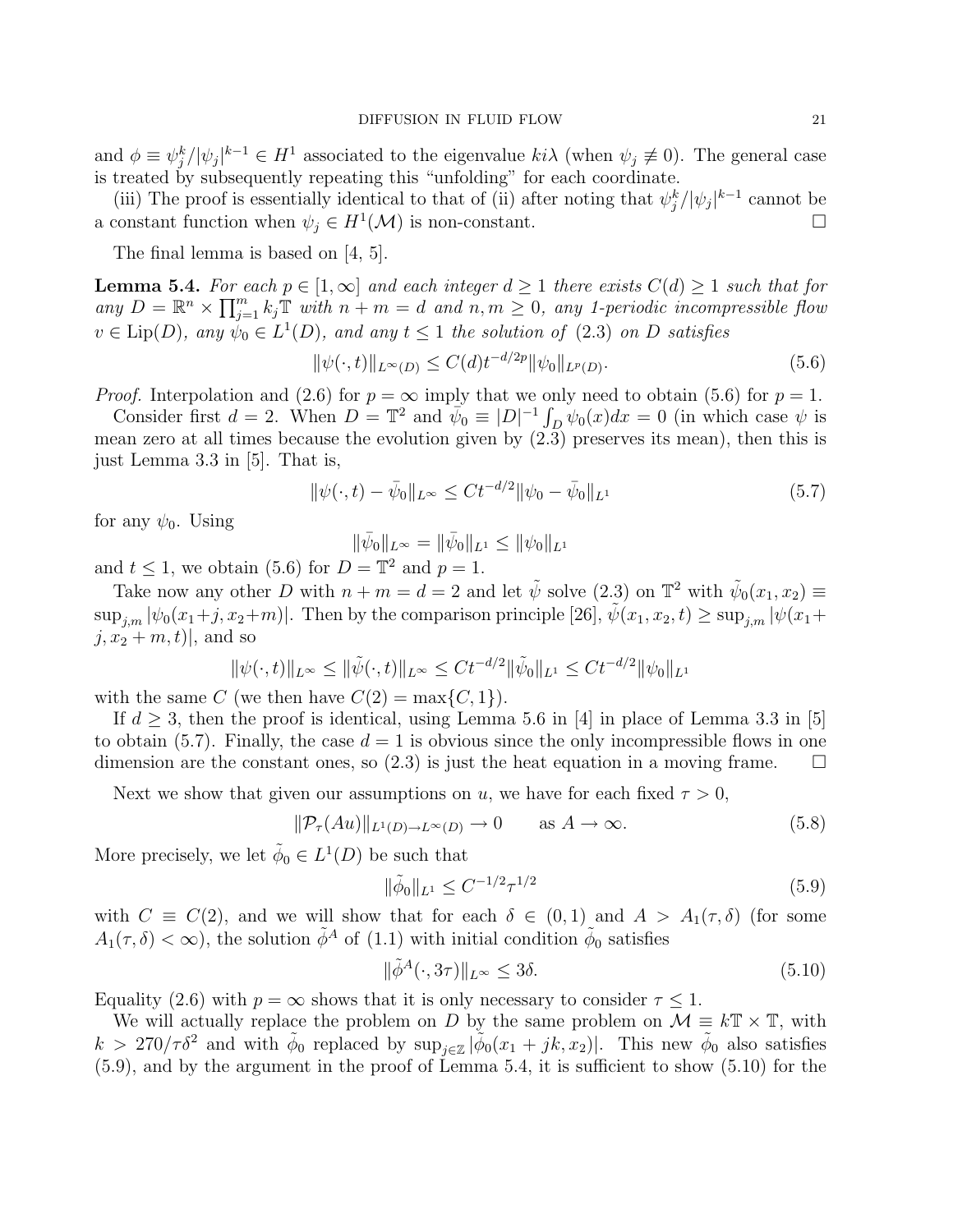and $\phi \equiv \psi_j^k/|\psi_j|^{k-1} \in H^1$ associated to the eigenvalue $ki\lambda$ (when $\psi_j \not\equiv 0$). The general case is treated by subsequently repeating this "unfolding" for each coordinate.

(iii) The proof is essentially identical to that of (ii) after noting that $\psi_j^k/|\psi_j|^{k-1}$ cannot be a constant function when $\psi_j \in H^1(\mathcal{M})$ is non-constant. $\square$

The final lemma is based on [4, 5].

**Lemma 5.4.** *For each $p \in [1,\infty]$ and each integer $d \geq 1$ there exists $C(d) \geq 1$ such that for any $D = \mathbb{R}^n \times \prod_{j=1}^m k_j\mathbb{T}$ with $n+m=d$ and $n,m \geq 0$, any 1-periodic incompressible flow $v \in \mathrm{Lip}(D)$, any $\psi_0 \in L^1(D)$, and any $t \leq 1$ the solution of (2.3) on $D$ satisfies*

$$\|\psi(\cdot,t)\|_{L^\infty(D)} \leq C(d)t^{-d/2p}\|\psi_0\|_{L^p(D)}. \tag{5.6}$$

*Proof.* Interpolation and (2.6) for $p=\infty$ imply that we only need to obtain (5.6) for $p=1$.

Consider first $d=2$. When $D=\mathbb{T}^2$ and $\bar\psi_0 \equiv |D|^{-1}\int_D \psi_0(x)dx = 0$ (in which case $\psi$ is mean zero at all times because the evolution given by (2.3) preserves its mean), then this is just Lemma 3.3 in [5]. That is,

$$\|\psi(\cdot,t) - \bar\psi_0\|_{L^\infty} \leq Ct^{-d/2}\|\psi_0 - \bar\psi_0\|_{L^1} \tag{5.7}$$

for any $\psi_0$. Using

$$\|\bar\psi_0\|_{L^\infty} = \|\bar\psi_0\|_{L^1} \leq \|\psi_0\|_{L^1}$$

and $t \leq 1$, we obtain (5.6) for $D=\mathbb{T}^2$ and $p=1$.

Take now any other $D$ with $n+m=d=2$ and let $\tilde\psi$ solve (2.3) on $\mathbb{T}^2$ with $\tilde\psi_0(x_1,x_2) \equiv \sup_{j,m}|\psi_0(x_1+j,x_2+m)|$. Then by the comparison principle [26], $\tilde\psi(x_1,x_2,t) \geq \sup_{j,m}|\psi(x_1+j,x_2+m,t)|$, and so

$$\|\psi(\cdot,t)\|_{L^\infty} \leq \|\tilde\psi(\cdot,t)\|_{L^\infty} \leq Ct^{-d/2}\|\tilde\psi_0\|_{L^1} \leq Ct^{-d/2}\|\psi_0\|_{L^1}$$

with the same $C$ (we then have $C(2)=\max\{C,1\}$).

If $d \geq 3$, then the proof is identical, using Lemma 5.6 in [4] in place of Lemma 3.3 in [5] to obtain (5.7). Finally, the case $d=1$ is obvious since the only incompressible flows in one dimension are the constant ones, so (2.3) is just the heat equation in a moving frame. $\square$

Next we show that given our assumptions on $u$, we have for each fixed $\tau > 0$,

$$\|\mathcal{P}_\tau(Au)\|_{L^1(D)\to L^\infty(D)} \to 0 \qquad \text{as } A \to \infty. \tag{5.8}$$

More precisely, we let $\tilde\phi_0 \in L^1(D)$ be such that

$$\|\tilde\phi_0\|_{L^1} \leq C^{-1/2}\tau^{1/2} \tag{5.9}$$

with $C \equiv C(2)$, and we will show that for each $\delta \in (0,1)$ and $A > A_1(\tau,\delta)$ (for some $A_1(\tau,\delta) < \infty$), the solution $\tilde\phi^A$ of (1.1) with initial condition $\tilde\phi_0$ satisfies

$$\|\tilde\phi^A(\cdot,3\tau)\|_{L^\infty} \leq 3\delta. \tag{5.10}$$

Equality (2.6) with $p=\infty$ shows that it is only necessary to consider $\tau \leq 1$.

We will actually replace the problem on $D$ by the same problem on $\mathcal{M} \equiv k\mathbb{T}\times\mathbb{T}$, with $k > 270/\tau\delta^2$ and with $\tilde\phi_0$ replaced by $\sup_{j\in\mathbb{Z}}|\tilde\phi_0(x_1+jk,x_2)|$. This new $\tilde\phi_0$ also satisfies (5.9), and by the argument in the proof of Lemma 5.4, it is sufficient to show (5.10) for the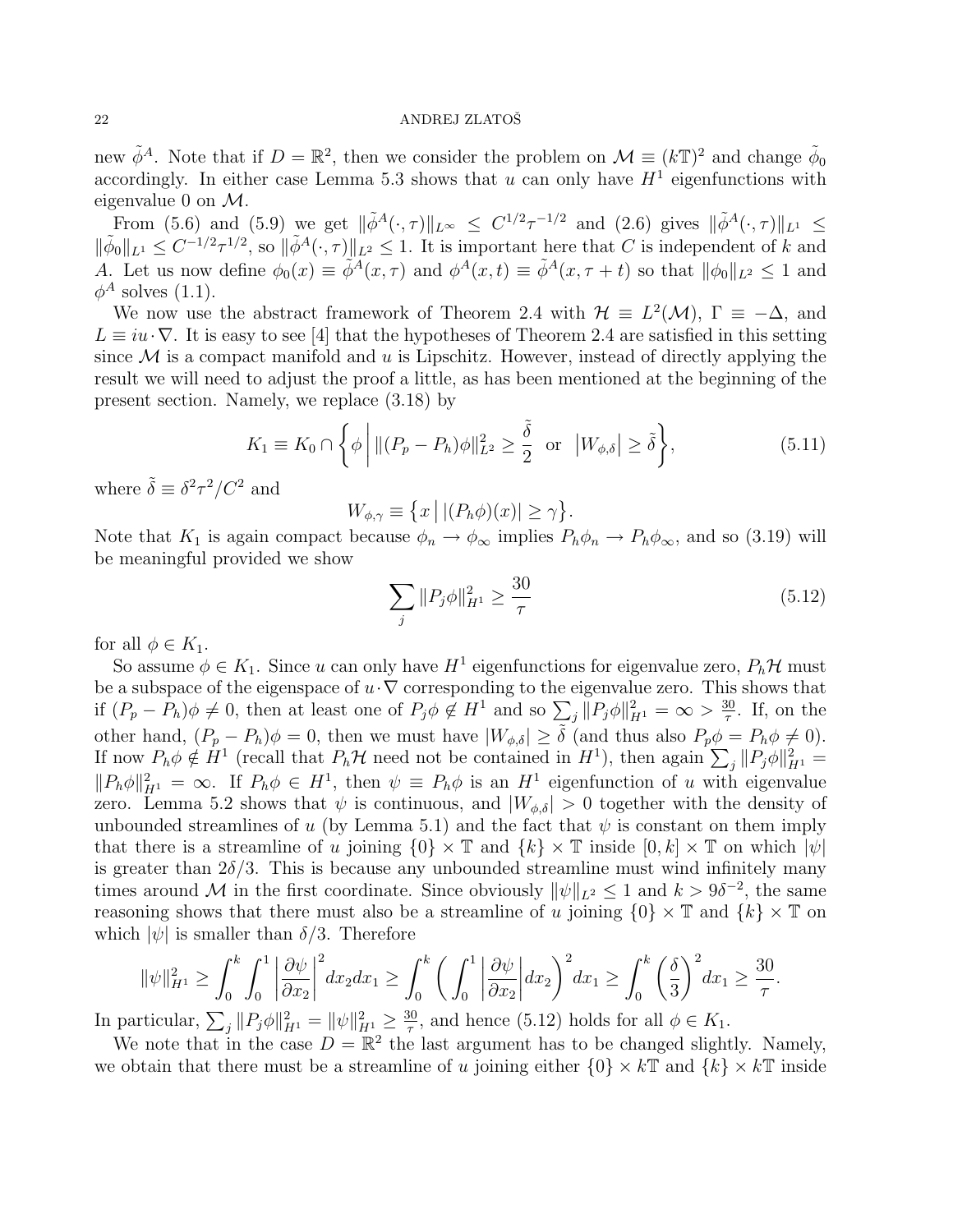new $\tilde{\phi}^A$. Note that if $D = \mathbb{R}^2$, then we consider the problem on $\mathcal{M} \equiv (k\mathbb{T})^2$ and change $\tilde{\phi}_0$ accordingly. In either case Lemma 5.3 shows that $u$ can only have $H^1$ eigenfunctions with eigenvalue 0 on $\mathcal{M}$.

From (5.6) and (5.9) we get $\|\tilde{\phi}^A(\cdot,\tau)\|_{L^\infty} \le C^{1/2}\tau^{-1/2}$ and (2.6) gives $\|\tilde{\phi}^A(\cdot,\tau)\|_{L^1} \le \|\tilde{\phi}_0\|_{L^1} \le C^{-1/2}\tau^{1/2}$, so $\|\tilde{\phi}^A(\cdot,\tau)\|_{L^2} \le 1$. It is important here that $C$ is independent of $k$ and $A$. Let us now define $\phi_0(x) \equiv \tilde{\phi}^A(x,\tau)$ and $\phi^A(x,t) \equiv \tilde{\phi}^A(x,\tau+t)$ so that $\|\phi_0\|_{L^2} \le 1$ and $\phi^A$ solves (1.1).

We now use the abstract framework of Theorem 2.4 with $\mathcal{H} \equiv L^2(\mathcal{M})$, $\Gamma \equiv -\Delta$, and $L \equiv iu\cdot\nabla$. It is easy to see [4] that the hypotheses of Theorem 2.4 are satisfied in this setting since $\mathcal{M}$ is a compact manifold and $u$ is Lipschitz. However, instead of directly applying the result we will need to adjust the proof a little, as has been mentioned at the beginning of the present section. Namely, we replace (3.18) by

$$K_1 \equiv K_0 \cap \left\{ \phi \,\middle|\, \|(P_p - P_h)\phi\|_{L^2}^2 \ge \frac{\tilde{\delta}}{2} \;\text{ or }\; \left|W_{\phi,\delta}\right| \ge \tilde{\delta} \right\}, \tag{5.11}$$

where $\tilde{\delta} \equiv \delta^2\tau^2/C^2$ and

$$W_{\phi,\gamma} \equiv \left\{ x \,\middle|\, |(P_h\phi)(x)| \ge \gamma \right\}.$$

Note that $K_1$ is again compact because $\phi_n \to \phi_\infty$ implies $P_h\phi_n \to P_h\phi_\infty$, and so (3.19) will be meaningful provided we show

$$\sum_j \|P_j\phi\|_{H^1}^2 \ge \frac{30}{\tau} \tag{5.12}$$

for all $\phi \in K_1$.

So assume $\phi \in K_1$. Since $u$ can only have $H^1$ eigenfunctions for eigenvalue zero, $P_h\mathcal{H}$ must be a subspace of the eigenspace of $u\cdot\nabla$ corresponding to the eigenvalue zero. This shows that if $(P_p - P_h)\phi \ne 0$, then at least one of $P_j\phi \notin H^1$ and so $\sum_j \|P_j\phi\|_{H^1}^2 = \infty > \frac{30}{\tau}$. If, on the other hand, $(P_p - P_h)\phi = 0$, then we must have $|W_{\phi,\delta}| \ge \tilde{\delta}$ (and thus also $P_p\phi = P_h\phi \ne 0$). If now $P_h\phi \notin H^1$ (recall that $P_h\mathcal{H}$ need not be contained in $H^1$), then again $\sum_j \|P_j\phi\|_{H^1}^2 = \|P_h\phi\|_{H^1}^2 = \infty$. If $P_h\phi \in H^1$, then $\psi \equiv P_h\phi$ is an $H^1$ eigenfunction of $u$ with eigenvalue zero. Lemma 5.2 shows that $\psi$ is continuous, and $|W_{\phi,\delta}| > 0$ together with the density of unbounded streamlines of $u$ (by Lemma 5.1) and the fact that $\psi$ is constant on them imply that there is a streamline of $u$ joining $\{0\}\times\mathbb{T}$ and $\{k\}\times\mathbb{T}$ inside $[0,k]\times\mathbb{T}$ on which $|\psi|$ is greater than $2\delta/3$. This is because any unbounded streamline must wind infinitely many times around $\mathcal{M}$ in the first coordinate. Since obviously $\|\psi\|_{L^2} \le 1$ and $k > 9\delta^{-2}$, the same reasoning shows that there must also be a streamline of $u$ joining $\{0\}\times\mathbb{T}$ and $\{k\}\times\mathbb{T}$ on which $|\psi|$ is smaller than $\delta/3$. Therefore

$$\|\psi\|_{H^1}^2 \ge \int_0^k \int_0^1 \left|\frac{\partial\psi}{\partial x_2}\right|^2 dx_2 dx_1 \ge \int_0^k \left( \int_0^1 \left|\frac{\partial\psi}{\partial x_2}\right| dx_2 \right)^2 dx_1 \ge \int_0^k \left(\frac{\delta}{3}\right)^2 dx_1 \ge \frac{30}{\tau}.$$

In particular, $\sum_j \|P_j\phi\|_{H^1}^2 = \|\psi\|_{H^1}^2 \ge \frac{30}{\tau}$, and hence (5.12) holds for all $\phi \in K_1$.

We note that in the case $D = \mathbb{R}^2$ the last argument has to be changed slightly. Namely, we obtain that there must be a streamline of $u$ joining either $\{0\}\times k\mathbb{T}$ and $\{k\}\times k\mathbb{T}$ inside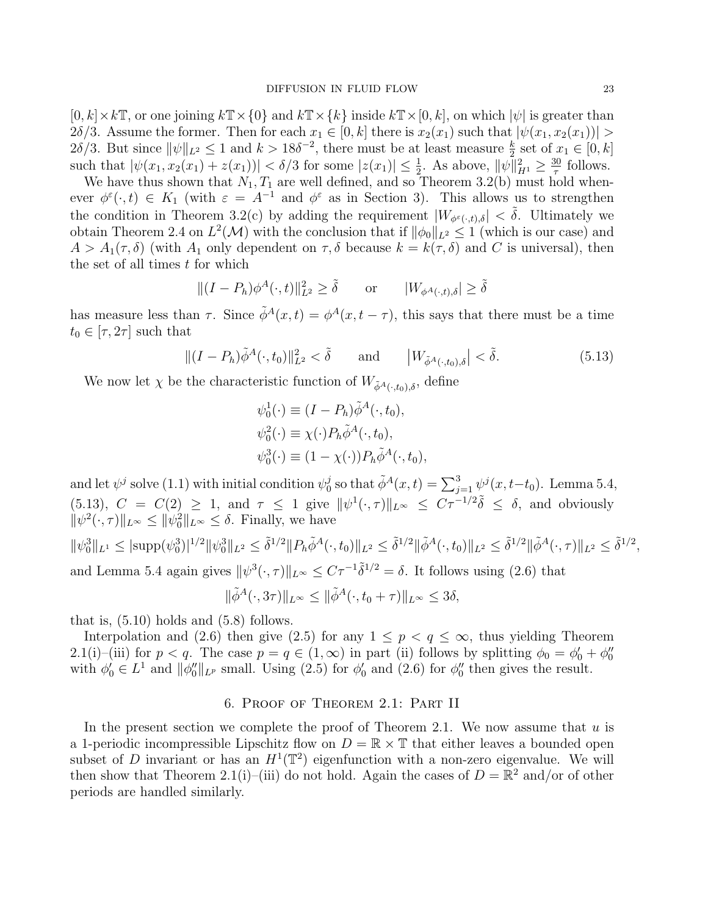$[0,k]\times k\mathbb{T}$, or one joining $k\mathbb{T}\times\{0\}$ and $k\mathbb{T}\times\{k\}$ inside $k\mathbb{T}\times[0,k]$, on which $|\psi|$ is greater than $2\delta/3$. Assume the former. Then for each $x_1\in[0,k]$ there is $x_2(x_1)$ such that $|\psi(x_1,x_2(x_1))|>2\delta/3$. But since $\|\psi\|_{L^2}\le 1$ and $k>18\delta^{-2}$, there must be at least measure $\frac{k}{2}$ set of $x_1\in[0,k]$ such that $|\psi(x_1,x_2(x_1)+z(x_1))|<\delta/3$ for some $|z(x_1)|\le\frac{1}{2}$. As above, $\|\psi\|_{H^1}^2\ge\frac{30}{\tau}$ follows.

We have thus shown that $N_1,T_1$ are well defined, and so Theorem 3.2(b) must hold whenever $\phi^\varepsilon(\cdot,t)\in K_1$ (with $\varepsilon=A^{-1}$ and $\phi^\varepsilon$ as in Section 3). This allows us to strengthen the condition in Theorem 3.2(c) by adding the requirement $|W_{\phi^\varepsilon(\cdot,t),\delta}|<\tilde\delta$. Ultimately we obtain Theorem 2.4 on $L^2(\mathcal{M})$ with the conclusion that if $\|\phi_0\|_{L^2}\le 1$ (which is our case) and $A>A_1(\tau,\delta)$ (with $A_1$ only dependent on $\tau,\delta$ because $k=k(\tau,\delta)$ and $C$ is universal), then the set of all times $t$ for which

$$\|(I-P_h)\phi^A(\cdot,t)\|_{L^2}^2\ge\tilde\delta \qquad\text{or}\qquad |W_{\phi^A(\cdot,t),\delta}|\ge\tilde\delta$$

has measure less than $\tau$. Since $\tilde\phi^A(x,t)=\phi^A(x,t-\tau)$, this says that there must be a time $t_0\in[\tau,2\tau]$ such that

$$\|(I-P_h)\tilde\phi^A(\cdot,t_0)\|_{L^2}^2<\tilde\delta \qquad\text{and}\qquad \left|W_{\tilde\phi^A(\cdot,t_0),\delta}\right|<\tilde\delta. \tag{5.13}$$

We now let $\chi$ be the characteristic function of $W_{\tilde\phi^A(\cdot,t_0),\delta}$, define

$$\begin{aligned}
\psi_0^1(\cdot)&\equiv(I-P_h)\tilde\phi^A(\cdot,t_0),\\
\psi_0^2(\cdot)&\equiv\chi(\cdot)P_h\tilde\phi^A(\cdot,t_0),\\
\psi_0^3(\cdot)&\equiv(1-\chi(\cdot))P_h\tilde\phi^A(\cdot,t_0),
\end{aligned}$$

and let $\psi^j$ solve (1.1) with initial condition $\psi_0^j$ so that $\tilde\phi^A(x,t)=\sum_{j=1}^3\psi^j(x,t-t_0)$. Lemma 5.4, (5.13), $C=C(2)\ge 1$, and $\tau\le 1$ give $\|\psi^1(\cdot,\tau)\|_{L^\infty}\le C\tau^{-1/2}\tilde\delta\le\delta$, and obviously $\|\psi^2(\cdot,\tau)\|_{L^\infty}\le\|\psi_0^2\|_{L^\infty}\le\delta$. Finally, we have

$$\|\psi_0^3\|_{L^1}\le|\mathrm{supp}(\psi_0^3)|^{1/2}\|\psi_0^3\|_{L^2}\le\tilde\delta^{1/2}\|P_h\tilde\phi^A(\cdot,t_0)\|_{L^2}\le\tilde\delta^{1/2}\|\tilde\phi^A(\cdot,t_0)\|_{L^2}\le\tilde\delta^{1/2}\|\tilde\phi^A(\cdot,\tau)\|_{L^2}\le\tilde\delta^{1/2},$$

and Lemma 5.4 again gives $\|\psi^3(\cdot,\tau)\|_{L^\infty}\le C\tau^{-1}\tilde\delta^{1/2}=\delta$. It follows using (2.6) that

$$\|\tilde\phi^A(\cdot,3\tau)\|_{L^\infty}\le\|\tilde\phi^A(\cdot,t_0+\tau)\|_{L^\infty}\le 3\delta,$$

that is, (5.10) holds and (5.8) follows.

Interpolation and (2.6) then give (2.5) for any $1\le p<q\le\infty$, thus yielding Theorem 2.1(i)–(iii) for $p<q$. The case $p=q\in(1,\infty)$ in part (ii) follows by splitting $\phi_0=\phi_0'+\phi_0''$ with $\phi_0'\in L^1$ and $\|\phi_0''\|_{L^p}$ small. Using (2.5) for $\phi_0'$ and (2.6) for $\phi_0''$ then gives the result.

## 6. Proof of Theorem 2.1: Part II

In the present section we complete the proof of Theorem 2.1. We now assume that $u$ is a 1-periodic incompressible Lipschitz flow on $D=\mathbb{R}\times\mathbb{T}$ that either leaves a bounded open subset of $D$ invariant or has an $H^1(\mathbb{T}^2)$ eigenfunction with a non-zero eigenvalue. We will then show that Theorem 2.1(i)–(iii) do not hold. Again the cases of $D=\mathbb{R}^2$ and/or of other periods are handled similarly.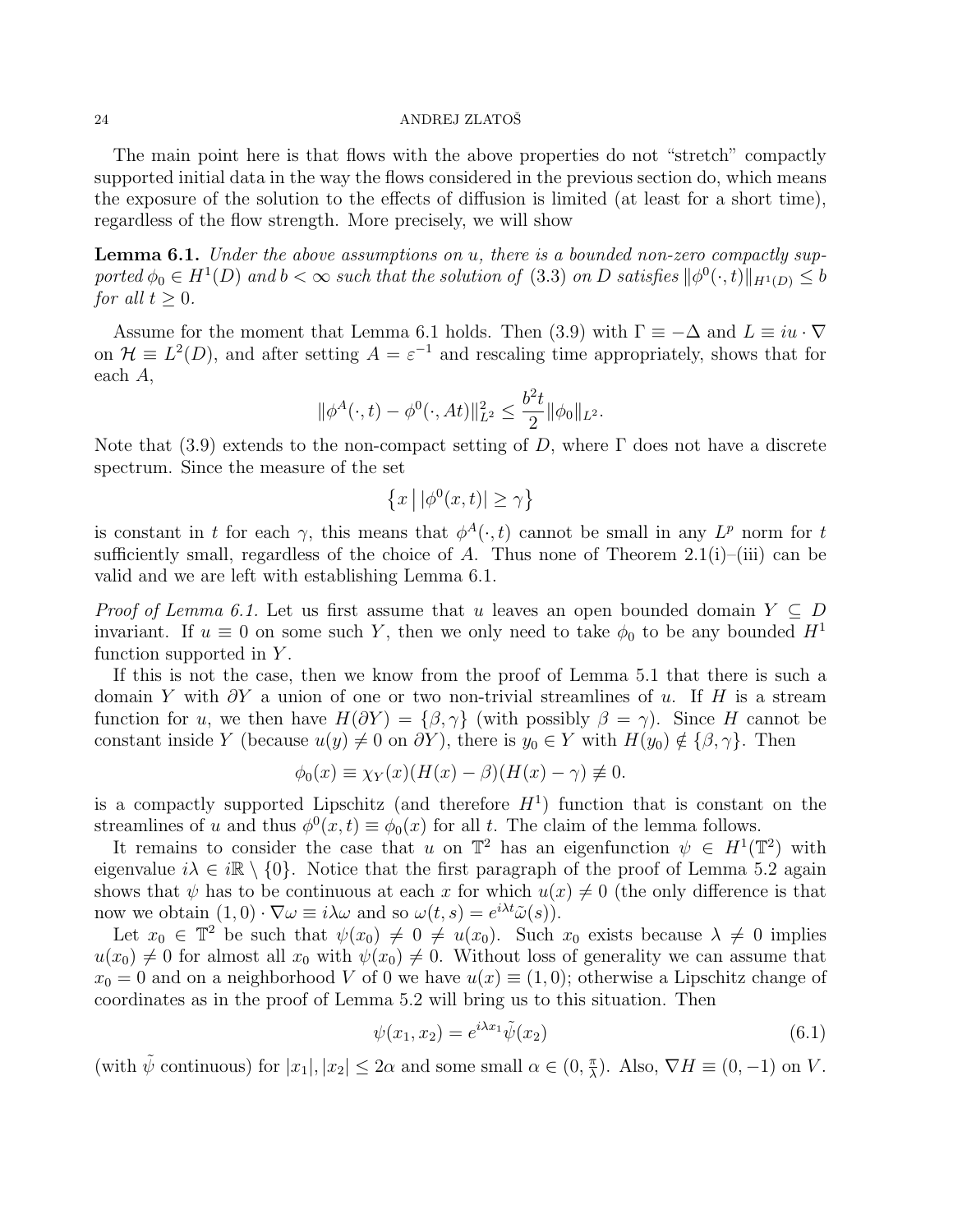The main point here is that flows with the above properties do not "stretch" compactly supported initial data in the way the flows considered in the previous section do, which means the exposure of the solution to the effects of diffusion is limited (at least for a short time), regardless of the flow strength. More precisely, we will show

**Lemma 6.1.** *Under the above assumptions on $u$, there is a bounded non-zero compactly supported $\phi_0 \in H^1(D)$ and $b < \infty$ such that the solution of (3.3) on $D$ satisfies $\|\phi^0(\cdot, t)\|_{H^1(D)} \le b$ for all $t \ge 0$.*

Assume for the moment that Lemma 6.1 holds. Then (3.9) with $\Gamma \equiv -\Delta$ and $L \equiv iu \cdot \nabla$ on $\mathcal{H} \equiv L^2(D)$, and after setting $A = \varepsilon^{-1}$ and rescaling time appropriately, shows that for each $A$,

$$\|\phi^A(\cdot, t) - \phi^0(\cdot, At)\|_{L^2}^2 \le \frac{b^2 t}{2} \|\phi_0\|_{L^2}.$$

Note that (3.9) extends to the non-compact setting of $D$, where $\Gamma$ does not have a discrete spectrum. Since the measure of the set

$$\{x \,|\, |\phi^0(x, t)| \ge \gamma\}$$

is constant in $t$ for each $\gamma$, this means that $\phi^A(\cdot, t)$ cannot be small in any $L^p$ norm for $t$ sufficiently small, regardless of the choice of $A$. Thus none of Theorem 2.1(i)–(iii) can be valid and we are left with establishing Lemma 6.1.

*Proof of Lemma 6.1.* Let us first assume that $u$ leaves an open bounded domain $Y \subseteq D$ invariant. If $u \equiv 0$ on some such $Y$, then we only need to take $\phi_0$ to be any bounded $H^1$ function supported in $Y$.

If this is not the case, then we know from the proof of Lemma 5.1 that there is such a domain $Y$ with $\partial Y$ a union of one or two non-trivial streamlines of $u$. If $H$ is a stream function for $u$, we then have $H(\partial Y) = \{\beta, \gamma\}$ (with possibly $\beta = \gamma$). Since $H$ cannot be constant inside $Y$ (because $u(y) \ne 0$ on $\partial Y$), there is $y_0 \in Y$ with $H(y_0) \notin \{\beta, \gamma\}$. Then

$$\phi_0(x) \equiv \chi_Y(x)(H(x) - \beta)(H(x) - \gamma) \not\equiv 0.$$

is a compactly supported Lipschitz (and therefore $H^1$) function that is constant on the streamlines of $u$ and thus $\phi^0(x, t) \equiv \phi_0(x)$ for all $t$. The claim of the lemma follows.

It remains to consider the case that $u$ on $\mathbb{T}^2$ has an eigenfunction $\psi \in H^1(\mathbb{T}^2)$ with eigenvalue $i\lambda \in i\mathbb{R} \setminus \{0\}$. Notice that the first paragraph of the proof of Lemma 5.2 again shows that $\psi$ has to be continuous at each $x$ for which $u(x) \ne 0$ (the only difference is that now we obtain $(1, 0) \cdot \nabla \omega \equiv i\lambda\omega$ and so $\omega(t, s) = e^{i\lambda t}\tilde{\omega}(s)$).

Let $x_0 \in \mathbb{T}^2$ be such that $\psi(x_0) \ne 0 \ne u(x_0)$. Such $x_0$ exists because $\lambda \ne 0$ implies $u(x_0) \ne 0$ for almost all $x_0$ with $\psi(x_0) \ne 0$. Without loss of generality we can assume that $x_0 = 0$ and on a neighborhood $V$ of 0 we have $u(x) \equiv (1, 0)$; otherwise a Lipschitz change of coordinates as in the proof of Lemma 5.2 will bring us to this situation. Then

$$\psi(x_1, x_2) = e^{i\lambda x_1}\tilde{\psi}(x_2) \tag{6.1}$$

(with $\tilde{\psi}$ continuous) for $|x_1|, |x_2| \le 2\alpha$ and some small $\alpha \in (0, \frac{\pi}{\lambda})$. Also, $\nabla H \equiv (0, -1)$ on $V$.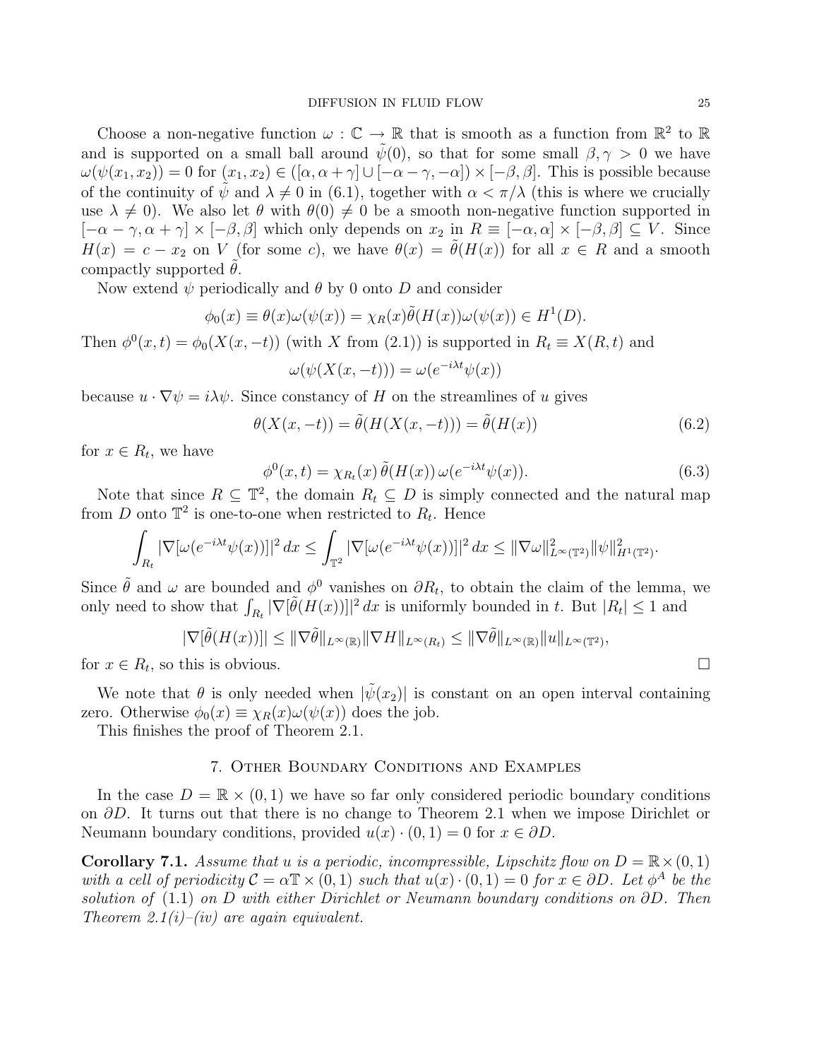Choose a non-negative function $\omega : \mathbb{C} \to \mathbb{R}$ that is smooth as a function from $\mathbb{R}^2$ to $\mathbb{R}$ and is supported on a small ball around $\tilde{\psi}(0)$, so that for some small $\beta, \gamma > 0$ we have $\omega(\psi(x_1, x_2)) = 0$ for $(x_1, x_2) \in ([\alpha, \alpha+\gamma] \cup [-\alpha-\gamma, -\alpha]) \times [-\beta, \beta]$. This is possible because of the continuity of $\tilde{\psi}$ and $\lambda \neq 0$ in (6.1), together with $\alpha < \pi/\lambda$ (this is where we crucially use $\lambda \neq 0$). We also let $\theta$ with $\theta(0) \neq 0$ be a smooth non-negative function supported in $[-\alpha-\gamma, \alpha+\gamma] \times [-\beta, \beta]$ which only depends on $x_2$ in $R \equiv [-\alpha, \alpha] \times [-\beta, \beta] \subseteq V$. Since $H(x) = c - x_2$ on $V$ (for some $c$), we have $\theta(x) = \tilde{\theta}(H(x))$ for all $x \in R$ and a smooth compactly supported $\tilde{\theta}$.

Now extend $\psi$ periodically and $\theta$ by 0 onto $D$ and consider

$$\phi_0(x) \equiv \theta(x)\omega(\psi(x)) = \chi_R(x)\tilde{\theta}(H(x))\omega(\psi(x)) \in H^1(D).$$

Then $\phi^0(x,t) = \phi_0(X(x,-t))$ (with $X$ from (2.1)) is supported in $R_t \equiv X(R,t)$ and

$$\omega(\psi(X(x,-t))) = \omega(e^{-i\lambda t}\psi(x))$$

because $u \cdot \nabla \psi = i\lambda\psi$. Since constancy of $H$ on the streamlines of $u$ gives

$$\theta(X(x,-t)) = \tilde{\theta}(H(X(x,-t))) = \tilde{\theta}(H(x)) \tag{6.2}$$

for $x \in R_t$, we have

$$\phi^0(x,t) = \chi_{R_t}(x)\,\tilde{\theta}(H(x))\,\omega(e^{-i\lambda t}\psi(x)). \tag{6.3}$$

Note that since $R \subseteq \mathbb{T}^2$, the domain $R_t \subseteq D$ is simply connected and the natural map from $D$ onto $\mathbb{T}^2$ is one-to-one when restricted to $R_t$. Hence

$$\int_{R_t} |\nabla[\omega(e^{-i\lambda t}\psi(x))]|^2\,dx \leq \int_{\mathbb{T}^2} |\nabla[\omega(e^{-i\lambda t}\psi(x))]|^2\,dx \leq \|\nabla\omega\|^2_{L^\infty(\mathbb{T}^2)}\|\psi\|^2_{H^1(\mathbb{T}^2)}.$$

Since $\tilde{\theta}$ and $\omega$ are bounded and $\phi^0$ vanishes on $\partial R_t$, to obtain the claim of the lemma, we only need to show that $\int_{R_t} |\nabla[\tilde{\theta}(H(x))]|^2\,dx$ is uniformly bounded in $t$. But $|R_t| \leq 1$ and

$$|\nabla[\tilde{\theta}(H(x))]| \leq \|\nabla\tilde{\theta}\|_{L^\infty(\mathbb{R})}\|\nabla H\|_{L^\infty(R_t)} \leq \|\nabla\tilde{\theta}\|_{L^\infty(\mathbb{R})}\|u\|_{L^\infty(\mathbb{T}^2)},$$

for $x \in R_t$, so this is obvious. $\square$

We note that $\theta$ is only needed when $|\tilde{\psi}(x_2)|$ is constant on an open interval containing zero. Otherwise $\phi_0(x) \equiv \chi_R(x)\omega(\psi(x))$ does the job.

This finishes the proof of Theorem 2.1.

## 7. Other Boundary Conditions and Examples

In the case $D = \mathbb{R} \times (0,1)$ we have so far only considered periodic boundary conditions on $\partial D$. It turns out that there is no change to Theorem 2.1 when we impose Dirichlet or Neumann boundary conditions, provided $u(x) \cdot (0,1) = 0$ for $x \in \partial D$.

**Corollary 7.1.** *Assume that $u$ is a periodic, incompressible, Lipschitz flow on $D = \mathbb{R} \times (0,1)$ with a cell of periodicity $\mathcal{C} = \alpha\mathbb{T} \times (0,1)$ such that $u(x) \cdot (0,1) = 0$ for $x \in \partial D$. Let $\phi^A$ be the solution of* (1.1) *on $D$ with either Dirichlet or Neumann boundary conditions on $\partial D$. Then Theorem 2.1(i)–(iv) are again equivalent.*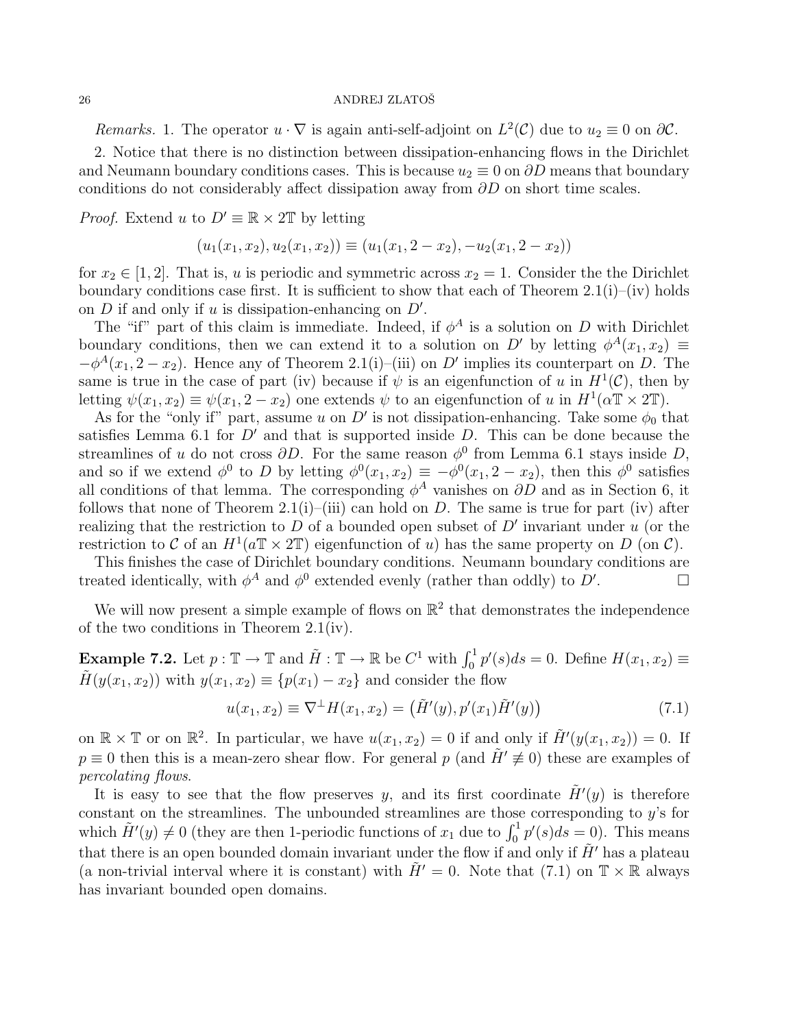*Remarks.* 1. The operator $u \cdot \nabla$ is again anti-self-adjoint on $L^2(\mathcal{C})$ due to $u_2 \equiv 0$ on $\partial\mathcal{C}$.

2. Notice that there is no distinction between dissipation-enhancing flows in the Dirichlet and Neumann boundary conditions cases. This is because $u_2 \equiv 0$ on $\partial D$ means that boundary conditions do not considerably affect dissipation away from $\partial D$ on short time scales.

*Proof.* Extend $u$ to $D' \equiv \mathbb{R} \times 2\mathbb{T}$ by letting

$$(u_1(x_1, x_2), u_2(x_1, x_2)) \equiv (u_1(x_1, 2 - x_2), -u_2(x_1, 2 - x_2))$$

for $x_2 \in [1, 2]$. That is, $u$ is periodic and symmetric across $x_2 = 1$. Consider the the Dirichlet boundary conditions case first. It is sufficient to show that each of Theorem 2.1(i)–(iv) holds on $D$ if and only if $u$ is dissipation-enhancing on $D'$.

The "if" part of this claim is immediate. Indeed, if $\phi^A$ is a solution on $D$ with Dirichlet boundary conditions, then we can extend it to a solution on $D'$ by letting $\phi^A(x_1, x_2) \equiv -\phi^A(x_1, 2 - x_2)$. Hence any of Theorem 2.1(i)–(iii) on $D'$ implies its counterpart on $D$. The same is true in the case of part (iv) because if $\psi$ is an eigenfunction of $u$ in $H^1(\mathcal{C})$, then by letting $\psi(x_1, x_2) \equiv \psi(x_1, 2 - x_2)$ one extends $\psi$ to an eigenfunction of $u$ in $H^1(\alpha\mathbb{T} \times 2\mathbb{T})$.

As for the "only if" part, assume $u$ on $D'$ is not dissipation-enhancing. Take some $\phi_0$ that satisfies Lemma 6.1 for $D'$ and that is supported inside $D$. This can be done because the streamlines of $u$ do not cross $\partial D$. For the same reason $\phi^0$ from Lemma 6.1 stays inside $D$, and so if we extend $\phi^0$ to $D$ by letting $\phi^0(x_1, x_2) \equiv -\phi^0(x_1, 2 - x_2)$, then this $\phi^0$ satisfies all conditions of that lemma. The corresponding $\phi^A$ vanishes on $\partial D$ and as in Section 6, it follows that none of Theorem 2.1(i)–(iii) can hold on $D$. The same is true for part (iv) after realizing that the restriction to $D$ of a bounded open subset of $D'$ invariant under $u$ (or the restriction to $\mathcal{C}$ of an $H^1(a\mathbb{T} \times 2\mathbb{T})$ eigenfunction of $u$) has the same property on $D$ (on $\mathcal{C}$).

This finishes the case of Dirichlet boundary conditions. Neumann boundary conditions are treated identically, with $\phi^A$ and $\phi^0$ extended evenly (rather than oddly) to $D'$. $\square$

We will now present a simple example of flows on $\mathbb{R}^2$ that demonstrates the independence of the two conditions in Theorem 2.1(iv).

**Example 7.2.** Let $p : \mathbb{T} \to \mathbb{T}$ and $\tilde{H} : \mathbb{T} \to \mathbb{R}$ be $C^1$ with $\int_0^1 p'(s)ds = 0$. Define $H(x_1, x_2) \equiv \tilde{H}(y(x_1, x_2))$ with $y(x_1, x_2) \equiv \{p(x_1) - x_2\}$ and consider the flow

$$u(x_1, x_2) \equiv \nabla^\perp H(x_1, x_2) = \big(\tilde{H}'(y), p'(x_1)\tilde{H}'(y)\big) \tag{7.1}$$

on $\mathbb{R} \times \mathbb{T}$ or on $\mathbb{R}^2$. In particular, we have $u(x_1, x_2) = 0$ if and only if $\tilde{H}'(y(x_1, x_2)) = 0$. If $p \equiv 0$ then this is a mean-zero shear flow. For general $p$ (and $\tilde{H}' \not\equiv 0$) these are examples of *percolating flows*.

It is easy to see that the flow preserves $y$, and its first coordinate $\tilde{H}'(y)$ is therefore constant on the streamlines. The unbounded streamlines are those corresponding to $y$'s for which $\tilde{H}'(y) \neq 0$ (they are then 1-periodic functions of $x_1$ due to $\int_0^1 p'(s)ds = 0$). This means that there is an open bounded domain invariant under the flow if and only if $\tilde{H}'$ has a plateau (a non-trivial interval where it is constant) with $\tilde{H}' = 0$. Note that (7.1) on $\mathbb{T} \times \mathbb{R}$ always has invariant bounded open domains.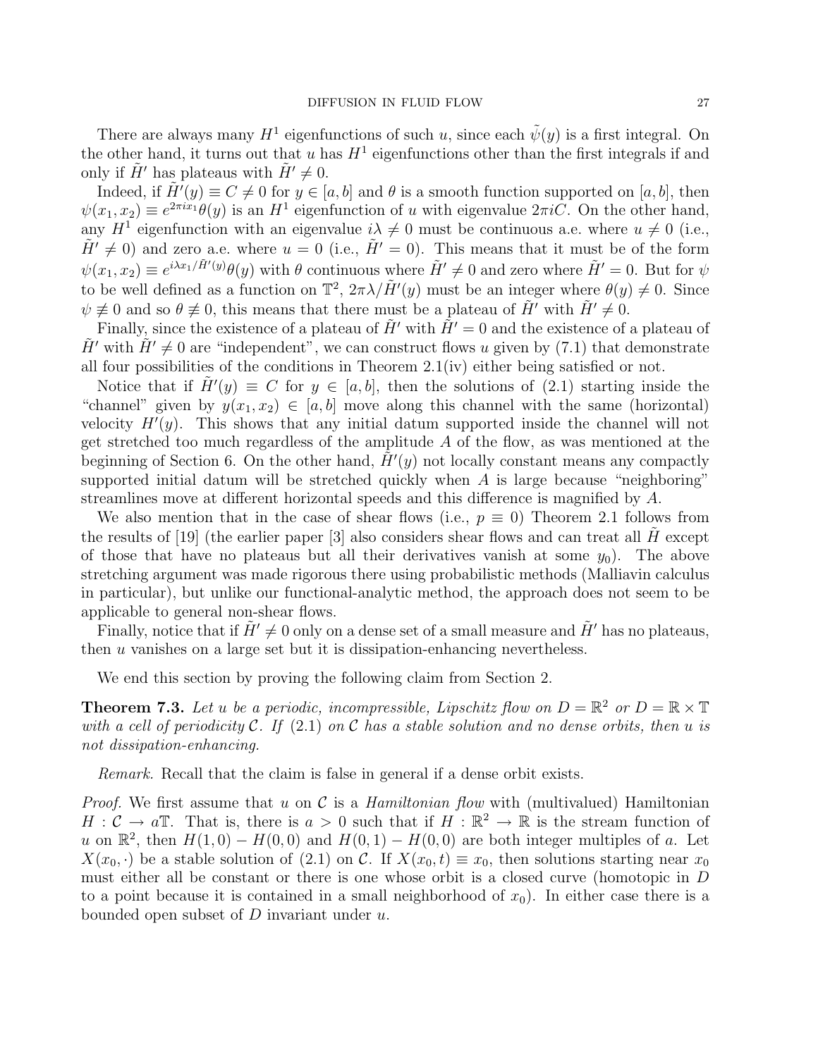There are always many $H^1$ eigenfunctions of such $u$, since each $\tilde{\psi}(y)$ is a first integral. On the other hand, it turns out that $u$ has $H^1$ eigenfunctions other than the first integrals if and only if $\tilde{H}'$ has plateaus with $\tilde{H}' \neq 0$.

Indeed, if $\tilde{H}'(y) \equiv C \neq 0$ for $y \in [a, b]$ and $\theta$ is a smooth function supported on $[a, b]$, then $\psi(x_1, x_2) \equiv e^{2\pi i x_1}\theta(y)$ is an $H^1$ eigenfunction of $u$ with eigenvalue $2\pi i C$. On the other hand, any $H^1$ eigenfunction with an eigenvalue $i\lambda \neq 0$ must be continuous a.e. where $u \neq 0$ (i.e., $\tilde{H}' \neq 0$) and zero a.e. where $u = 0$ (i.e., $\tilde{H}' = 0$). This means that it must be of the form $\psi(x_1, x_2) \equiv e^{i\lambda x_1/\tilde{H}'(y)}\theta(y)$ with $\theta$ continuous where $\tilde{H}' \neq 0$ and zero where $\tilde{H}' = 0$. But for $\psi$ to be well defined as a function on $\mathbb{T}^2$, $2\pi\lambda/\tilde{H}'(y)$ must be an integer where $\theta(y) \neq 0$. Since $\psi \not\equiv 0$ and so $\theta \not\equiv 0$, this means that there must be a plateau of $\tilde{H}'$ with $\tilde{H}' \neq 0$.

Finally, since the existence of a plateau of $\tilde{H}'$ with $\tilde{H}' = 0$ and the existence of a plateau of $\tilde{H}'$ with $\tilde{H}' \neq 0$ are "independent", we can construct flows $u$ given by (7.1) that demonstrate all four possibilities of the conditions in Theorem 2.1(iv) either being satisfied or not.

Notice that if $\tilde{H}'(y) \equiv C$ for $y \in [a, b]$, then the solutions of (2.1) starting inside the "channel" given by $y(x_1, x_2) \in [a, b]$ move along this channel with the same (horizontal) velocity $H'(y)$. This shows that any initial datum supported inside the channel will not get stretched too much regardless of the amplitude $A$ of the flow, as was mentioned at the beginning of Section 6. On the other hand, $\tilde{H}'(y)$ not locally constant means any compactly supported initial datum will be stretched quickly when $A$ is large because "neighboring" streamlines move at different horizontal speeds and this difference is magnified by $A$.

We also mention that in the case of shear flows (i.e., $p \equiv 0$) Theorem 2.1 follows from the results of [19] (the earlier paper [3] also considers shear flows and can treat all $\tilde{H}$ except of those that have no plateaus but all their derivatives vanish at some $y_0$). The above stretching argument was made rigorous there using probabilistic methods (Malliavin calculus in particular), but unlike our functional-analytic method, the approach does not seem to be applicable to general non-shear flows.

Finally, notice that if $\tilde{H}' \neq 0$ only on a dense set of a small measure and $\tilde{H}'$ has no plateaus, then $u$ vanishes on a large set but it is dissipation-enhancing nevertheless.

We end this section by proving the following claim from Section 2.

**Theorem 7.3.** *Let $u$ be a periodic, incompressible, Lipschitz flow on $D = \mathbb{R}^2$ or $D = \mathbb{R} \times \mathbb{T}$ with a cell of periodicity $\mathcal{C}$. If (2.1) on $\mathcal{C}$ has a stable solution and no dense orbits, then $u$ is not dissipation-enhancing.*

*Remark.* Recall that the claim is false in general if a dense orbit exists.

*Proof.* We first assume that $u$ on $\mathcal{C}$ is a *Hamiltonian flow* with (multivalued) Hamiltonian $H : \mathcal{C} \to a\mathbb{T}$. That is, there is $a > 0$ such that if $H : \mathbb{R}^2 \to \mathbb{R}$ is the stream function of $u$ on $\mathbb{R}^2$, then $H(1, 0) - H(0, 0)$ and $H(0, 1) - H(0, 0)$ are both integer multiples of $a$. Let $X(x_0, \cdot)$ be a stable solution of (2.1) on $\mathcal{C}$. If $X(x_0, t) \equiv x_0$, then solutions starting near $x_0$ must either all be constant or there is one whose orbit is a closed curve (homotopic in $D$ to a point because it is contained in a small neighborhood of $x_0$). In either case there is a bounded open subset of $D$ invariant under $u$.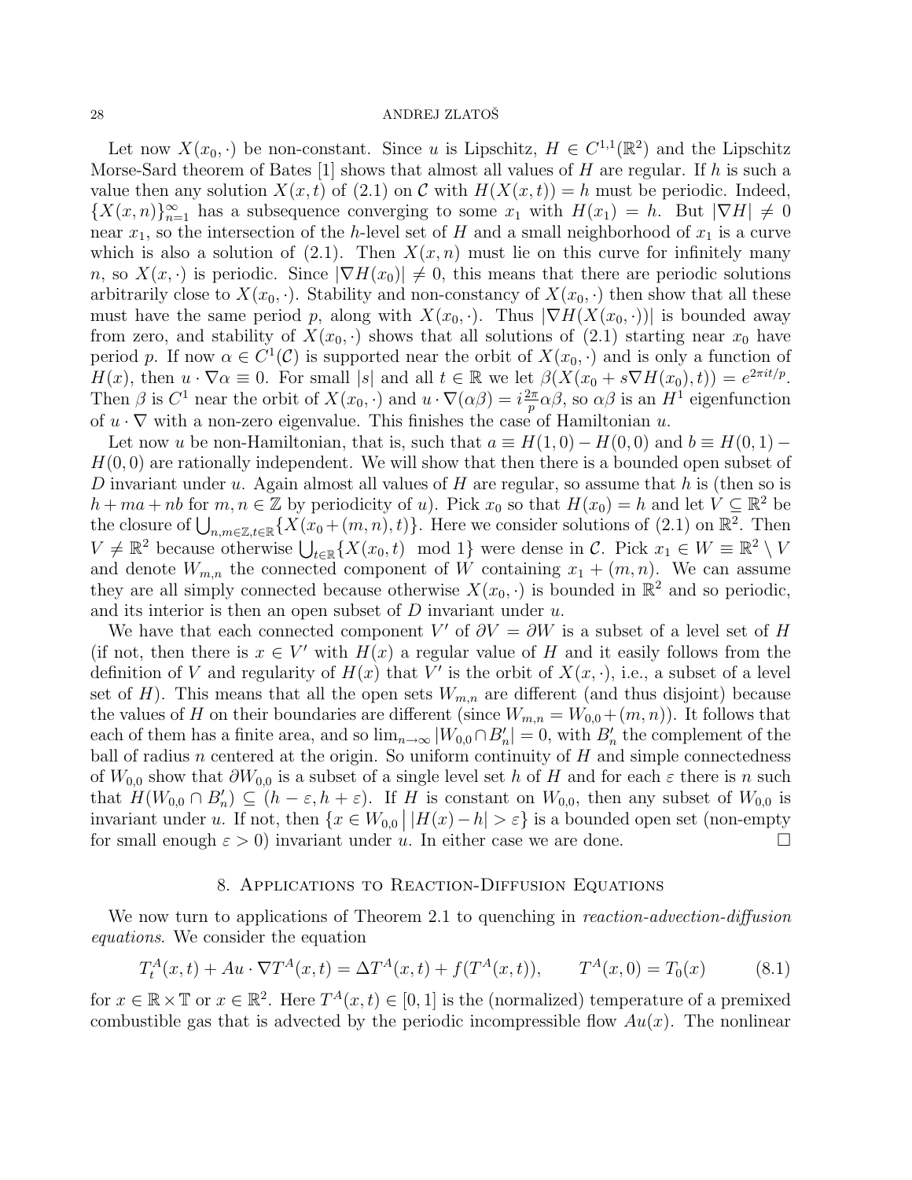Let now $X(x_0, \cdot)$ be non-constant. Since $u$ is Lipschitz, $H \in C^{1,1}(\mathbb{R}^2)$ and the Lipschitz Morse-Sard theorem of Bates [1] shows that almost all values of $H$ are regular. If $h$ is such a value then any solution $X(x,t)$ of (2.1) on $\mathcal{C}$ with $H(X(x,t)) = h$ must be periodic. Indeed, $\{X(x,n)\}_{n=1}^\infty$ has a subsequence converging to some $x_1$ with $H(x_1) = h$. But $|\nabla H| \neq 0$ near $x_1$, so the intersection of the $h$-level set of $H$ and a small neighborhood of $x_1$ is a curve which is also a solution of (2.1). Then $X(x,n)$ must lie on this curve for infinitely many $n$, so $X(x,\cdot)$ is periodic. Since $|\nabla H(x_0)| \neq 0$, this means that there are periodic solutions arbitrarily close to $X(x_0,\cdot)$. Stability and non-constancy of $X(x_0,\cdot)$ then show that all these must have the same period $p$, along with $X(x_0,\cdot)$. Thus $|\nabla H(X(x_0,\cdot))|$ is bounded away from zero, and stability of $X(x_0,\cdot)$ shows that all solutions of (2.1) starting near $x_0$ have period $p$. If now $\alpha \in C^1(\mathcal{C})$ is supported near the orbit of $X(x_0,\cdot)$ and is only a function of $H(x)$, then $u \cdot \nabla \alpha \equiv 0$. For small $|s|$ and all $t \in \mathbb{R}$ we let $\beta(X(x_0 + s\nabla H(x_0), t)) = e^{2\pi i t/p}$. Then $\beta$ is $C^1$ near the orbit of $X(x_0,\cdot)$ and $u \cdot \nabla(\alpha\beta) = i\frac{2\pi}{p}\alpha\beta$, so $\alpha\beta$ is an $H^1$ eigenfunction of $u \cdot \nabla$ with a non-zero eigenvalue. This finishes the case of Hamiltonian $u$.

Let now $u$ be non-Hamiltonian, that is, such that $a \equiv H(1,0) - H(0,0)$ and $b \equiv H(0,1) - H(0,0)$ are rationally independent. We will show that then there is a bounded open subset of $D$ invariant under $u$. Again almost all values of $H$ are regular, so assume that $h$ is (then so is $h + ma + nb$ for $m,n \in \mathbb{Z}$ by periodicity of $u$). Pick $x_0$ so that $H(x_0) = h$ and let $V \subseteq \mathbb{R}^2$ be the closure of $\bigcup_{n,m\in\mathbb{Z},t\in\mathbb{R}}\{X(x_0 + (m,n), t)\}$. Here we consider solutions of (2.1) on $\mathbb{R}^2$. Then $V \neq \mathbb{R}^2$ because otherwise $\bigcup_{t\in\mathbb{R}}\{X(x_0,t) \mod 1\}$ were dense in $\mathcal{C}$. Pick $x_1 \in W \equiv \mathbb{R}^2 \setminus V$ and denote $W_{m,n}$ the connected component of $W$ containing $x_1 + (m,n)$. We can assume they are all simply connected because otherwise $X(x_0,\cdot)$ is bounded in $\mathbb{R}^2$ and so periodic, and its interior is then an open subset of $D$ invariant under $u$.

We have that each connected component $V'$ of $\partial V = \partial W$ is a subset of a level set of $H$ (if not, then there is $x \in V'$ with $H(x)$ a regular value of $H$ and it easily follows from the definition of $V$ and regularity of $H(x)$ that $V'$ is the orbit of $X(x,\cdot)$, i.e., a subset of a level set of $H$). This means that all the open sets $W_{m,n}$ are different (and thus disjoint) because the values of $H$ on their boundaries are different (since $W_{m,n} = W_{0,0} + (m,n)$). It follows that each of them has a finite area, and so $\lim_{n\to\infty} |W_{0,0} \cap B'_n| = 0$, with $B'_n$ the complement of the ball of radius $n$ centered at the origin. So uniform continuity of $H$ and simple connectedness of $W_{0,0}$ show that $\partial W_{0,0}$ is a subset of a single level set $h$ of $H$ and for each $\varepsilon$ there is $n$ such that $H(W_{0,0} \cap B'_n) \subseteq (h - \varepsilon, h + \varepsilon)$. If $H$ is constant on $W_{0,0}$, then any subset of $W_{0,0}$ is invariant under $u$. If not, then $\{x \in W_{0,0} \,\big|\, |H(x) - h| > \varepsilon\}$ is a bounded open set (non-empty for small enough $\varepsilon > 0$) invariant under $u$. In either case we are done. $\square$

## 8. Applications to Reaction-Diffusion Equations

We now turn to applications of Theorem 2.1 to quenching in *reaction-advection-diffusion equations*. We consider the equation

$$T_t^A(x,t) + Au \cdot \nabla T^A(x,t) = \Delta T^A(x,t) + f(T^A(x,t)), \qquad T^A(x,0) = T_0(x) \tag{8.1}$$

for $x \in \mathbb{R} \times \mathbb{T}$ or $x \in \mathbb{R}^2$. Here $T^A(x,t) \in [0,1]$ is the (normalized) temperature of a premixed combustible gas that is advected by the periodic incompressible flow $Au(x)$. The nonlinear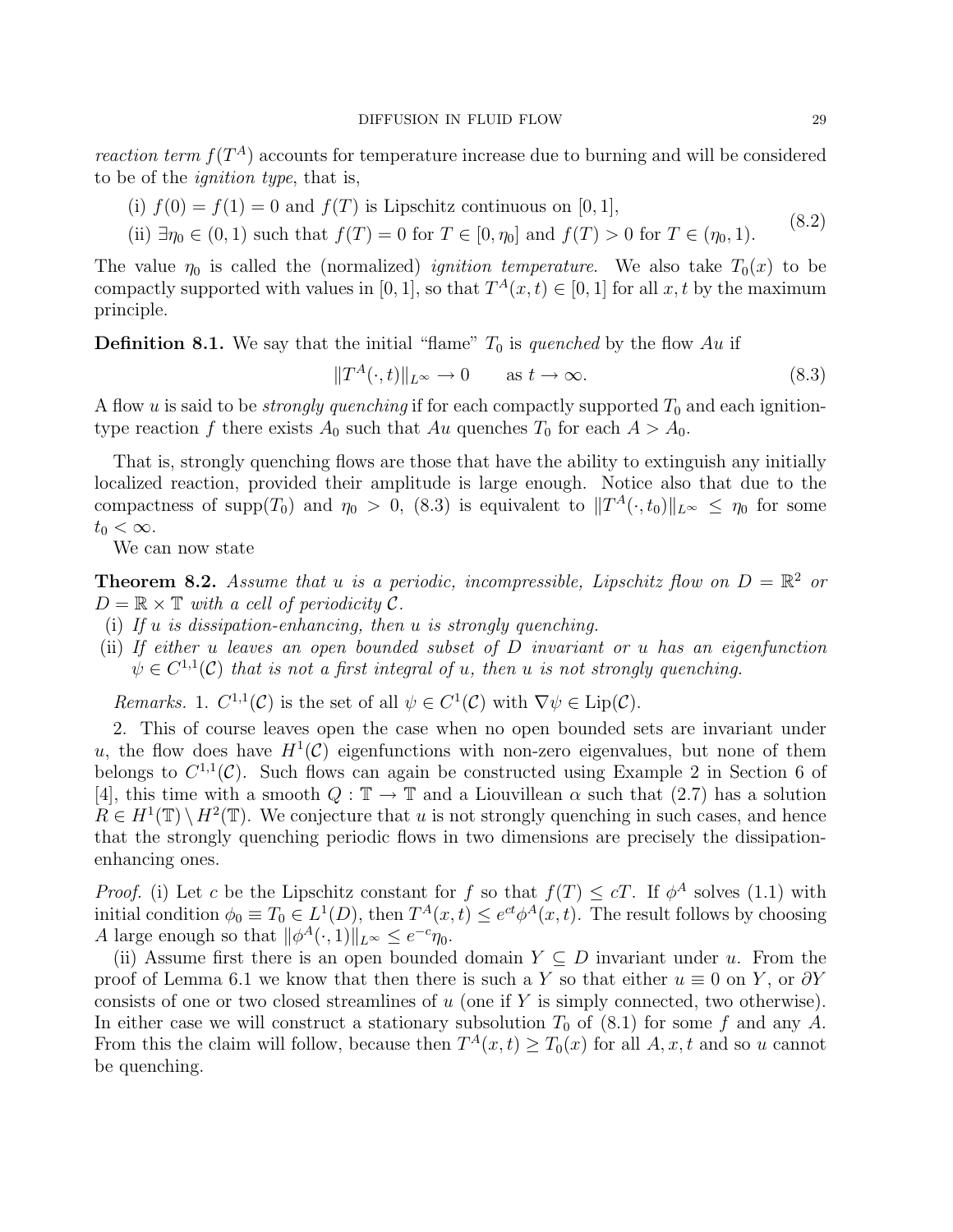*reaction term* $f(T^A)$ accounts for temperature increase due to burning and will be considered to be of the *ignition type*, that is,

$$\begin{aligned}
&\text{(i) } f(0) = f(1) = 0 \text{ and } f(T) \text{ is Lipschitz continuous on } [0,1], \\
&\text{(ii) } \exists \eta_0 \in (0,1) \text{ such that } f(T) = 0 \text{ for } T \in [0, \eta_0] \text{ and } f(T) > 0 \text{ for } T \in (\eta_0, 1).
\end{aligned} \tag{8.2}$$

The value $\eta_0$ is called the (normalized) *ignition temperature*. We also take $T_0(x)$ to be compactly supported with values in $[0,1]$, so that $T^A(x,t) \in [0,1]$ for all $x, t$ by the maximum principle.

**Definition 8.1.** We say that the initial "flame" $T_0$ is *quenched* by the flow $Au$ if

$$\|T^A(\cdot, t)\|_{L^\infty} \to 0 \qquad \text{as } t \to \infty. \tag{8.3}$$

A flow $u$ is said to be *strongly quenching* if for each compactly supported $T_0$ and each ignition-type reaction $f$ there exists $A_0$ such that $Au$ quenches $T_0$ for each $A > A_0$.

That is, strongly quenching flows are those that have the ability to extinguish any initially localized reaction, provided their amplitude is large enough. Notice also that due to the compactness of $\mathrm{supp}(T_0)$ and $\eta_0 > 0$, (8.3) is equivalent to $\|T^A(\cdot, t_0)\|_{L^\infty} \le \eta_0$ for some $t_0 < \infty$.

We can now state

**Theorem 8.2.** *Assume that $u$ is a periodic, incompressible, Lipschitz flow on $D = \mathbb{R}^2$ or $D = \mathbb{R} \times \mathbb{T}$ with a cell of periodicity $\mathcal{C}$.*

*(i) If $u$ is dissipation-enhancing, then $u$ is strongly quenching.*

*(ii) If either $u$ leaves an open bounded subset of $D$ invariant or $u$ has an eigenfunction $\psi \in C^{1,1}(\mathcal{C})$ that is not a first integral of $u$, then $u$ is not strongly quenching.*

*Remarks.* 1. $C^{1,1}(\mathcal{C})$ is the set of all $\psi \in C^1(\mathcal{C})$ with $\nabla\psi \in \mathrm{Lip}(\mathcal{C})$.

2. This of course leaves open the case when no open bounded sets are invariant under $u$, the flow does have $H^1(\mathcal{C})$ eigenfunctions with non-zero eigenvalues, but none of them belongs to $C^{1,1}(\mathcal{C})$. Such flows can again be constructed using Example 2 in Section 6 of [4], this time with a smooth $Q : \mathbb{T} \to \mathbb{T}$ and a Liouvillean $\alpha$ such that (2.7) has a solution $R \in H^1(\mathbb{T}) \setminus H^2(\mathbb{T})$. We conjecture that $u$ is not strongly quenching in such cases, and hence that the strongly quenching periodic flows in two dimensions are precisely the dissipation-enhancing ones.

*Proof.* (i) Let $c$ be the Lipschitz constant for $f$ so that $f(T) \le cT$. If $\phi^A$ solves (1.1) with initial condition $\phi_0 \equiv T_0 \in L^1(D)$, then $T^A(x,t) \le e^{ct}\phi^A(x,t)$. The result follows by choosing $A$ large enough so that $\|\phi^A(\cdot, 1)\|_{L^\infty} \le e^{-c}\eta_0$.

(ii) Assume first there is an open bounded domain $Y \subseteq D$ invariant under $u$. From the proof of Lemma 6.1 we know that then there is such a $Y$ so that either $u \equiv 0$ on $Y$, or $\partial Y$ consists of one or two closed streamlines of $u$ (one if $Y$ is simply connected, two otherwise). In either case we will construct a stationary subsolution $T_0$ of (8.1) for some $f$ and any $A$. From this the claim will follow, because then $T^A(x,t) \ge T_0(x)$ for all $A, x, t$ and so $u$ cannot be quenching.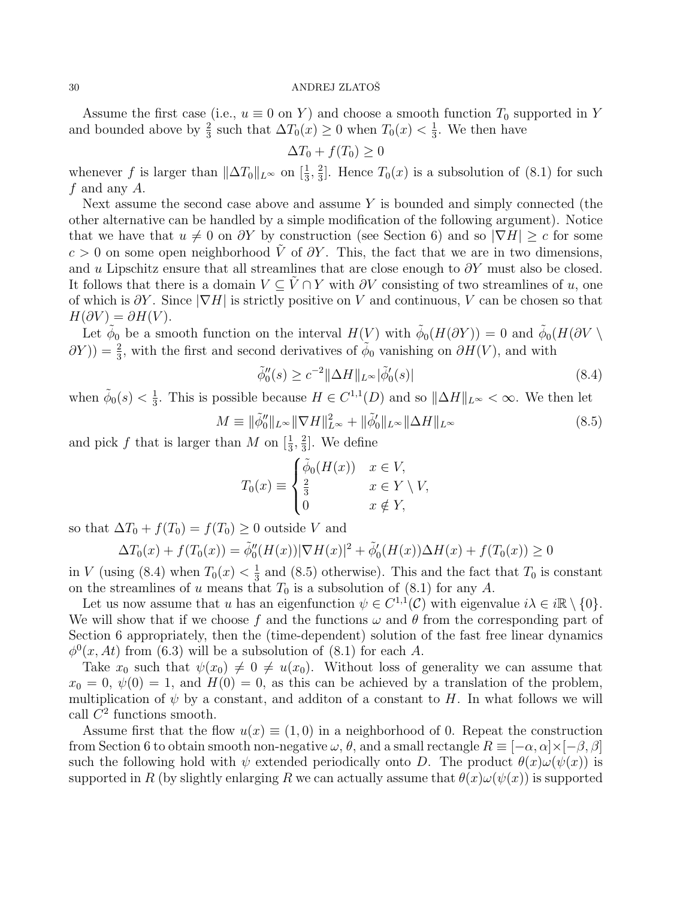Assume the first case (i.e., $u \equiv 0$ on $Y$) and choose a smooth function $T_0$ supported in $Y$ and bounded above by $\frac{2}{3}$ such that $\Delta T_0(x) \geq 0$ when $T_0(x) < \frac{1}{3}$. We then have

$$\Delta T_0 + f(T_0) \geq 0$$

whenever $f$ is larger than $\|\Delta T_0\|_{L^\infty}$ on $[\frac{1}{3}, \frac{2}{3}]$. Hence $T_0(x)$ is a subsolution of (8.1) for such $f$ and any $A$.

Next assume the second case above and assume $Y$ is bounded and simply connected (the other alternative can be handled by a simple modification of the following argument). Notice that we have that $u \neq 0$ on $\partial Y$ by construction (see Section 6) and so $|\nabla H| \geq c$ for some $c > 0$ on some open neighborhood $\tilde{V}$ of $\partial Y$. This, the fact that we are in two dimensions, and $u$ Lipschitz ensure that all streamlines that are close enough to $\partial Y$ must also be closed. It follows that there is a domain $V \subseteq \tilde{V} \cap Y$ with $\partial V$ consisting of two streamlines of $u$, one of which is $\partial Y$. Since $|\nabla H|$ is strictly positive on $V$ and continuous, $V$ can be chosen so that $H(\partial V) = \partial H(V)$.

Let $\tilde{\phi}_0$ be a smooth function on the interval $H(V)$ with $\tilde{\phi}_0(H(\partial Y)) = 0$ and $\tilde{\phi}_0(H(\partial V \setminus \partial Y)) = \frac{2}{3}$, with the first and second derivatives of $\tilde{\phi}_0$ vanishing on $\partial H(V)$, and with

$$\tilde{\phi}_0''(s) \geq c^{-2}\|\Delta H\|_{L^\infty}|\tilde{\phi}_0'(s)| \tag{8.4}$$

when $\tilde{\phi}_0(s) < \frac{1}{3}$. This is possible because $H \in C^{1,1}(D)$ and so $\|\Delta H\|_{L^\infty} < \infty$. We then let

$$M \equiv \|\tilde{\phi}_0''\|_{L^\infty}\|\nabla H\|_{L^\infty}^2 + \|\tilde{\phi}_0'\|_{L^\infty}\|\Delta H\|_{L^\infty} \tag{8.5}$$

and pick $f$ that is larger than $M$ on $[\frac{1}{3}, \frac{2}{3}]$. We define

$$T_0(x) \equiv \begin{cases} \tilde{\phi}_0(H(x)) & x \in V, \\ \frac{2}{3} & x \in Y \setminus V, \\ 0 & x \notin Y, \end{cases}$$

so that $\Delta T_0 + f(T_0) = f(T_0) \geq 0$ outside $V$ and

$$\Delta T_0(x) + f(T_0(x)) = \tilde{\phi}_0''(H(x))|\nabla H(x)|^2 + \tilde{\phi}_0'(H(x))\Delta H(x) + f(T_0(x)) \geq 0$$

in $V$ (using (8.4) when $T_0(x) < \frac{1}{3}$ and (8.5) otherwise). This and the fact that $T_0$ is constant on the streamlines of $u$ means that $T_0$ is a subsolution of (8.1) for any $A$.

Let us now assume that $u$ has an eigenfunction $\psi \in C^{1,1}(\mathcal{C})$ with eigenvalue $i\lambda \in i\mathbb{R} \setminus \{0\}$. We will show that if we choose $f$ and the functions $\omega$ and $\theta$ from the corresponding part of Section 6 appropriately, then the (time-dependent) solution of the fast free linear dynamics $\phi^0(x, At)$ from (6.3) will be a subsolution of (8.1) for each $A$.

Take $x_0$ such that $\psi(x_0) \neq 0 \neq u(x_0)$. Without loss of generality we can assume that $x_0 = 0$, $\psi(0) = 1$, and $H(0) = 0$, as this can be achieved by a translation of the problem, multiplication of $\psi$ by a constant, and additon of a constant to $H$. In what follows we will call $C^2$ functions smooth.

Assume first that the flow $u(x) \equiv (1, 0)$ in a neighborhood of 0. Repeat the construction from Section 6 to obtain smooth non-negative $\omega$, $\theta$, and a small rectangle $R \equiv [-\alpha, \alpha] \times [-\beta, \beta]$ such the following hold with $\psi$ extended periodically onto $D$. The product $\theta(x)\omega(\psi(x))$ is supported in $R$ (by slightly enlarging $R$ we can actually assume that $\theta(x)\omega(\psi(x))$ is supported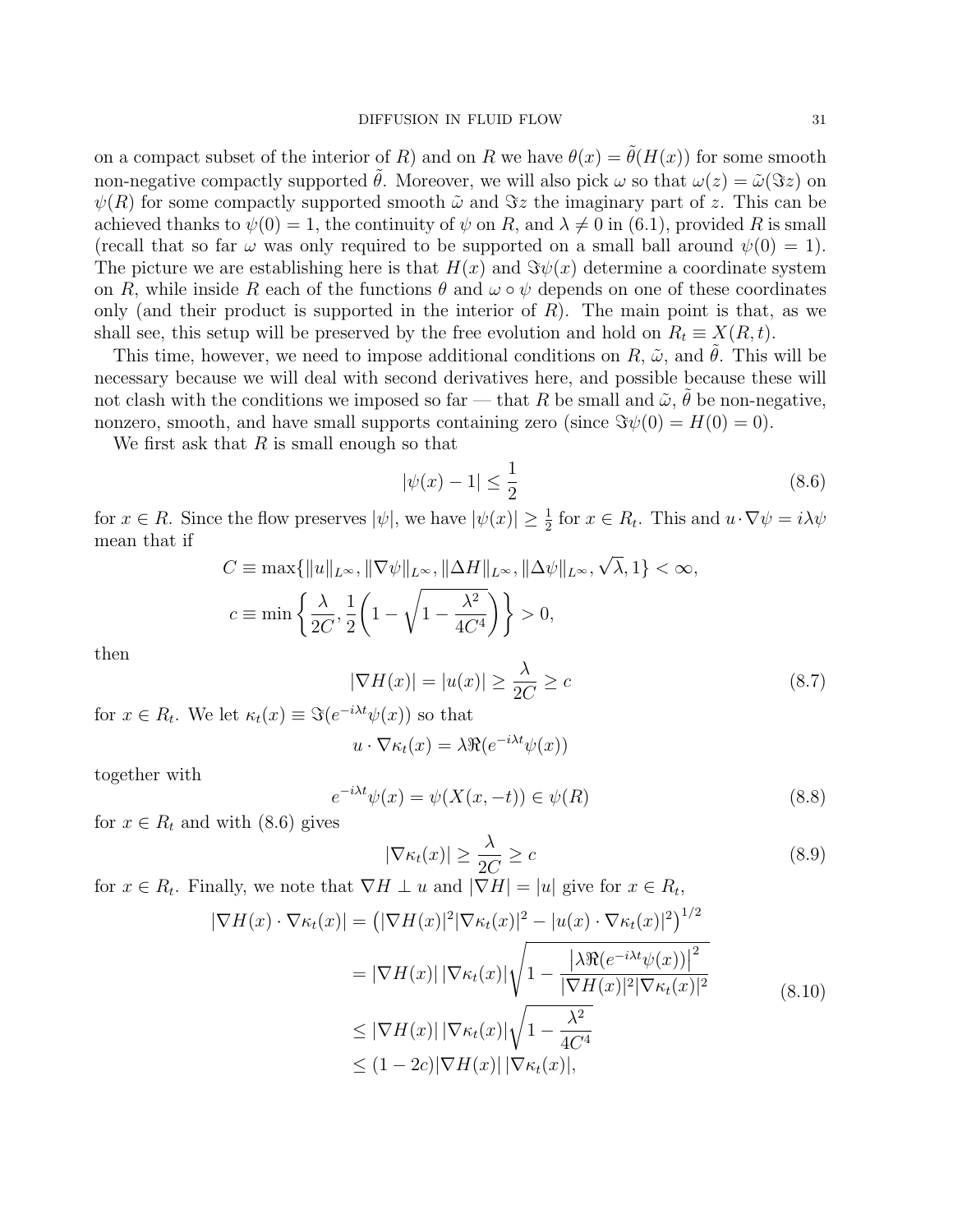on a compact subset of the interior of $R$) and on $R$ we have $\theta(x) = \tilde{\theta}(H(x))$ for some smooth non-negative compactly supported $\tilde{\theta}$. Moreover, we will also pick $\omega$ so that $\omega(z) = \tilde{\omega}(\Im z)$ on $\psi(R)$ for some compactly supported smooth $\tilde{\omega}$ and $\Im z$ the imaginary part of $z$. This can be achieved thanks to $\psi(0) = 1$, the continuity of $\psi$ on $R$, and $\lambda \neq 0$ in (6.1), provided $R$ is small (recall that so far $\omega$ was only required to be supported on a small ball around $\psi(0) = 1$). The picture we are establishing here is that $H(x)$ and $\Im\psi(x)$ determine a coordinate system on $R$, while inside $R$ each of the functions $\theta$ and $\omega \circ \psi$ depends on one of these coordinates only (and their product is supported in the interior of $R$). The main point is that, as we shall see, this setup will be preserved by the free evolution and hold on $R_t \equiv X(R, t)$.

This time, however, we need to impose additional conditions on $R$, $\tilde{\omega}$, and $\tilde{\theta}$. This will be necessary because we will deal with second derivatives here, and possible because these will not clash with the conditions we imposed so far — that $R$ be small and $\tilde{\omega}$, $\tilde{\theta}$ be non-negative, nonzero, smooth, and have small supports containing zero (since $\Im\psi(0) = H(0) = 0$).

We first ask that $R$ is small enough so that

$$|\psi(x) - 1| \leq \frac{1}{2} \tag{8.6}$$

for $x \in R$. Since the flow preserves $|\psi|$, we have $|\psi(x)| \geq \frac{1}{2}$ for $x \in R_t$. This and $u \cdot \nabla\psi = i\lambda\psi$ mean that if

$$C \equiv \max\{\|u\|_{L^\infty}, \|\nabla\psi\|_{L^\infty}, \|\Delta H\|_{L^\infty}, \|\Delta\psi\|_{L^\infty}, \sqrt{\lambda}, 1\} < \infty,$$

$$c \equiv \min\left\{\frac{\lambda}{2C}, \frac{1}{2}\left(1 - \sqrt{1 - \frac{\lambda^2}{4C^4}}\right)\right\} > 0,$$

then

$$|\nabla H(x)| = |u(x)| \geq \frac{\lambda}{2C} \geq c \tag{8.7}$$

for $x \in R_t$. We let $\kappa_t(x) \equiv \Im(e^{-i\lambda t}\psi(x))$ so that

$$u \cdot \nabla\kappa_t(x) = \lambda\Re(e^{-i\lambda t}\psi(x))$$

together with

$$e^{-i\lambda t}\psi(x) = \psi(X(x, -t)) \in \psi(R) \tag{8.8}$$

for $x \in R_t$ and with (8.6) gives

$$|\nabla\kappa_t(x)| \geq \frac{\lambda}{2C} \geq c \tag{8.9}$$

for $x \in R_t$. Finally, we note that $\nabla H \perp u$ and $|\nabla H| = |u|$ give for $x \in R_t$,

$$\begin{aligned}
|\nabla H(x) \cdot \nabla\kappa_t(x)| &= \left(|\nabla H(x)|^2 |\nabla\kappa_t(x)|^2 - |u(x) \cdot \nabla\kappa_t(x)|^2\right)^{1/2} \\
&= |\nabla H(x)|\,|\nabla\kappa_t(x)|\sqrt{1 - \frac{\left|\lambda\Re(e^{-i\lambda t}\psi(x))\right|^2}{|\nabla H(x)|^2|\nabla\kappa_t(x)|^2}} \\
&\leq |\nabla H(x)|\,|\nabla\kappa_t(x)|\sqrt{1 - \frac{\lambda^2}{4C^4}} \\
&\leq (1 - 2c)|\nabla H(x)|\,|\nabla\kappa_t(x)|,
\end{aligned} \tag{8.10}$$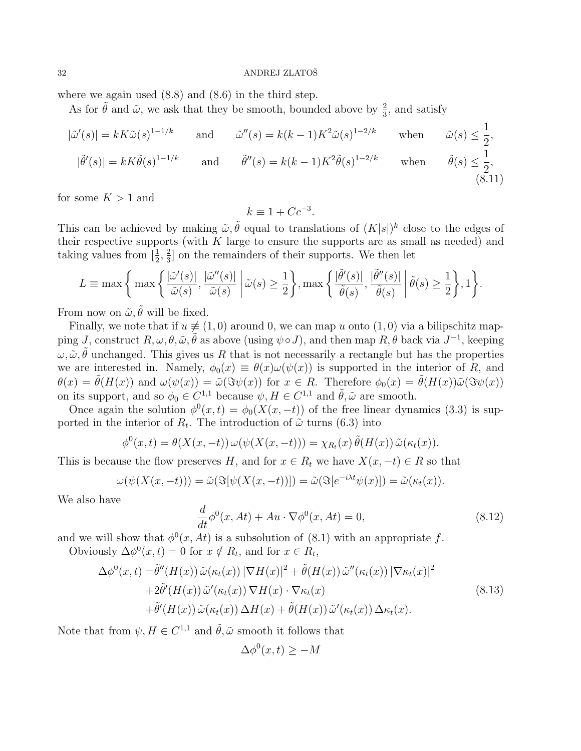where we again used (8.8) and (8.6) in the third step.

As for $\tilde\theta$ and $\tilde\omega$, we ask that they be smooth, bounded above by $\frac{2}{3}$, and satisfy

$$
\begin{aligned}
|\tilde\omega'(s)| &= kK\tilde\omega(s)^{1-1/k} \qquad \text{and} \qquad \tilde\omega''(s) = k(k-1)K^2\tilde\omega(s)^{1-2/k} \qquad \text{when} \qquad \tilde\omega(s) \le \frac{1}{2},\\
|\tilde\theta'(s)| &= kK\tilde\theta(s)^{1-1/k} \qquad \text{and} \qquad \tilde\theta''(s) = k(k-1)K^2\tilde\theta(s)^{1-2/k} \qquad \text{when} \qquad \tilde\theta(s) \le \frac{1}{2},
\end{aligned}
\tag{8.11}
$$

for some $K > 1$ and

$$k \equiv 1 + Cc^{-3}.$$

This can be achieved by making $\tilde\omega, \tilde\theta$ equal to translations of $(K|s|)^k$ close to the edges of their respective supports (with $K$ large to ensure the supports are as small as needed) and taking values from $[\frac{1}{2}, \frac{2}{3}]$ on the remainders of their supports. We then let

$$L \equiv \max\left\{ \max\left\{ \frac{|\tilde\omega'(s)|}{\tilde\omega(s)}, \frac{|\tilde\omega''(s)|}{\tilde\omega(s)} \,\middle|\, \tilde\omega(s) \ge \frac{1}{2}\right\}, \max\left\{ \frac{|\tilde\theta'(s)|}{\tilde\theta(s)}, \frac{|\tilde\theta''(s)|}{\tilde\theta(s)} \,\middle|\, \tilde\theta(s) \ge \frac{1}{2}\right\}, 1\right\}.$$

From now on $\tilde\omega, \tilde\theta$ will be fixed.

Finally, we note that if $u \not\equiv (1,0)$ around 0, we can map $u$ onto $(1,0)$ via a bilipschitz mapping $J$, construct $R, \omega, \theta, \tilde\omega, \tilde\theta$ as above (using $\psi \circ J$), and then map $R, \theta$ back via $J^{-1}$, keeping $\omega, \tilde\omega, \tilde\theta$ unchanged. This gives us $R$ that is not necessarily a rectangle but has the properties we are interested in. Namely, $\phi_0(x) \equiv \theta(x)\omega(\psi(x))$ is supported in the interior of $R$, and $\theta(x) = \tilde\theta(H(x))$ and $\omega(\psi(x)) = \tilde\omega(\Im\psi(x))$ for $x \in R$. Therefore $\phi_0(x) = \tilde\theta(H(x))\tilde\omega(\Im\psi(x))$ on its support, and so $\phi_0 \in C^{1,1}$ because $\psi, H \in C^{1,1}$ and $\tilde\theta, \tilde\omega$ are smooth.

Once again the solution $\phi^0(x,t) = \phi_0(X(x,-t))$ of the free linear dynamics (3.3) is supported in the interior of $R_t$. The introduction of $\tilde\omega$ turns (6.3) into

$$\phi^0(x,t) = \theta(X(x,-t))\,\omega(\psi(X(x,-t))) = \chi_{R_t}(x)\,\tilde\theta(H(x))\,\tilde\omega(\kappa_t(x)).$$

This is because the flow preserves $H$, and for $x \in R_t$ we have $X(x,-t) \in R$ so that

$$\omega(\psi(X(x,-t))) = \tilde\omega(\Im[\psi(X(x,-t))]) = \tilde\omega(\Im[e^{-i\lambda t}\psi(x)]) = \tilde\omega(\kappa_t(x)).$$

We also have

$$\frac{d}{dt}\phi^0(x,At) + Au\cdot\nabla\phi^0(x,At) = 0, \tag{8.12}$$

and we will show that $\phi^0(x,At)$ is a subsolution of (8.1) with an appropriate $f$.

Obviously $\Delta\phi^0(x,t) = 0$ for $x \notin R_t$, and for $x \in R_t$,

$$
\begin{aligned}
\Delta\phi^0(x,t) =& \tilde\theta''(H(x))\,\tilde\omega(\kappa_t(x))\,|\nabla H(x)|^2 + \tilde\theta(H(x))\,\tilde\omega''(\kappa_t(x))\,|\nabla\kappa_t(x)|^2\\
&+ 2\tilde\theta'(H(x))\,\tilde\omega'(\kappa_t(x))\,\nabla H(x)\cdot\nabla\kappa_t(x)\\
&+ \tilde\theta'(H(x))\,\tilde\omega(\kappa_t(x))\,\Delta H(x) + \tilde\theta(H(x))\,\tilde\omega'(\kappa_t(x))\,\Delta\kappa_t(x).
\end{aligned}
\tag{8.13}
$$

Note that from $\psi, H \in C^{1,1}$ and $\tilde\theta, \tilde\omega$ smooth it follows that

$$\Delta\phi^0(x,t) \ge -M$$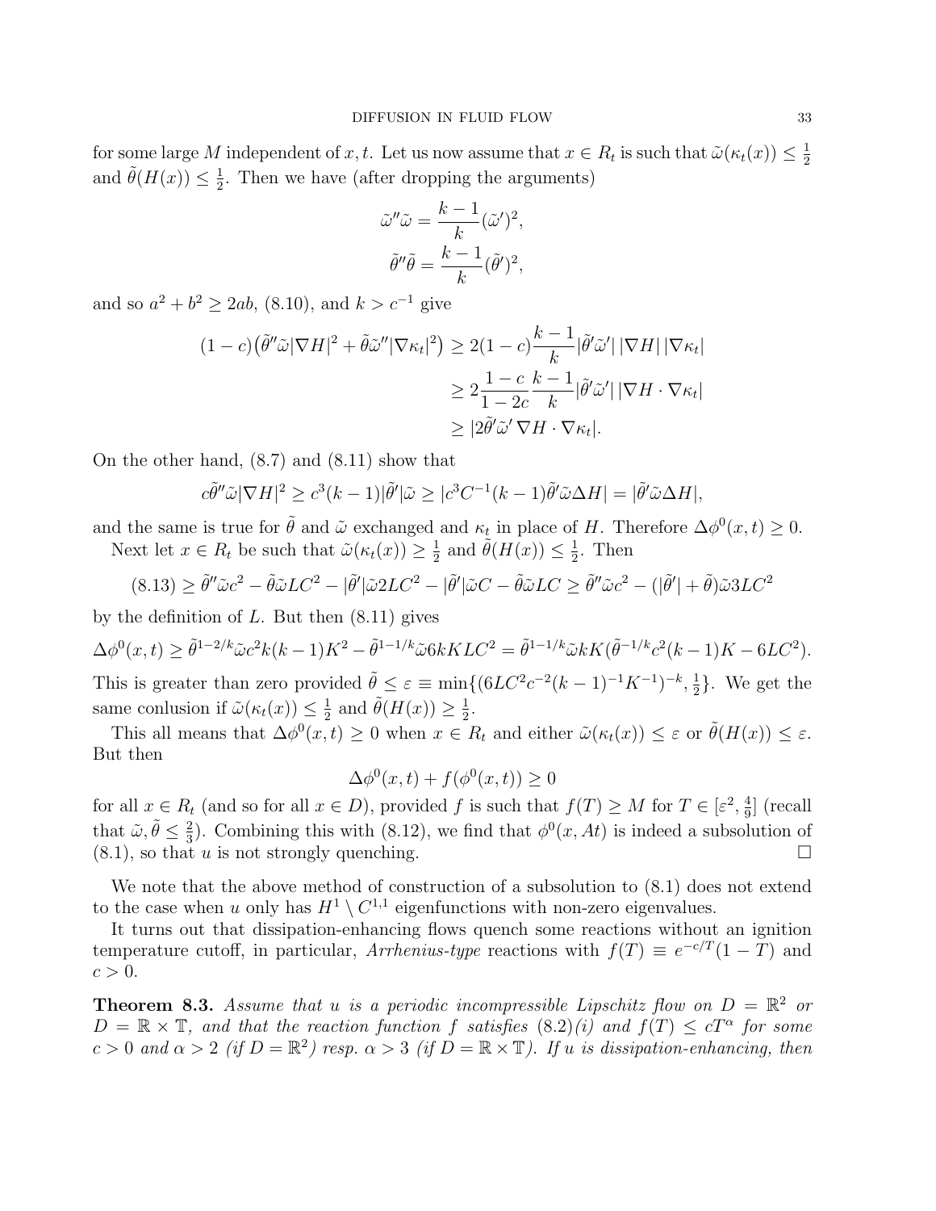for some large $M$ independent of $x, t$. Let us now assume that $x \in R_t$ is such that $\tilde\omega(\kappa_t(x)) \le \frac12$ and $\tilde\theta(H(x)) \le \frac12$. Then we have (after dropping the arguments)

$$\tilde\omega''\tilde\omega = \frac{k-1}{k}(\tilde\omega')^2,$$
$$\tilde\theta''\tilde\theta = \frac{k-1}{k}(\tilde\theta')^2,$$

and so $a^2 + b^2 \ge 2ab$, (8.10), and $k > c^{-1}$ give

$$\begin{aligned}(1-c)\big(\tilde\theta''\tilde\omega|\nabla H|^2 + \tilde\theta\tilde\omega''|\nabla\kappa_t|^2\big) &\ge 2(1-c)\frac{k-1}{k}|\tilde\theta'\tilde\omega'|\,|\nabla H|\,|\nabla\kappa_t| \\ &\ge 2\frac{1-c}{1-2c}\frac{k-1}{k}|\tilde\theta'\tilde\omega'|\,|\nabla H\cdot\nabla\kappa_t| \\ &\ge |2\tilde\theta'\tilde\omega'\,\nabla H\cdot\nabla\kappa_t|.\end{aligned}$$

On the other hand, (8.7) and (8.11) show that

$$c\tilde\theta''\tilde\omega|\nabla H|^2 \ge c^3(k-1)|\tilde\theta'|\tilde\omega \ge |c^3C^{-1}(k-1)\tilde\theta'\tilde\omega\Delta H| = |\tilde\theta'\tilde\omega\Delta H|,$$

and the same is true for $\tilde\theta$ and $\tilde\omega$ exchanged and $\kappa_t$ in place of $H$. Therefore $\Delta\phi^0(x,t) \ge 0$.

Next let $x \in R_t$ be such that $\tilde\omega(\kappa_t(x)) \ge \frac12$ and $\tilde\theta(H(x)) \le \frac12$. Then

$$(8.13) \ge \tilde\theta''\tilde\omega c^2 - \tilde\theta\tilde\omega LC^2 - |\tilde\theta'|\tilde\omega 2LC^2 - |\tilde\theta'|\tilde\omega C - \tilde\theta\tilde\omega LC \ge \tilde\theta''\tilde\omega c^2 - (|\tilde\theta'| + \tilde\theta)\tilde\omega 3LC^2$$

by the definition of $L$. But then (8.11) gives

$$\Delta\phi^0(x,t) \ge \tilde\theta^{1-2/k}\tilde\omega c^2 k(k-1)K^2 - \tilde\theta^{1-1/k}\tilde\omega 6kKLC^2 = \tilde\theta^{1-1/k}\tilde\omega kK(\tilde\theta^{-1/k}c^2(k-1)K - 6LC^2).$$

This is greater than zero provided $\tilde\theta \le \varepsilon \equiv \min\{(6LC^2c^{-2}(k-1)^{-1}K^{-1})^{-k}, \frac12\}$. We get the same conlusion if $\tilde\omega(\kappa_t(x)) \le \frac12$ and $\tilde\theta(H(x)) \ge \frac12$.

This all means that $\Delta\phi^0(x,t) \ge 0$ when $x \in R_t$ and either $\tilde\omega(\kappa_t(x)) \le \varepsilon$ or $\tilde\theta(H(x)) \le \varepsilon$. But then

$$\Delta\phi^0(x,t) + f(\phi^0(x,t)) \ge 0$$

for all $x \in R_t$ (and so for all $x \in D$), provided $f$ is such that $f(T) \ge M$ for $T \in [\varepsilon^2, \frac49]$ (recall that $\tilde\omega, \tilde\theta \le \frac23$). Combining this with (8.12), we find that $\phi^0(x, At)$ is indeed a subsolution of (8.1), so that $u$ is not strongly quenching. $\square$

We note that the above method of construction of a subsolution to (8.1) does not extend to the case when $u$ only has $H^1 \setminus C^{1,1}$ eigenfunctions with non-zero eigenvalues.

It turns out that dissipation-enhancing flows quench some reactions without an ignition temperature cutoff, in particular, *Arrhenius-type* reactions with $f(T) \equiv e^{-c/T}(1-T)$ and $c > 0$.

**Theorem 8.3.** *Assume that $u$ is a periodic incompressible Lipschitz flow on $D = \mathbb{R}^2$ or $D = \mathbb{R} \times \mathbb{T}$, and that the reaction function $f$ satisfies* (8.2)*(i) and $f(T) \le cT^\alpha$ for some $c > 0$ and $\alpha > 2$ (if $D = \mathbb{R}^2$) resp. $\alpha > 3$ (if $D = \mathbb{R} \times \mathbb{T}$). If $u$ is dissipation-enhancing, then*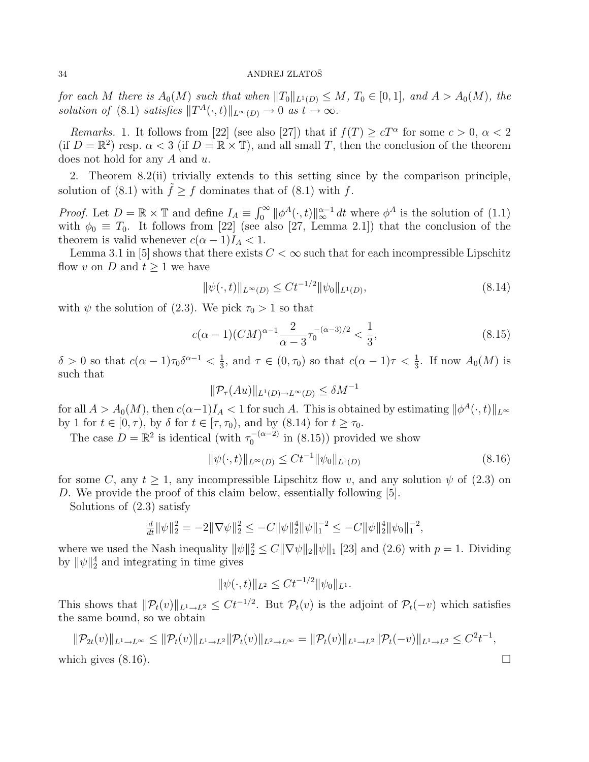*for each $M$ there is $A_0(M)$ such that when $\|T_0\|_{L^1(D)} \le M$, $T_0 \in [0,1]$, and $A > A_0(M)$, the solution of (8.1) satisfies $\|T^A(\cdot,t)\|_{L^\infty(D)} \to 0$ as $t \to \infty$.*

*Remarks.* 1. It follows from [22] (see also [27]) that if $f(T) \ge cT^\alpha$ for some $c > 0$, $\alpha < 2$ (if $D = \mathbb{R}^2$) resp. $\alpha < 3$ (if $D = \mathbb{R} \times \mathbb{T}$), and all small $T$, then the conclusion of the theorem does not hold for any $A$ and $u$.

2. Theorem 8.2(ii) trivially extends to this setting since by the comparison principle, solution of (8.1) with $\tilde{f} \ge f$ dominates that of (8.1) with $f$.

*Proof.* Let $D = \mathbb{R} \times \mathbb{T}$ and define $I_A \equiv \int_0^\infty \|\phi^A(\cdot,t)\|_\infty^{\alpha-1}\,dt$ where $\phi^A$ is the solution of (1.1) with $\phi_0 \equiv T_0$. It follows from [22] (see also [27, Lemma 2.1]) that the conclusion of the theorem is valid whenever $c(\alpha-1)I_A < 1$.

Lemma 3.1 in [5] shows that there exists $C < \infty$ such that for each incompressible Lipschitz flow $v$ on $D$ and $t \ge 1$ we have

$$\|\psi(\cdot,t)\|_{L^\infty(D)} \le Ct^{-1/2}\|\psi_0\|_{L^1(D)}, \tag{8.14}$$

with $\psi$ the solution of (2.3). We pick $\tau_0 > 1$ so that

$$c(\alpha-1)(CM)^{\alpha-1}\frac{2}{\alpha-3}\tau_0^{-(\alpha-3)/2} < \frac{1}{3}, \tag{8.15}$$

$\delta > 0$ so that $c(\alpha-1)\tau_0\delta^{\alpha-1} < \frac{1}{3}$, and $\tau \in (0,\tau_0)$ so that $c(\alpha-1)\tau < \frac{1}{3}$. If now $A_0(M)$ is such that

$$\|\mathcal{P}_\tau(Au)\|_{L^1(D)\to L^\infty(D)} \le \delta M^{-1}$$

for all $A > A_0(M)$, then $c(\alpha-1)I_A < 1$ for such $A$. This is obtained by estimating $\|\phi^A(\cdot,t)\|_{L^\infty}$ by 1 for $t \in [0,\tau)$, by $\delta$ for $t \in [\tau,\tau_0)$, and by (8.14) for $t \ge \tau_0$.

The case $D = \mathbb{R}^2$ is identical (with $\tau_0^{-(\alpha-2)}$ in (8.15)) provided we show

$$\|\psi(\cdot,t)\|_{L^\infty(D)} \le Ct^{-1}\|\psi_0\|_{L^1(D)} \tag{8.16}$$

for some $C$, any $t \ge 1$, any incompressible Lipschitz flow $v$, and any solution $\psi$ of (2.3) on $D$. We provide the proof of this claim below, essentially following [5].

Solutions of (2.3) satisfy

$$\tfrac{d}{dt}\|\psi\|_2^2 = -2\|\nabla\psi\|_2^2 \le -C\|\psi\|_2^4\|\psi\|_1^{-2} \le -C\|\psi\|_2^4\|\psi_0\|_1^{-2},$$

where we used the Nash inequality $\|\psi\|_2^2 \le C\|\nabla\psi\|_2\|\psi\|_1$ [23] and (2.6) with $p = 1$. Dividing by $\|\psi\|_2^4$ and integrating in time gives

$$\|\psi(\cdot,t)\|_{L^2} \le Ct^{-1/2}\|\psi_0\|_{L^1}.$$

This shows that $\|\mathcal{P}_t(v)\|_{L^1\to L^2} \le Ct^{-1/2}$. But $\mathcal{P}_t(v)$ is the adjoint of $\mathcal{P}_t(-v)$ which satisfies the same bound, so we obtain

$$\|\mathcal{P}_{2t}(v)\|_{L^1\to L^\infty} \le \|\mathcal{P}_t(v)\|_{L^1\to L^2}\|\mathcal{P}_t(v)\|_{L^2\to L^\infty} = \|\mathcal{P}_t(v)\|_{L^1\to L^2}\|\mathcal{P}_t(-v)\|_{L^1\to L^2} \le C^2t^{-1},$$

which gives (8.16). $\square$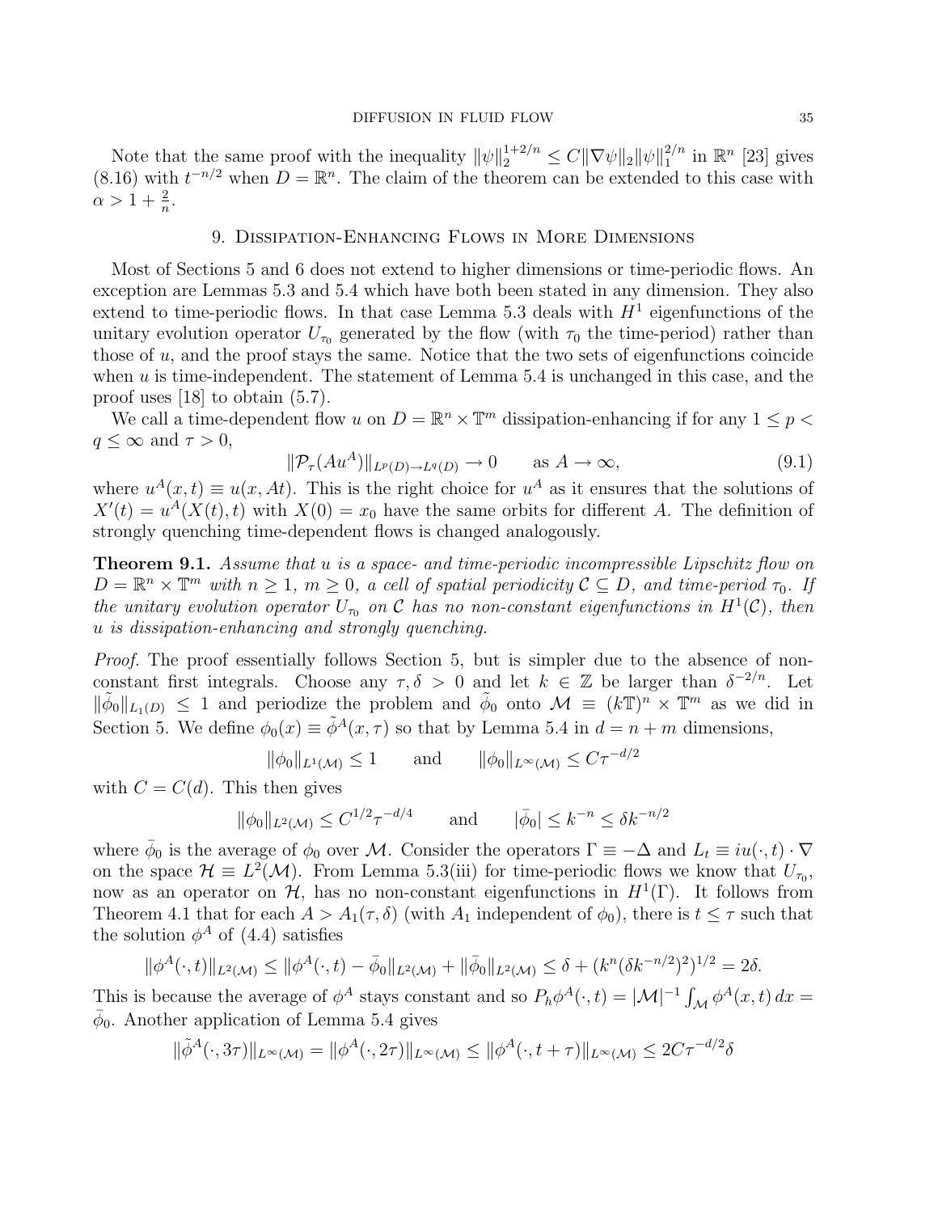Note that the same proof with the inequality $\|\psi\|_2^{1+2/n} \leq C\|\nabla\psi\|_2\|\psi\|_1^{2/n}$ in $\mathbb{R}^n$ [23] gives (8.16) with $t^{-n/2}$ when $D = \mathbb{R}^n$. The claim of the theorem can be extended to this case with $\alpha > 1 + \frac{2}{n}$.

## 9. Dissipation-Enhancing Flows in More Dimensions

Most of Sections 5 and 6 does not extend to higher dimensions or time-periodic flows. An exception are Lemmas 5.3 and 5.4 which have both been stated in any dimension. They also extend to time-periodic flows. In that case Lemma 5.3 deals with $H^1$ eigenfunctions of the unitary evolution operator $U_{\tau_0}$ generated by the flow (with $\tau_0$ the time-period) rather than those of $u$, and the proof stays the same. Notice that the two sets of eigenfunctions coincide when $u$ is time-independent. The statement of Lemma 5.4 is unchanged in this case, and the proof uses [18] to obtain (5.7).

We call a time-dependent flow $u$ on $D = \mathbb{R}^n \times \mathbb{T}^m$ dissipation-enhancing if for any $1 \leq p < q \leq \infty$ and $\tau > 0$,

$$\|\mathcal{P}_\tau(Au^A)\|_{L^p(D)\to L^q(D)} \to 0 \qquad \text{as } A \to \infty, \tag{9.1}$$

where $u^A(x,t) \equiv u(x, At)$. This is the right choice for $u^A$ as it ensures that the solutions of $X'(t) = u^A(X(t), t)$ with $X(0) = x_0$ have the same orbits for different $A$. The definition of strongly quenching time-dependent flows is changed analogously.

**Theorem 9.1.** *Assume that u is a space- and time-periodic incompressible Lipschitz flow on $D = \mathbb{R}^n \times \mathbb{T}^m$ with $n \geq 1$, $m \geq 0$, a cell of spatial periodicity $\mathcal{C} \subseteq D$, and time-period $\tau_0$. If the unitary evolution operator $U_{\tau_0}$ on $\mathcal{C}$ has no non-constant eigenfunctions in $H^1(\mathcal{C})$, then u is dissipation-enhancing and strongly quenching.*

*Proof.* The proof essentially follows Section 5, but is simpler due to the absence of non-constant first integrals. Choose any $\tau, \delta > 0$ and let $k \in \mathbb{Z}$ be larger than $\delta^{-2/n}$. Let $\|\tilde{\phi}_0\|_{L_1(D)} \leq 1$ and periodize the problem and $\tilde{\phi}_0$ onto $\mathcal{M} \equiv (k\mathbb{T})^n \times \mathbb{T}^m$ as we did in Section 5. We define $\phi_0(x) \equiv \tilde{\phi}^A(x, \tau)$ so that by Lemma 5.4 in $d = n + m$ dimensions,

$$\|\phi_0\|_{L^1(\mathcal{M})} \leq 1 \qquad \text{and} \qquad \|\phi_0\|_{L^\infty(\mathcal{M})} \leq C\tau^{-d/2}$$

with $C = C(d)$. This then gives

$$\|\phi_0\|_{L^2(\mathcal{M})} \leq C^{1/2}\tau^{-d/4} \qquad \text{and} \qquad |\bar{\phi}_0| \leq k^{-n} \leq \delta k^{-n/2}$$

where $\bar{\phi}_0$ is the average of $\phi_0$ over $\mathcal{M}$. Consider the operators $\Gamma \equiv -\Delta$ and $L_t \equiv iu(\cdot, t) \cdot \nabla$ on the space $\mathcal{H} \equiv L^2(\mathcal{M})$. From Lemma 5.3(iii) for time-periodic flows we know that $U_{\tau_0}$, now as an operator on $\mathcal{H}$, has no non-constant eigenfunctions in $H^1(\Gamma)$. It follows from Theorem 4.1 that for each $A > A_1(\tau, \delta)$ (with $A_1$ independent of $\phi_0$), there is $t \leq \tau$ such that the solution $\phi^A$ of (4.4) satisfies

$$\|\phi^A(\cdot, t)\|_{L^2(\mathcal{M})} \leq \|\phi^A(\cdot, t) - \bar{\phi}_0\|_{L^2(\mathcal{M})} + \|\bar{\phi}_0\|_{L^2(\mathcal{M})} \leq \delta + (k^n(\delta k^{-n/2})^2)^{1/2} = 2\delta.$$

This is because the average of $\phi^A$ stays constant and so $P_h\phi^A(\cdot, t) = |\mathcal{M}|^{-1}\int_{\mathcal{M}} \phi^A(x, t)\, dx = \bar{\phi}_0$. Another application of Lemma 5.4 gives

$$\|\tilde{\phi}^A(\cdot, 3\tau)\|_{L^\infty(\mathcal{M})} = \|\phi^A(\cdot, 2\tau)\|_{L^\infty(\mathcal{M})} \leq \|\phi^A(\cdot, t + \tau)\|_{L^\infty(\mathcal{M})} \leq 2C\tau^{-d/2}\delta$$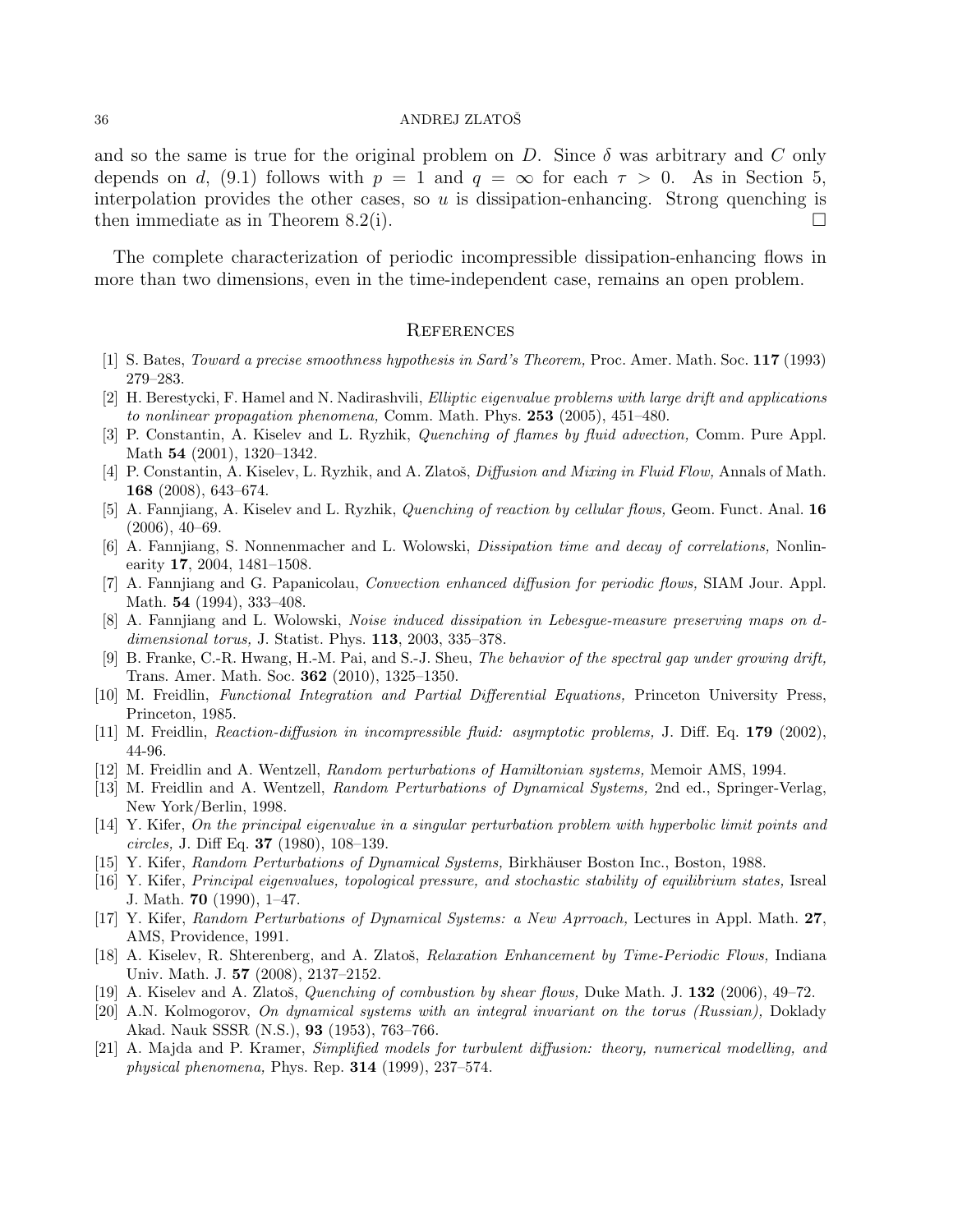and so the same is true for the original problem on $D$. Since $\delta$ was arbitrary and $C$ only depends on $d$, (9.1) follows with $p = 1$ and $q = \infty$ for each $\tau > 0$. As in Section 5, interpolation provides the other cases, so $u$ is dissipation-enhancing. Strong quenching is then immediate as in Theorem 8.2(i). $\square$

The complete characterization of periodic incompressible dissipation-enhancing flows in more than two dimensions, even in the time-independent case, remains an open problem.

## References

[1] S. Bates, *Toward a precise smoothness hypothesis in Sard's Theorem,* Proc. Amer. Math. Soc. **117** (1993) 279–283.

[2] H. Berestycki, F. Hamel and N. Nadirashvili, *Elliptic eigenvalue problems with large drift and applications to nonlinear propagation phenomena,* Comm. Math. Phys. **253** (2005), 451–480.

[3] P. Constantin, A. Kiselev and L. Ryzhik, *Quenching of flames by fluid advection,* Comm. Pure Appl. Math **54** (2001), 1320–1342.

[4] P. Constantin, A. Kiselev, L. Ryzhik, and A. Zlatoš, *Diffusion and Mixing in Fluid Flow,* Annals of Math. **168** (2008), 643–674.

[5] A. Fannjiang, A. Kiselev and L. Ryzhik, *Quenching of reaction by cellular flows,* Geom. Funct. Anal. **16** (2006), 40–69.

[6] A. Fannjiang, S. Nonnenmacher and L. Wolowski, *Dissipation time and decay of correlations,* Nonlinearity **17**, 2004, 1481–1508.

[7] A. Fannjiang and G. Papanicolau, *Convection enhanced diffusion for periodic flows,* SIAM Jour. Appl. Math. **54** (1994), 333–408.

[8] A. Fannjiang and L. Wolowski, *Noise induced dissipation in Lebesgue-measure preserving maps on d-dimensional torus,* J. Statist. Phys. **113**, 2003, 335–378.

[9] B. Franke, C.-R. Hwang, H.-M. Pai, and S.-J. Sheu, *The behavior of the spectral gap under growing drift,* Trans. Amer. Math. Soc. **362** (2010), 1325–1350.

[10] M. Freidlin, *Functional Integration and Partial Differential Equations,* Princeton University Press, Princeton, 1985.

[11] M. Freidlin, *Reaction-diffusion in incompressible fluid: asymptotic problems,* J. Diff. Eq. **179** (2002), 44-96.

[12] M. Freidlin and A. Wentzell, *Random perturbations of Hamiltonian systems,* Memoir AMS, 1994.

[13] M. Freidlin and A. Wentzell, *Random Perturbations of Dynamical Systems,* 2nd ed., Springer-Verlag, New York/Berlin, 1998.

[14] Y. Kifer, *On the principal eigenvalue in a singular perturbation problem with hyperbolic limit points and circles,* J. Diff Eq. **37** (1980), 108–139.

[15] Y. Kifer, *Random Perturbations of Dynamical Systems,* Birkhäuser Boston Inc., Boston, 1988.

[16] Y. Kifer, *Principal eigenvalues, topological pressure, and stochastic stability of equilibrium states,* Isreal J. Math. **70** (1990), 1–47.

[17] Y. Kifer, *Random Perturbations of Dynamical Systems: a New Aprroach,* Lectures in Appl. Math. **27**, AMS, Providence, 1991.

[18] A. Kiselev, R. Shterenberg, and A. Zlatoš, *Relaxation Enhancement by Time-Periodic Flows,* Indiana Univ. Math. J. **57** (2008), 2137–2152.

[19] A. Kiselev and A. Zlatoš, *Quenching of combustion by shear flows,* Duke Math. J. **132** (2006), 49–72.

[20] A.N. Kolmogorov, *On dynamical systems with an integral invariant on the torus (Russian),* Doklady Akad. Nauk SSSR (N.S.), **93** (1953), 763–766.

[21] A. Majda and P. Kramer, *Simplified models for turbulent diffusion: theory, numerical modelling, and physical phenomena,* Phys. Rep. **314** (1999), 237–574.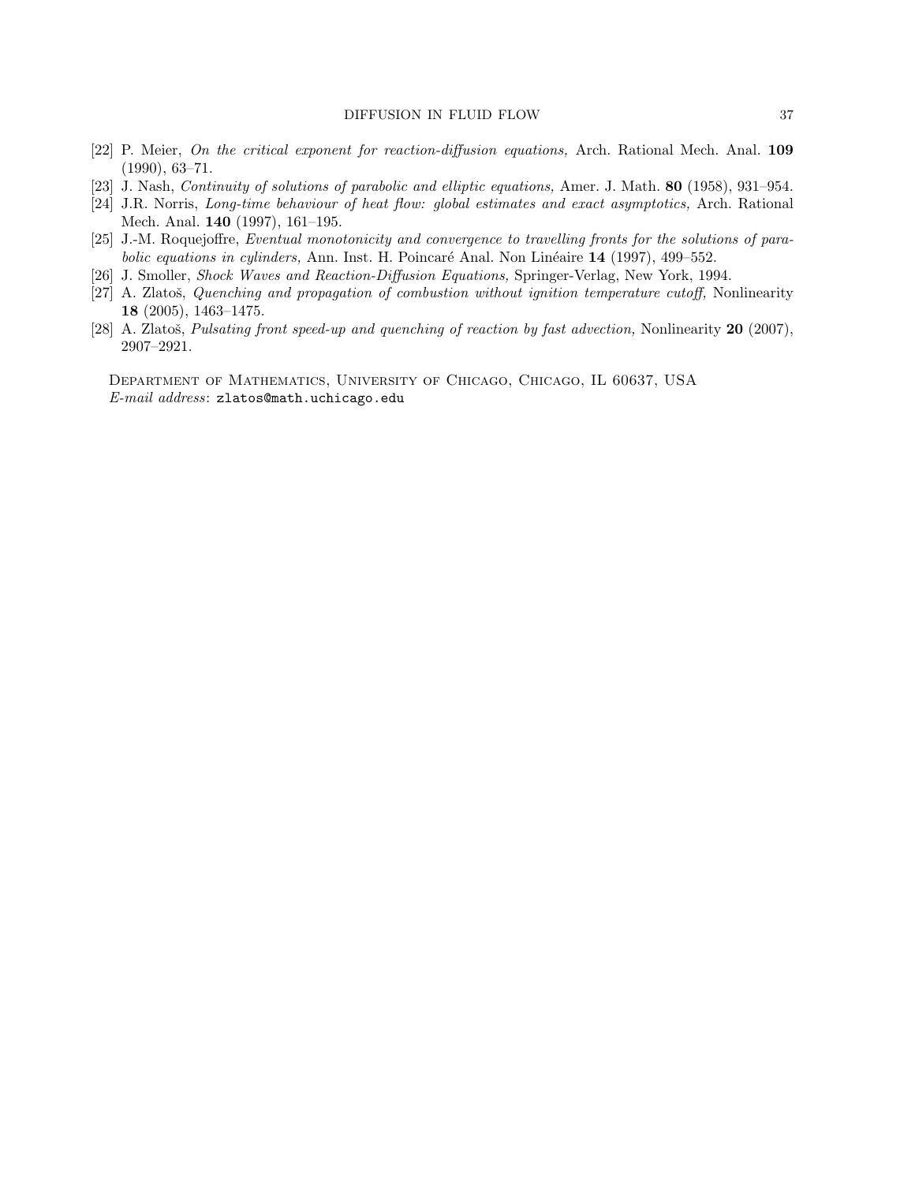[22] P. Meier, *On the critical exponent for reaction-diffusion equations,* Arch. Rational Mech. Anal. **109** (1990), 63–71.

[23] J. Nash, *Continuity of solutions of parabolic and elliptic equations,* Amer. J. Math. **80** (1958), 931–954.

[24] J.R. Norris, *Long-time behaviour of heat flow: global estimates and exact asymptotics,* Arch. Rational Mech. Anal. **140** (1997), 161–195.

[25] J.-M. Roquejoffre, *Eventual monotonicity and convergence to travelling fronts for the solutions of parabolic equations in cylinders,* Ann. Inst. H. Poincaré Anal. Non Linéaire **14** (1997), 499–552.

[26] J. Smoller, *Shock Waves and Reaction-Diffusion Equations,* Springer-Verlag, New York, 1994.

[27] A. Zlatoš, *Quenching and propagation of combustion without ignition temperature cutoff,* Nonlinearity **18** (2005), 1463–1475.

[28] A. Zlatoš, *Pulsating front speed-up and quenching of reaction by fast advection,* Nonlinearity **20** (2007), 2907–2921.

Department of Mathematics, University of Chicago, Chicago, IL 60637, USA
*E-mail address*: zlatos@math.uchicago.edu